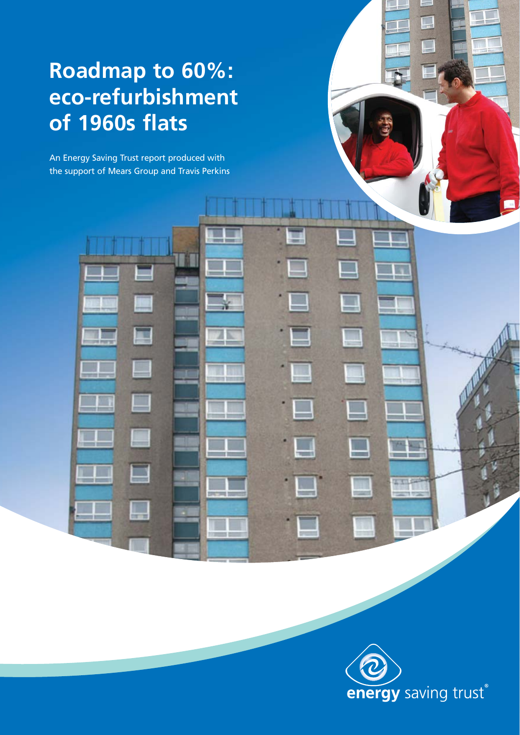# Roadmap to 60%: eco-refurbishment of 1960s flats

An Energy Saving Trust report produced with the support of Mears Group and Travis Perkins

energy saving trust®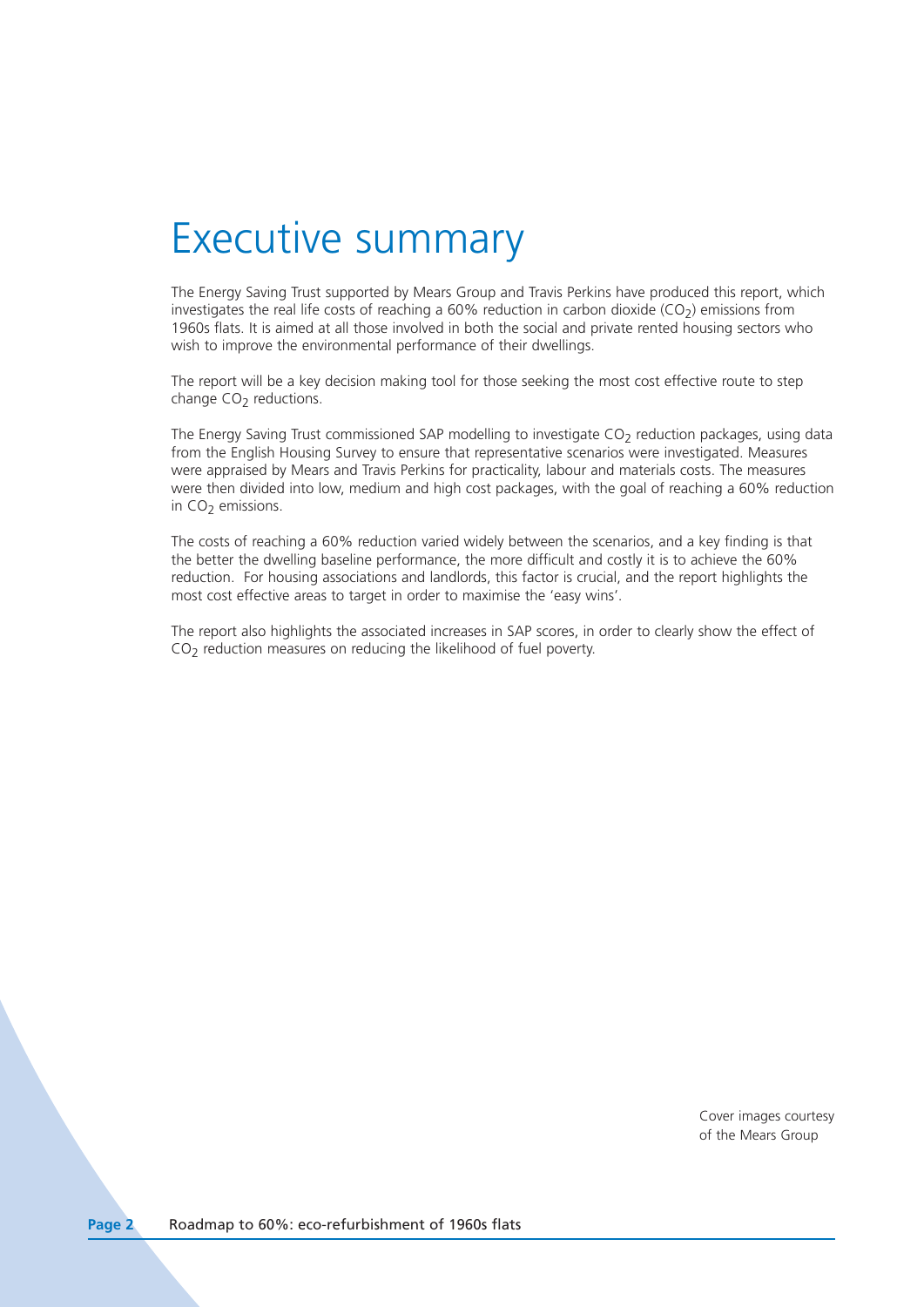# Executive summary

The Energy Saving Trust supported by Mears Group and Travis Perkins have produced this report, which investigates the real life costs of reaching a 60% reduction in carbon dioxide ($CO_2$) emissions from 1960s flats. It is aimed at all those involved in both the social and private rented housing sectors who wish to improve the environmental performance of their dwellings.

The report will be a key decision making tool for those seeking the most cost effective route to step change $CO_2$ reductions.

The Energy Saving Trust commissioned SAP modelling to investigate $CO_2$ reduction packages, using data from the English Housing Survey to ensure that representative scenarios were investigated. Measures were appraised by Mears and Travis Perkins for practicality, labour and materials costs. The measures were then divided into low, medium and high cost packages, with the goal of reaching a 60% reduction in $CO_2$ emissions.

The costs of reaching a 60% reduction varied widely between the scenarios, and a key finding is that the better the dwelling baseline performance, the more difficult and costly it is to achieve the 60% reduction. For housing associations and landlords, this factor is crucial, and the report highlights the most cost effective areas to target in order to maximise the 'easy wins'.

The report also highlights the associated increases in SAP scores, in order to clearly show the effect of $CO_2$ reduction measures on reducing the likelihood of fuel poverty.

Cover images courtesy of the Mears Group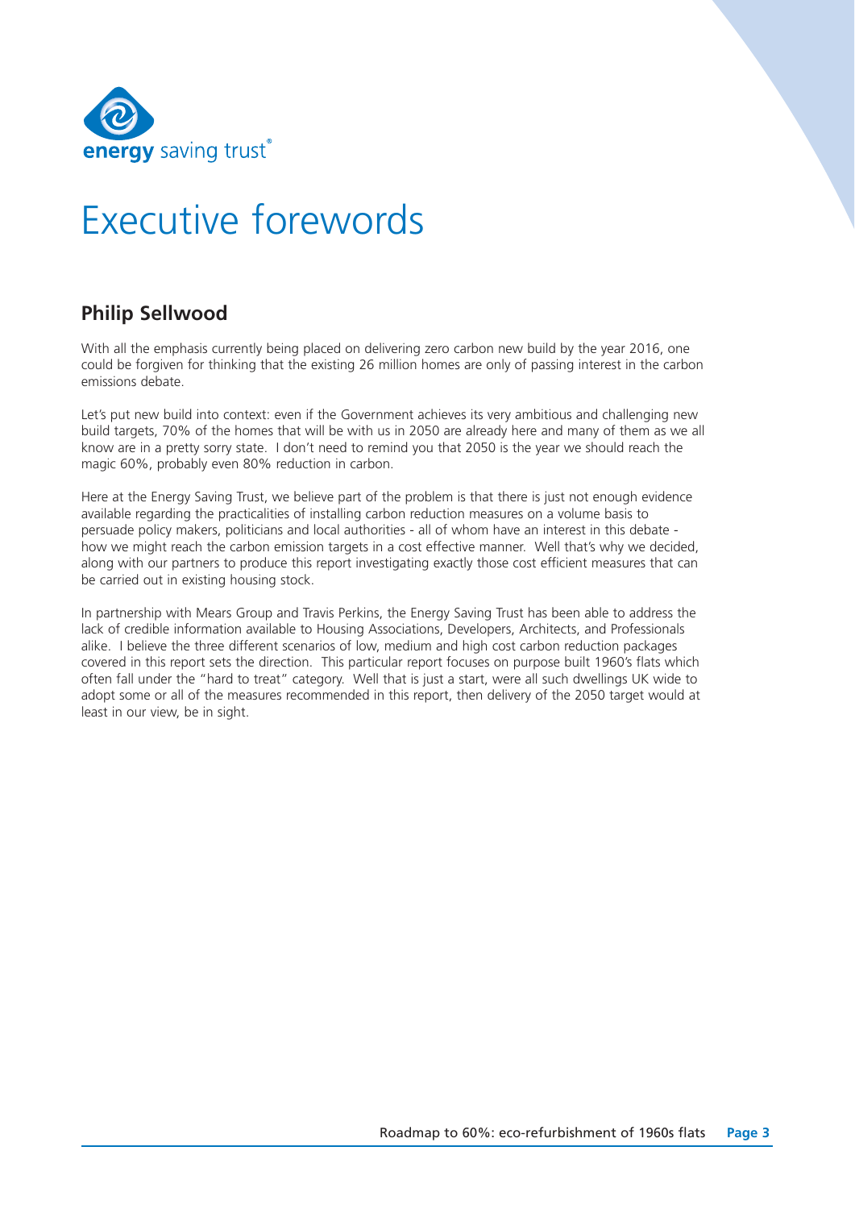# Executive forewords

## Philip Sellwood

With all the emphasis currently being placed on delivering zero carbon new build by the year 2016, one could be forgiven for thinking that the existing 26 million homes are only of passing interest in the carbon emissions debate.

Let's put new build into context: even if the Government achieves its very ambitious and challenging new build targets, 70% of the homes that will be with us in 2050 are already here and many of them as we all know are in a pretty sorry state. I don't need to remind you that 2050 is the year we should reach the magic 60%, probably even 80% reduction in carbon.

Here at the Energy Saving Trust, we believe part of the problem is that there is just not enough evidence available regarding the practicalities of installing carbon reduction measures on a volume basis to persuade policy makers, politicians and local authorities - all of whom have an interest in this debate - how we might reach the carbon emission targets in a cost effective manner. Well that's why we decided, along with our partners to produce this report investigating exactly those cost efficient measures that can be carried out in existing housing stock.

In partnership with Mears Group and Travis Perkins, the Energy Saving Trust has been able to address the lack of credible information available to Housing Associations, Developers, Architects, and Professionals alike. I believe the three different scenarios of low, medium and high cost carbon reduction packages covered in this report sets the direction. This particular report focuses on purpose built 1960's flats which often fall under the "hard to treat" category. Well that is just a start, were all such dwellings UK wide to adopt some or all of the measures recommended in this report, then delivery of the 2050 target would at least in our view, be in sight.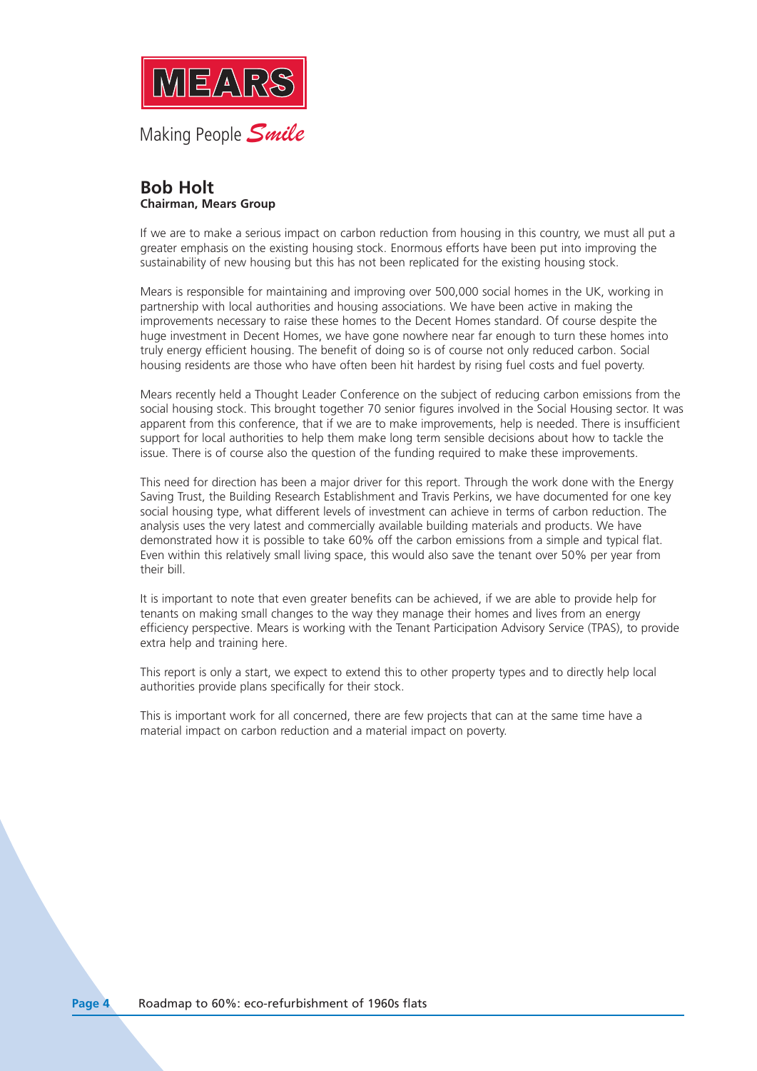MEARS

Making People *Smile*

## Bob Holt

**Chairman, Mears Group**

If we are to make a serious impact on carbon reduction from housing in this country, we must all put a greater emphasis on the existing housing stock. Enormous efforts have been put into improving the sustainability of new housing but this has not been replicated for the existing housing stock.

Mears is responsible for maintaining and improving over 500,000 social homes in the UK, working in partnership with local authorities and housing associations. We have been active in making the improvements necessary to raise these homes to the Decent Homes standard. Of course despite the huge investment in Decent Homes, we have gone nowhere near far enough to turn these homes into truly energy efficient housing. The benefit of doing so is of course not only reduced carbon. Social housing residents are those who have often been hit hardest by rising fuel costs and fuel poverty.

Mears recently held a Thought Leader Conference on the subject of reducing carbon emissions from the social housing stock. This brought together 70 senior figures involved in the Social Housing sector. It was apparent from this conference, that if we are to make improvements, help is needed. There is insufficient support for local authorities to help them make long term sensible decisions about how to tackle the issue. There is of course also the question of the funding required to make these improvements.

This need for direction has been a major driver for this report. Through the work done with the Energy Saving Trust, the Building Research Establishment and Travis Perkins, we have documented for one key social housing type, what different levels of investment can achieve in terms of carbon reduction. The analysis uses the very latest and commercially available building materials and products. We have demonstrated how it is possible to take 60% off the carbon emissions from a simple and typical flat. Even within this relatively small living space, this would also save the tenant over 50% per year from their bill.

It is important to note that even greater benefits can be achieved, if we are able to provide help for tenants on making small changes to the way they manage their homes and lives from an energy efficiency perspective. Mears is working with the Tenant Participation Advisory Service (TPAS), to provide extra help and training here.

This report is only a start, we expect to extend this to other property types and to directly help local authorities provide plans specifically for their stock.

This is important work for all concerned, there are few projects that can at the same time have a material impact on carbon reduction and a material impact on poverty.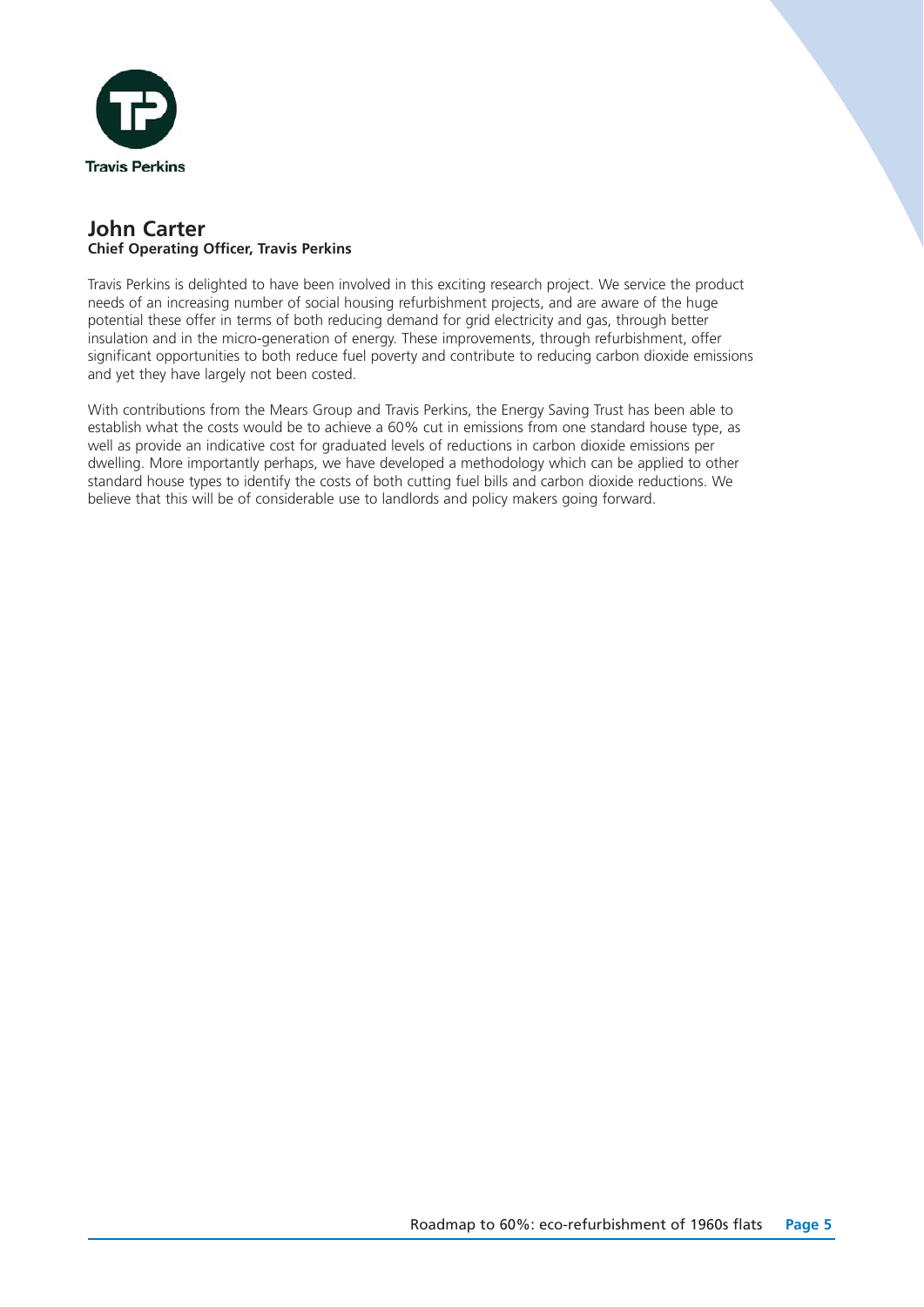Travis Perkins

## John Carter
**Chief Operating Officer, Travis Perkins**

Travis Perkins is delighted to have been involved in this exciting research project. We service the product needs of an increasing number of social housing refurbishment projects, and are aware of the huge potential these offer in terms of both reducing demand for grid electricity and gas, through better insulation and in the micro-generation of energy. These improvements, through refurbishment, offer significant opportunities to both reduce fuel poverty and contribute to reducing carbon dioxide emissions and yet they have largely not been costed.

With contributions from the Mears Group and Travis Perkins, the Energy Saving Trust has been able to establish what the costs would be to achieve a 60% cut in emissions from one standard house type, as well as provide an indicative cost for graduated levels of reductions in carbon dioxide emissions per dwelling. More importantly perhaps, we have developed a methodology which can be applied to other standard house types to identify the costs of both cutting fuel bills and carbon dioxide reductions. We believe that this will be of considerable use to landlords and policy makers going forward.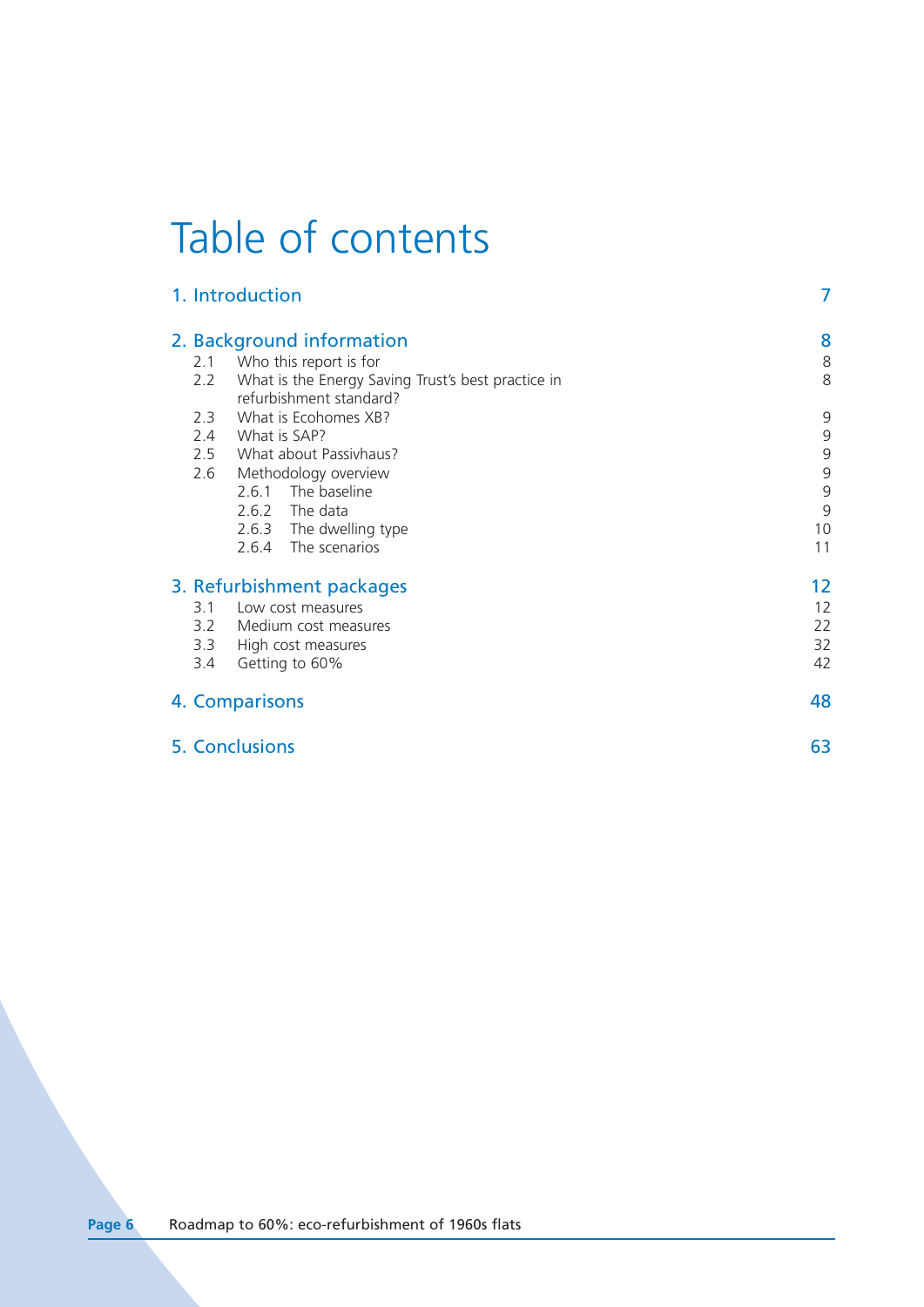# Table of contents

| | |
|---|---|
| 1. Introduction | 7 |
| 2. Background information | 8 |
| 2.1 Who this report is for | 8 |
| 2.2 What is the Energy Saving Trust's best practice in refurbishment standard? | 8 |
| 2.3 What is Ecohomes XB? | 9 |
| 2.4 What is SAP? | 9 |
| 2.5 What about Passivhaus? | 9 |
| 2.6 Methodology overview | 9 |
| 2.6.1 The baseline | 9 |
| 2.6.2 The data | 9 |
| 2.6.3 The dwelling type | 10 |
| 2.6.4 The scenarios | 11 |
| 3. Refurbishment packages | 12 |
| 3.1 Low cost measures | 12 |
| 3.2 Medium cost measures | 22 |
| 3.3 High cost measures | 32 |
| 3.4 Getting to 60% | 42 |
| 4. Comparisons | 48 |
| 5. Conclusions | 63 |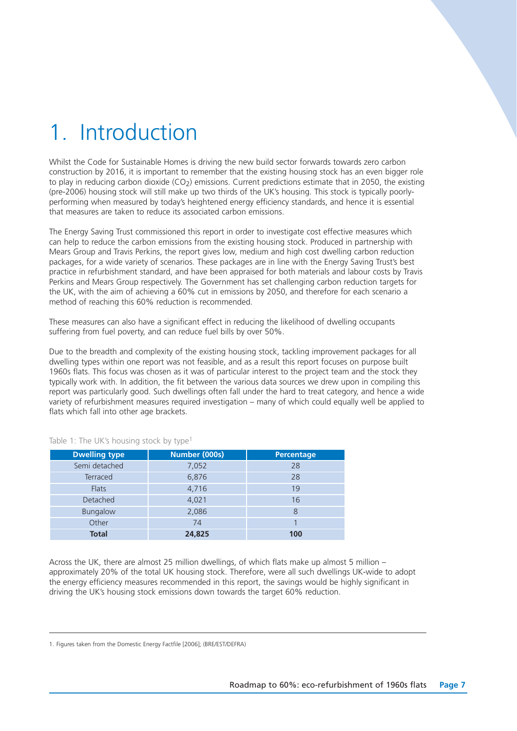# 1. Introduction

Whilst the Code for Sustainable Homes is driving the new build sector forwards towards zero carbon construction by 2016, it is important to remember that the existing housing stock has an even bigger role to play in reducing carbon dioxide ($CO_2$) emissions. Current predictions estimate that in 2050, the existing (pre-2006) housing stock will still make up two thirds of the UK's housing. This stock is typically poorly-performing when measured by today's heightened energy efficiency standards, and hence it is essential that measures are taken to reduce its associated carbon emissions.

The Energy Saving Trust commissioned this report in order to investigate cost effective measures which can help to reduce the carbon emissions from the existing housing stock. Produced in partnership with Mears Group and Travis Perkins, the report gives low, medium and high cost dwelling carbon reduction packages, for a wide variety of scenarios. These packages are in line with the Energy Saving Trust's best practice in refurbishment standard, and have been appraised for both materials and labour costs by Travis Perkins and Mears Group respectively. The Government has set challenging carbon reduction targets for the UK, with the aim of achieving a 60% cut in emissions by 2050, and therefore for each scenario a method of reaching this 60% reduction is recommended.

These measures can also have a significant effect in reducing the likelihood of dwelling occupants suffering from fuel poverty, and can reduce fuel bills by over 50%.

Due to the breadth and complexity of the existing housing stock, tackling improvement packages for all dwelling types within one report was not feasible, and as a result this report focuses on purpose built 1960s flats. This focus was chosen as it was of particular interest to the project team and the stock they typically work with. In addition, the fit between the various data sources we drew upon in compiling this report was particularly good. Such dwellings often fall under the hard to treat category, and hence a wide variety of refurbishment measures required investigation – many of which could equally well be applied to flats which fall into other age brackets.

Table 1: The UK's housing stock by type[1]

| Dwelling type | Number (000s) | Percentage |
|---|---|---|
| Semi detached | 7,052 | 28 |
| Terraced | 6,876 | 28 |
| Flats | 4,716 | 19 |
| Detached | 4,021 | 16 |
| Bungalow | 2,086 | 8 |
| Other | 74 | 1 |
| **Total** | **24,825** | **100** |

Across the UK, there are almost 25 million dwellings, of which flats make up almost 5 million – approximately 20% of the total UK housing stock. Therefore, were all such dwellings UK-wide to adopt the energy efficiency measures recommended in this report, the savings would be highly significant in driving the UK's housing stock emissions down towards the target 60% reduction.

1. Figures taken from the Domestic Energy Factfile [2006]; (BRE/EST/DEFRA)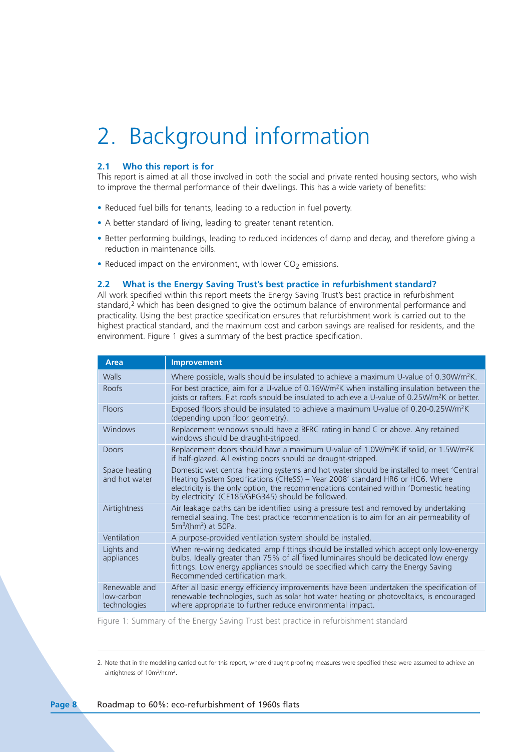# 2. Background information

### 2.1 Who this report is for

This report is aimed at all those involved in both the social and private rented housing sectors, who wish to improve the thermal performance of their dwellings. This has a wide variety of benefits:

- Reduced fuel bills for tenants, leading to a reduction in fuel poverty.
- A better standard of living, leading to greater tenant retention.
- Better performing buildings, leading to reduced incidences of damp and decay, and therefore giving a reduction in maintenance bills.
- Reduced impact on the environment, with lower $CO_2$ emissions.

### 2.2 What is the Energy Saving Trust's best practice in refurbishment standard?

All work specified within this report meets the Energy Saving Trust's best practice in refurbishment standard,[2] which has been designed to give the optimum balance of environmental performance and practicality. Using the best practice specification ensures that refurbishment work is carried out to the highest practical standard, and the maximum cost and carbon savings are realised for residents, and the environment. Figure 1 gives a summary of the best practice specification.

| Area | Improvement |
|---|---|
| Walls | Where possible, walls should be insulated to achieve a maximum U-value of 0.30W/m²K. |
| Roofs | For best practice, aim for a U-value of 0.16W/m²K when installing insulation between the joists or rafters. Flat roofs should be insulated to achieve a U-value of 0.25W/m²K or better. |
| Floors | Exposed floors should be insulated to achieve a maximum U-value of 0.20-0.25W/m²K (depending upon floor geometry). |
| Windows | Replacement windows should have a BFRC rating in band C or above. Any retained windows should be draught-stripped. |
| Doors | Replacement doors should have a maximum U-value of 1.0W/m²K if solid, or 1.5W/m²K if half-glazed. All existing doors should be draught-stripped. |
| Space heating and hot water | Domestic wet central heating systems and hot water should be installed to meet 'Central Heating System Specifications (CHeSS) – Year 2008' standard HR6 or HC6. Where electricity is the only option, the recommendations contained within 'Domestic heating by electricity' (CE185/GPG345) should be followed. |
| Airtightness | Air leakage paths can be identified using a pressure test and removed by undertaking remedial sealing. The best practice recommendation is to aim for an air permeability of 5m³/(hm²) at 50Pa. |
| Ventilation | A purpose-provided ventilation system should be installed. |
| Lights and appliances | When re-wiring dedicated lamp fittings should be installed which accept only low-energy bulbs. Ideally greater than 75% of all fixed luminaires should be dedicated low energy fittings. Low energy appliances should be specified which carry the Energy Saving Recommended certification mark. |
| Renewable and low-carbon technologies | After all basic energy efficiency improvements have been undertaken the specification of renewable technologies, such as solar hot water heating or photovoltaics, is encouraged where appropriate to further reduce environmental impact. |

Figure 1: Summary of the Energy Saving Trust best practice in refurbishment standard

2. Note that in the modelling carried out for this report, where draught proofing measures were specified these were assumed to achieve an airtightness of 10m³/hr.m².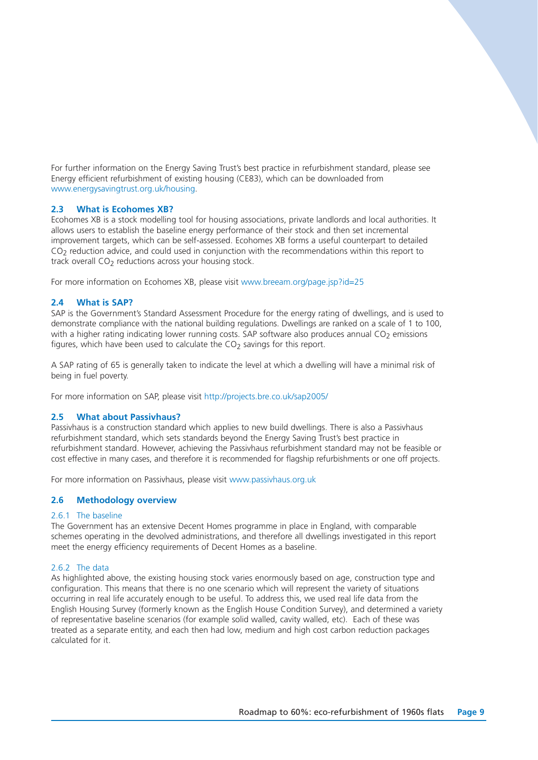For further information on the Energy Saving Trust's best practice in refurbishment standard, please see Energy efficient refurbishment of existing housing (CE83), which can be downloaded from www.energysavingtrust.org.uk/housing.

### 2.3 What is Ecohomes XB?

Ecohomes XB is a stock modelling tool for housing associations, private landlords and local authorities. It allows users to establish the baseline energy performance of their stock and then set incremental improvement targets, which can be self-assessed. Ecohomes XB forms a useful counterpart to detailed $CO_2$ reduction advice, and could used in conjunction with the recommendations within this report to track overall $CO_2$ reductions across your housing stock.

For more information on Ecohomes XB, please visit www.breeam.org/page.jsp?id=25

### 2.4 What is SAP?

SAP is the Government's Standard Assessment Procedure for the energy rating of dwellings, and is used to demonstrate compliance with the national building regulations. Dwellings are ranked on a scale of 1 to 100, with a higher rating indicating lower running costs. SAP software also produces annual $CO_2$ emissions figures, which have been used to calculate the $CO_2$ savings for this report.

A SAP rating of 65 is generally taken to indicate the level at which a dwelling will have a minimal risk of being in fuel poverty.

For more information on SAP, please visit http://projects.bre.co.uk/sap2005/

### 2.5 What about Passivhaus?

Passivhaus is a construction standard which applies to new build dwellings. There is also a Passivhaus refurbishment standard, which sets standards beyond the Energy Saving Trust's best practice in refurbishment standard. However, achieving the Passivhaus refurbishment standard may not be feasible or cost effective in many cases, and therefore it is recommended for flagship refurbishments or one off projects.

For more information on Passivhaus, please visit www.passivhaus.org.uk

### 2.6 Methodology overview

#### 2.6.1 The baseline

The Government has an extensive Decent Homes programme in place in England, with comparable schemes operating in the devolved administrations, and therefore all dwellings investigated in this report meet the energy efficiency requirements of Decent Homes as a baseline.

#### 2.6.2 The data

As highlighted above, the existing housing stock varies enormously based on age, construction type and configuration. This means that there is no one scenario which will represent the variety of situations occurring in real life accurately enough to be useful. To address this, we used real life data from the English Housing Survey (formerly known as the English House Condition Survey), and determined a variety of representative baseline scenarios (for example solid walled, cavity walled, etc). Each of these was treated as a separate entity, and each then had low, medium and high cost carbon reduction packages calculated for it.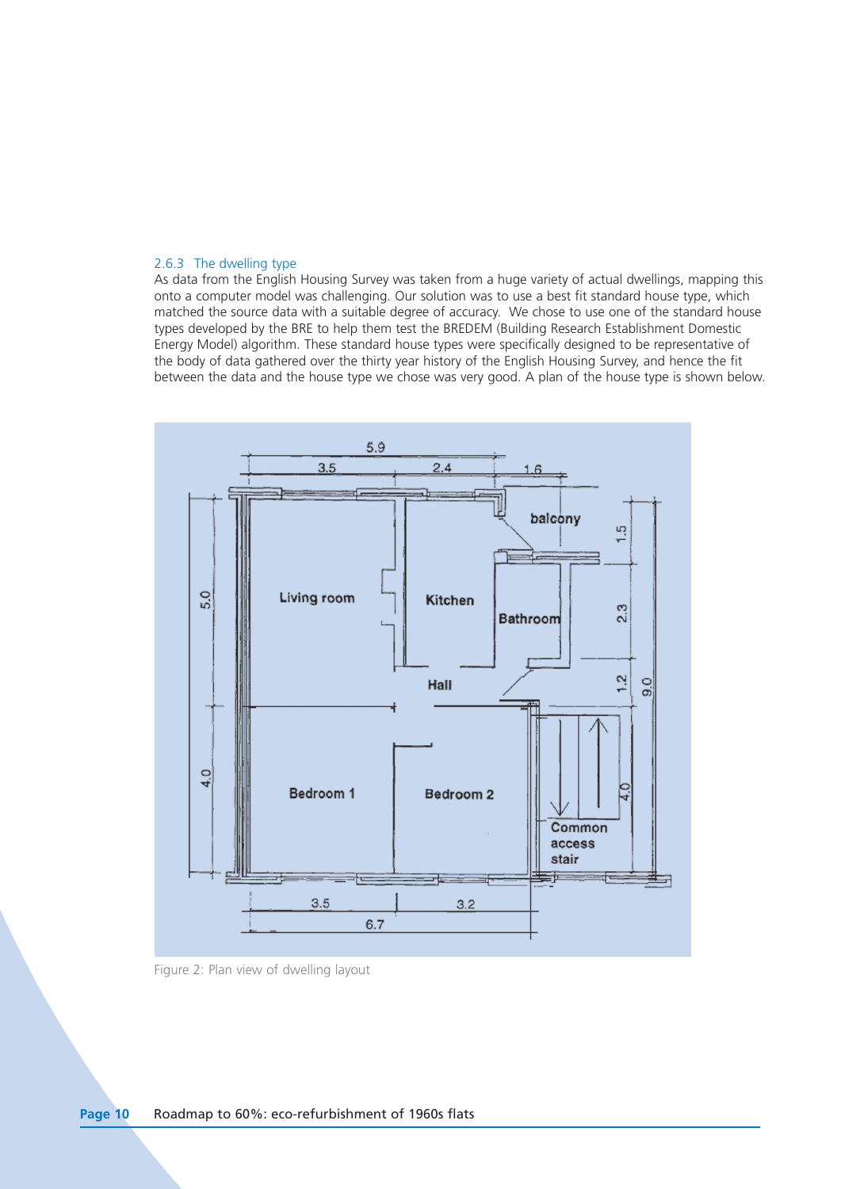### 2.6.3 The dwelling type

As data from the English Housing Survey was taken from a huge variety of actual dwellings, mapping this onto a computer model was challenging. Our solution was to use a best fit standard house type, which matched the source data with a suitable degree of accuracy. We chose to use one of the standard house types developed by the BRE to help them test the BREDEM (Building Research Establishment Domestic Energy Model) algorithm. These standard house types were specifically designed to be representative of the body of data gathered over the thirty year history of the English Housing Survey, and hence the fit between the data and the house type we chose was very good. A plan of the house type is shown below.

Figure 2: Plan view of dwelling layout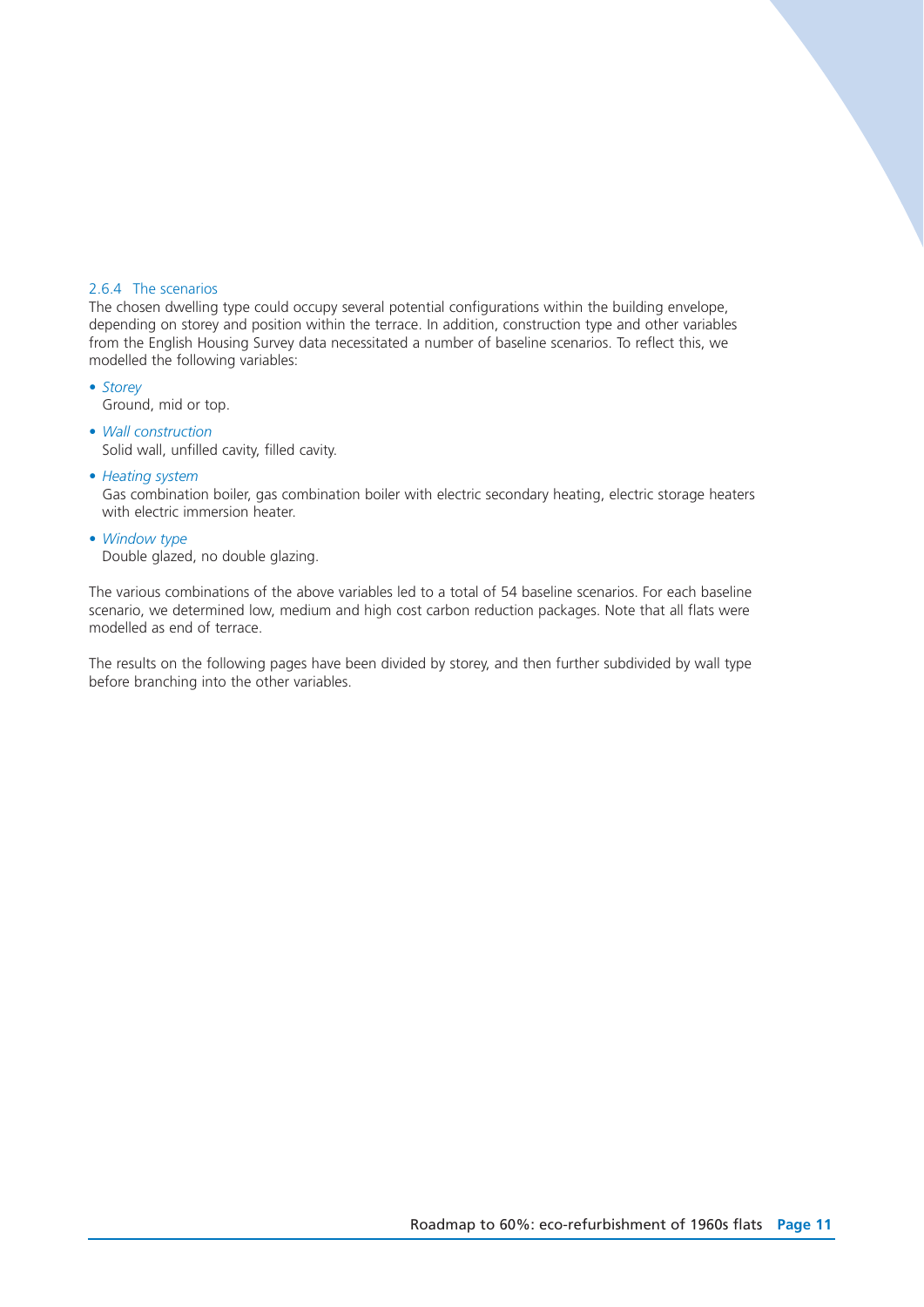### 2.6.4 The scenarios

The chosen dwelling type could occupy several potential configurations within the building envelope, depending on storey and position within the terrace. In addition, construction type and other variables from the English Housing Survey data necessitated a number of baseline scenarios. To reflect this, we modelled the following variables:

- *Storey*
  Ground, mid or top.
- *Wall construction*
  Solid wall, unfilled cavity, filled cavity.
- *Heating system*
  Gas combination boiler, gas combination boiler with electric secondary heating, electric storage heaters with electric immersion heater.
- *Window type*
  Double glazed, no double glazing.

The various combinations of the above variables led to a total of 54 baseline scenarios. For each baseline scenario, we determined low, medium and high cost carbon reduction packages. Note that all flats were modelled as end of terrace.

The results on the following pages have been divided by storey, and then further subdivided by wall type before branching into the other variables.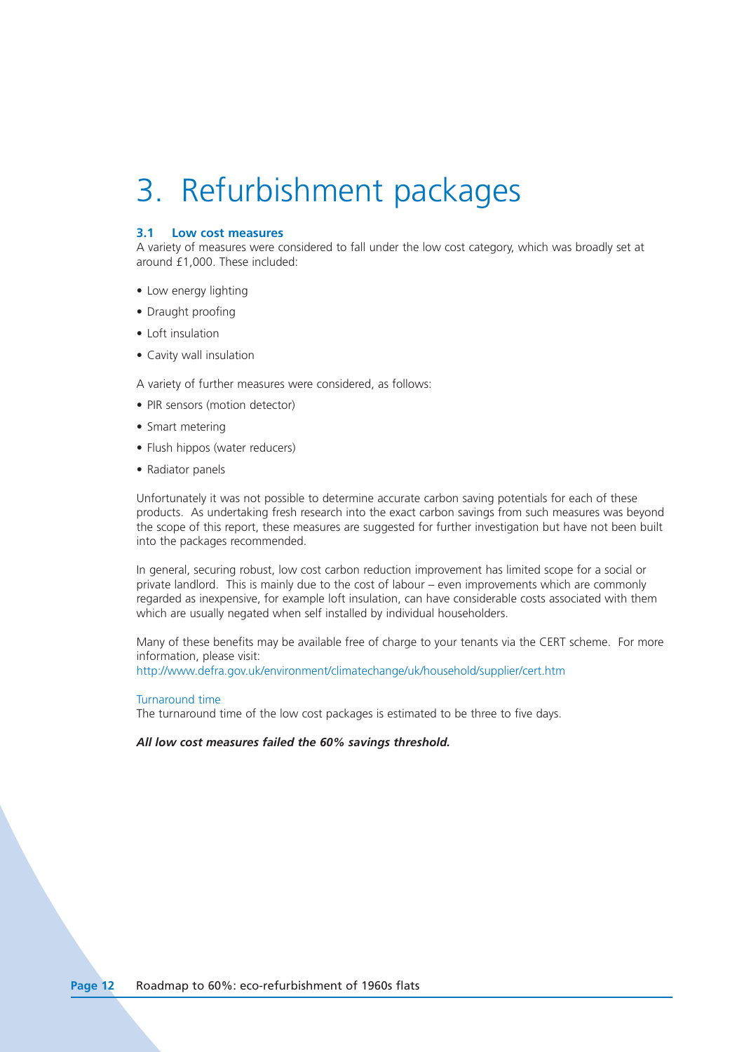# 3. Refurbishment packages

### 3.1 Low cost measures

A variety of measures were considered to fall under the low cost category, which was broadly set at around £1,000. These included:

- Low energy lighting
- Draught proofing
- Loft insulation
- Cavity wall insulation

A variety of further measures were considered, as follows:

- PIR sensors (motion detector)
- Smart metering
- Flush hippos (water reducers)
- Radiator panels

Unfortunately it was not possible to determine accurate carbon saving potentials for each of these products. As undertaking fresh research into the exact carbon savings from such measures was beyond the scope of this report, these measures are suggested for further investigation but have not been built into the packages recommended.

In general, securing robust, low cost carbon reduction improvement has limited scope for a social or private landlord. This is mainly due to the cost of labour – even improvements which are commonly regarded as inexpensive, for example loft insulation, can have considerable costs associated with them which are usually negated when self installed by individual householders.

Many of these benefits may be available free of charge to your tenants via the CERT scheme. For more information, please visit:
http://www.defra.gov.uk/environment/climatechange/uk/household/supplier/cert.htm

#### Turnaround time

The turnaround time of the low cost packages is estimated to be three to five days.

***All low cost measures failed the 60% savings threshold.***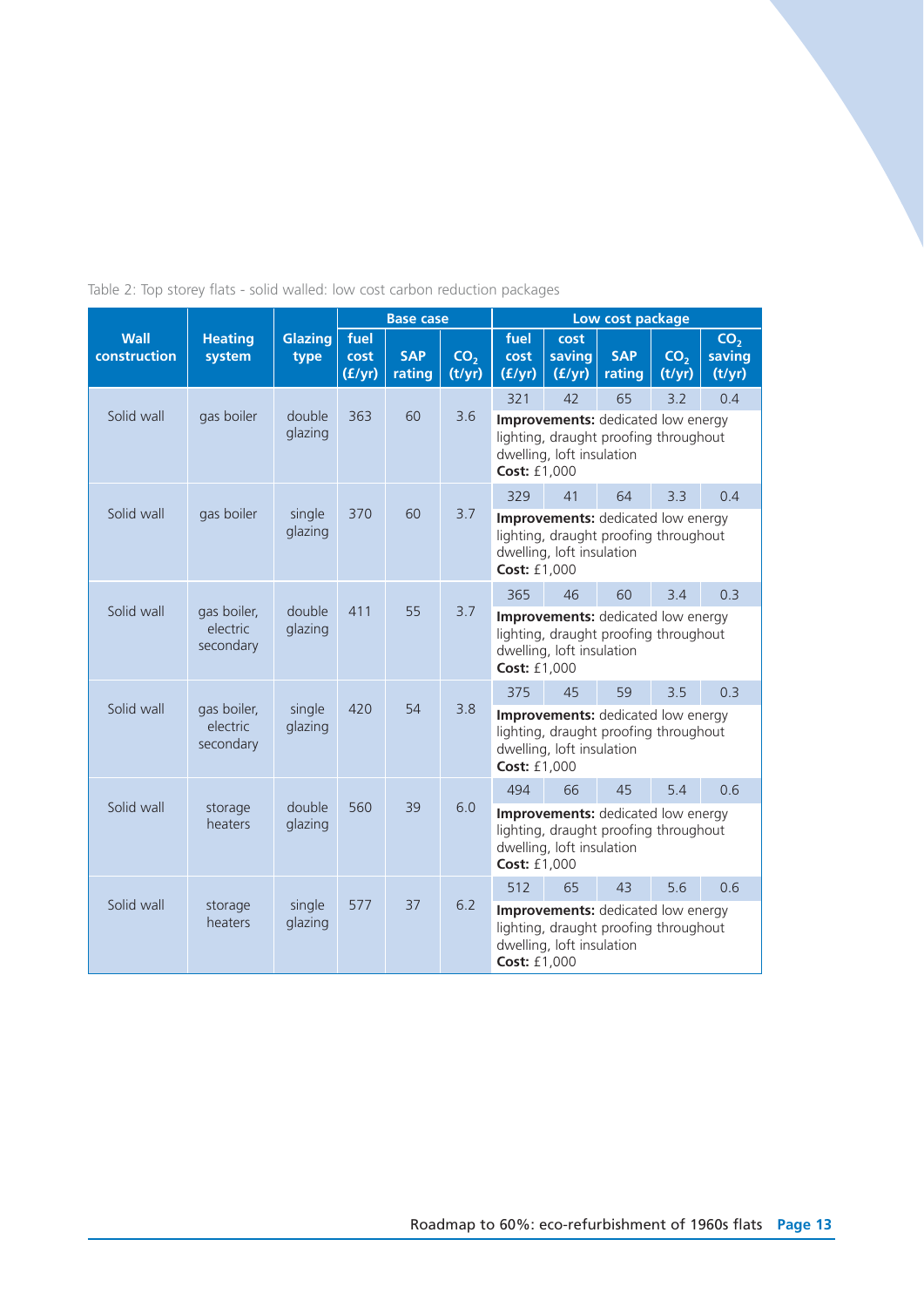Table 2: Top storey flats - solid walled: low cost carbon reduction packages

| Wall construction | Heating system | Glazing type | Base case | | | Low cost package | | | | |
|---|---|---|---|---|---|---|---|---|---|---|
| | | | fuel cost (£/yr) | SAP rating | $CO_2$ (t/yr) | fuel cost (£/yr) | cost saving (£/yr) | SAP rating | $CO_2$ (t/yr) | $CO_2$ saving (t/yr) |
| Solid wall | gas boiler | double glazing | 363 | 60 | 3.6 | 321 | 42 | 65 | 3.2 | 0.4 |
| | | | | | | **Improvements:** dedicated low energy lighting, draught proofing throughout dwelling, loft insulation **Cost:** £1,000 | | | | |
| Solid wall | gas boiler | single glazing | 370 | 60 | 3.7 | 329 | 41 | 64 | 3.3 | 0.4 |
| | | | | | | **Improvements:** dedicated low energy lighting, draught proofing throughout dwelling, loft insulation **Cost:** £1,000 | | | | |
| Solid wall | gas boiler, electric secondary | double glazing | 411 | 55 | 3.7 | 365 | 46 | 60 | 3.4 | 0.3 |
| | | | | | | **Improvements:** dedicated low energy lighting, draught proofing throughout dwelling, loft insulation **Cost:** £1,000 | | | | |
| Solid wall | gas boiler, electric secondary | single glazing | 420 | 54 | 3.8 | 375 | 45 | 59 | 3.5 | 0.3 |
| | | | | | | **Improvements:** dedicated low energy lighting, draught proofing throughout dwelling, loft insulation **Cost:** £1,000 | | | | |
| Solid wall | storage heaters | double glazing | 560 | 39 | 6.0 | 494 | 66 | 45 | 5.4 | 0.6 |
| | | | | | | **Improvements:** dedicated low energy lighting, draught proofing throughout dwelling, loft insulation **Cost:** £1,000 | | | | |
| Solid wall | storage heaters | single glazing | 577 | 37 | 6.2 | 512 | 65 | 43 | 5.6 | 0.6 |
| | | | | | | **Improvements:** dedicated low energy lighting, draught proofing throughout dwelling, loft insulation **Cost:** £1,000 | | | | |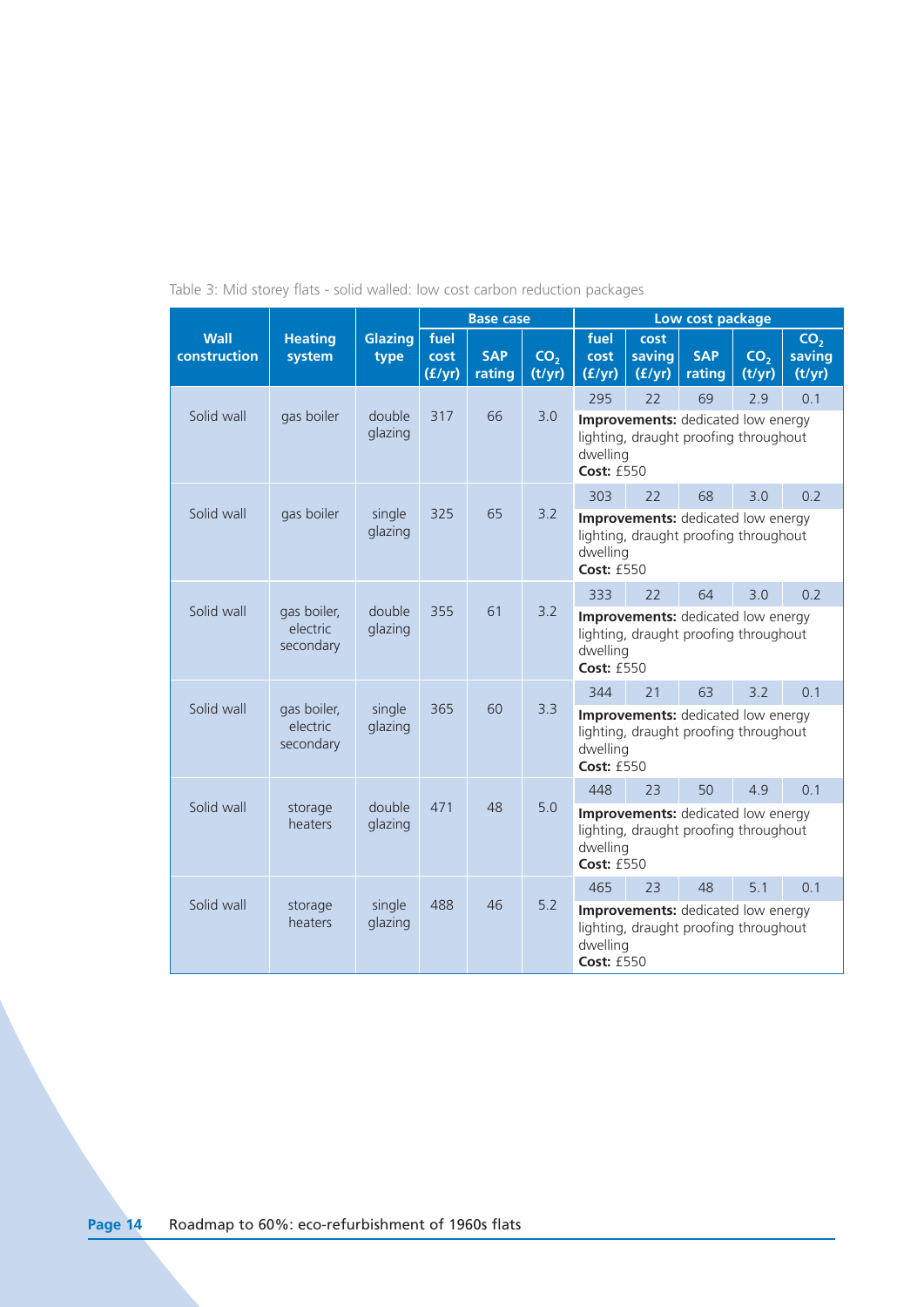Table 3: Mid storey flats - solid walled: low cost carbon reduction packages

| Wall construction | Heating system | Glazing type | Base case | | | Low cost package | | | | |
|---|---|---|---|---|---|---|---|---|---|---|
| | | | fuel cost (£/yr) | SAP rating | $CO_2$ (t/yr) | fuel cost (£/yr) | cost saving (£/yr) | SAP rating | $CO_2$ (t/yr) | $CO_2$ saving (t/yr) |
| Solid wall | gas boiler | double glazing | 317 | 66 | 3.0 | 295 | 22 | 69 | 2.9 | 0.1 |
| | | | | | | **Improvements:** dedicated low energy lighting, draught proofing throughout dwelling **Cost:** £550 | | | | |
| Solid wall | gas boiler | single glazing | 325 | 65 | 3.2 | 303 | 22 | 68 | 3.0 | 0.2 |
| | | | | | | **Improvements:** dedicated low energy lighting, draught proofing throughout dwelling **Cost:** £550 | | | | |
| Solid wall | gas boiler, electric secondary | double glazing | 355 | 61 | 3.2 | 333 | 22 | 64 | 3.0 | 0.2 |
| | | | | | | **Improvements:** dedicated low energy lighting, draught proofing throughout dwelling **Cost:** £550 | | | | |
| Solid wall | gas boiler, electric secondary | single glazing | 365 | 60 | 3.3 | 344 | 21 | 63 | 3.2 | 0.1 |
| | | | | | | **Improvements:** dedicated low energy lighting, draught proofing throughout dwelling **Cost:** £550 | | | | |
| Solid wall | storage heaters | double glazing | 471 | 48 | 5.0 | 448 | 23 | 50 | 4.9 | 0.1 |
| | | | | | | **Improvements:** dedicated low energy lighting, draught proofing throughout dwelling **Cost:** £550 | | | | |
| Solid wall | storage heaters | single glazing | 488 | 46 | 5.2 | 465 | 23 | 48 | 5.1 | 0.1 |
| | | | | | | **Improvements:** dedicated low energy lighting, draught proofing throughout dwelling **Cost:** £550 | | | | |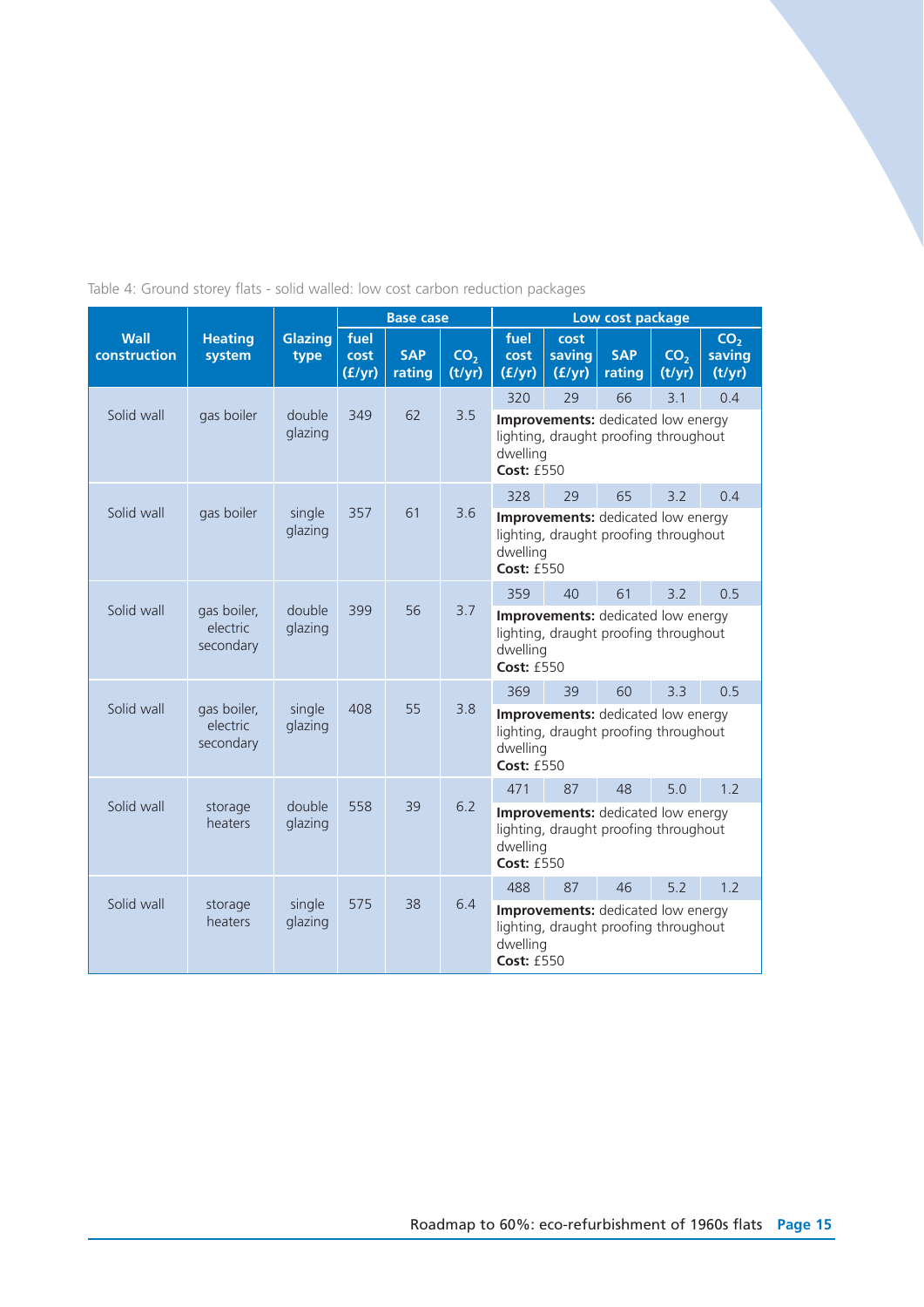Table 4: Ground storey flats - solid walled: low cost carbon reduction packages

| Wall construction | Heating system | Glazing type | Base case | | | Low cost package | | | | |
|---|---|---|---|---|---|---|---|---|---|---|
| | | | fuel cost (£/yr) | SAP rating | $CO_2$ (t/yr) | fuel cost (£/yr) | cost saving (£/yr) | SAP rating | $CO_2$ (t/yr) | $CO_2$ saving (t/yr) |
| Solid wall | gas boiler | double glazing | 349 | 62 | 3.5 | 320 | 29 | 66 | 3.1 | 0.4 |
| | | | | | | **Improvements:** dedicated low energy lighting, draught proofing throughout dwelling **Cost:** £550 | | | | |
| Solid wall | gas boiler | single glazing | 357 | 61 | 3.6 | 328 | 29 | 65 | 3.2 | 0.4 |
| | | | | | | **Improvements:** dedicated low energy lighting, draught proofing throughout dwelling **Cost:** £550 | | | | |
| Solid wall | gas boiler, electric secondary | double glazing | 399 | 56 | 3.7 | 359 | 40 | 61 | 3.2 | 0.5 |
| | | | | | | **Improvements:** dedicated low energy lighting, draught proofing throughout dwelling **Cost:** £550 | | | | |
| Solid wall | gas boiler, electric secondary | single glazing | 408 | 55 | 3.8 | 369 | 39 | 60 | 3.3 | 0.5 |
| | | | | | | **Improvements:** dedicated low energy lighting, draught proofing throughout dwelling **Cost:** £550 | | | | |
| Solid wall | storage heaters | double glazing | 558 | 39 | 6.2 | 471 | 87 | 48 | 5.0 | 1.2 |
| | | | | | | **Improvements:** dedicated low energy lighting, draught proofing throughout dwelling **Cost:** £550 | | | | |
| Solid wall | storage heaters | single glazing | 575 | 38 | 6.4 | 488 | 87 | 46 | 5.2 | 1.2 |
| | | | | | | **Improvements:** dedicated low energy lighting, draught proofing throughout dwelling **Cost:** £550 | | | | |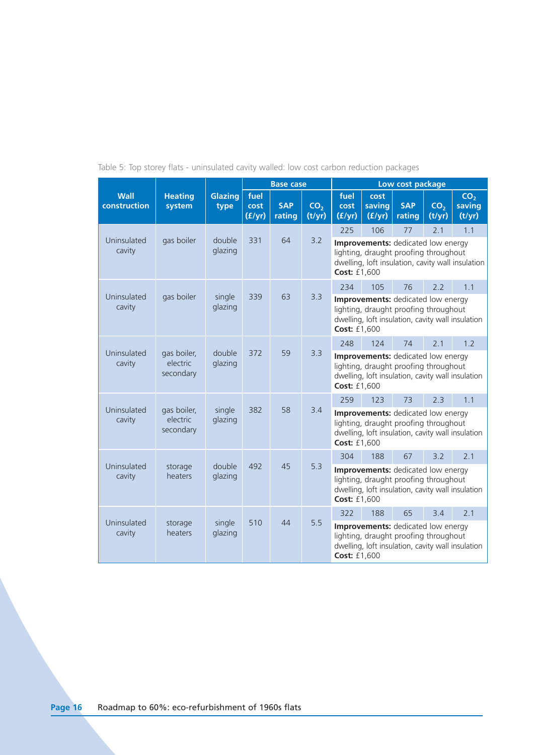Table 5: Top storey flats - uninsulated cavity walled: low cost carbon reduction packages

| Wall construction | Heating system | Glazing type | Base case | | | Low cost package | | | | |
|---|---|---|---|---|---|---|---|---|---|---|
| | | | fuel cost (£/yr) | SAP rating | $CO_2$ (t/yr) | fuel cost (£/yr) | cost saving (£/yr) | SAP rating | $CO_2$ (t/yr) | $CO_2$ saving (t/yr) |
| Uninsulated cavity | gas boiler | double glazing | 331 | 64 | 3.2 | 225 | 106 | 77 | 2.1 | 1.1 |
| | | | | | | **Improvements:** dedicated low energy lighting, draught proofing throughout dwelling, loft insulation, cavity wall insulation **Cost:** £1,600 | | | | |
| Uninsulated cavity | gas boiler | single glazing | 339 | 63 | 3.3 | 234 | 105 | 76 | 2.2 | 1.1 |
| | | | | | | **Improvements:** dedicated low energy lighting, draught proofing throughout dwelling, loft insulation, cavity wall insulation **Cost:** £1,600 | | | | |
| Uninsulated cavity | gas boiler, electric secondary | double glazing | 372 | 59 | 3.3 | 248 | 124 | 74 | 2.1 | 1.2 |
| | | | | | | **Improvements:** dedicated low energy lighting, draught proofing throughout dwelling, loft insulation, cavity wall insulation **Cost:** £1,600 | | | | |
| Uninsulated cavity | gas boiler, electric secondary | single glazing | 382 | 58 | 3.4 | 259 | 123 | 73 | 2.3 | 1.1 |
| | | | | | | **Improvements:** dedicated low energy lighting, draught proofing throughout dwelling, loft insulation, cavity wall insulation **Cost:** £1,600 | | | | |
| Uninsulated cavity | storage heaters | double glazing | 492 | 45 | 5.3 | 304 | 188 | 67 | 3.2 | 2.1 |
| | | | | | | **Improvements:** dedicated low energy lighting, draught proofing throughout dwelling, loft insulation, cavity wall insulation **Cost:** £1,600 | | | | |
| Uninsulated cavity | storage heaters | single glazing | 510 | 44 | 5.5 | 322 | 188 | 65 | 3.4 | 2.1 |
| | | | | | | **Improvements:** dedicated low energy lighting, draught proofing throughout dwelling, loft insulation, cavity wall insulation **Cost:** £1,600 | | | | |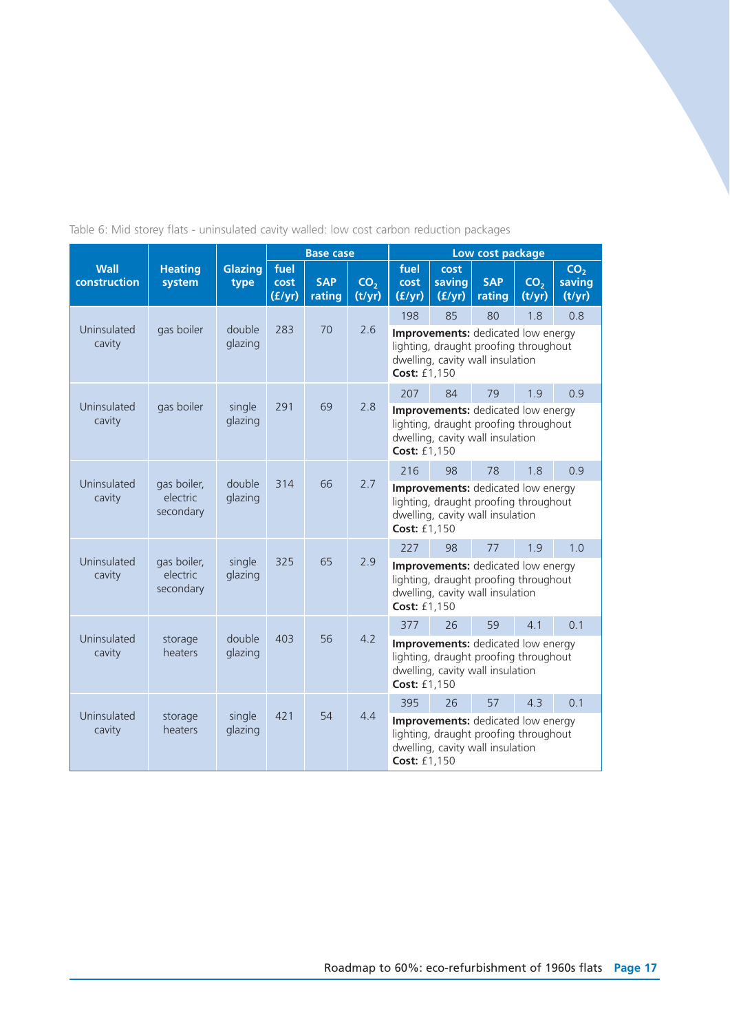Table 6: Mid storey flats - uninsulated cavity walled: low cost carbon reduction packages

| Wall construction | Heating system | Glazing type | Base case | | | Low cost package | | | | |
|---|---|---|---|---|---|---|---|---|---|---|
| | | | fuel cost (£/yr) | SAP rating | $CO_2$ (t/yr) | fuel cost (£/yr) | cost saving (£/yr) | SAP rating | $CO_2$ (t/yr) | $CO_2$ saving (t/yr) |
| Uninsulated cavity | gas boiler | double glazing | 283 | 70 | 2.6 | 198 | 85 | 80 | 1.8 | 0.8 |
| | | | | | | **Improvements:** dedicated low energy lighting, draught proofing throughout dwelling, cavity wall insulation **Cost:** £1,150 | | | | |
| Uninsulated cavity | gas boiler | single glazing | 291 | 69 | 2.8 | 207 | 84 | 79 | 1.9 | 0.9 |
| | | | | | | **Improvements:** dedicated low energy lighting, draught proofing throughout dwelling, cavity wall insulation **Cost:** £1,150 | | | | |
| Uninsulated cavity | gas boiler, electric secondary | double glazing | 314 | 66 | 2.7 | 216 | 98 | 78 | 1.8 | 0.9 |
| | | | | | | **Improvements:** dedicated low energy lighting, draught proofing throughout dwelling, cavity wall insulation **Cost:** £1,150 | | | | |
| Uninsulated cavity | gas boiler, electric secondary | single glazing | 325 | 65 | 2.9 | 227 | 98 | 77 | 1.9 | 1.0 |
| | | | | | | **Improvements:** dedicated low energy lighting, draught proofing throughout dwelling, cavity wall insulation **Cost:** £1,150 | | | | |
| Uninsulated cavity | storage heaters | double glazing | 403 | 56 | 4.2 | 377 | 26 | 59 | 4.1 | 0.1 |
| | | | | | | **Improvements:** dedicated low energy lighting, draught proofing throughout dwelling, cavity wall insulation **Cost:** £1,150 | | | | |
| Uninsulated cavity | storage heaters | single glazing | 421 | 54 | 4.4 | 395 | 26 | 57 | 4.3 | 0.1 |
| | | | | | | **Improvements:** dedicated low energy lighting, draught proofing throughout dwelling, cavity wall insulation **Cost:** £1,150 | | | | |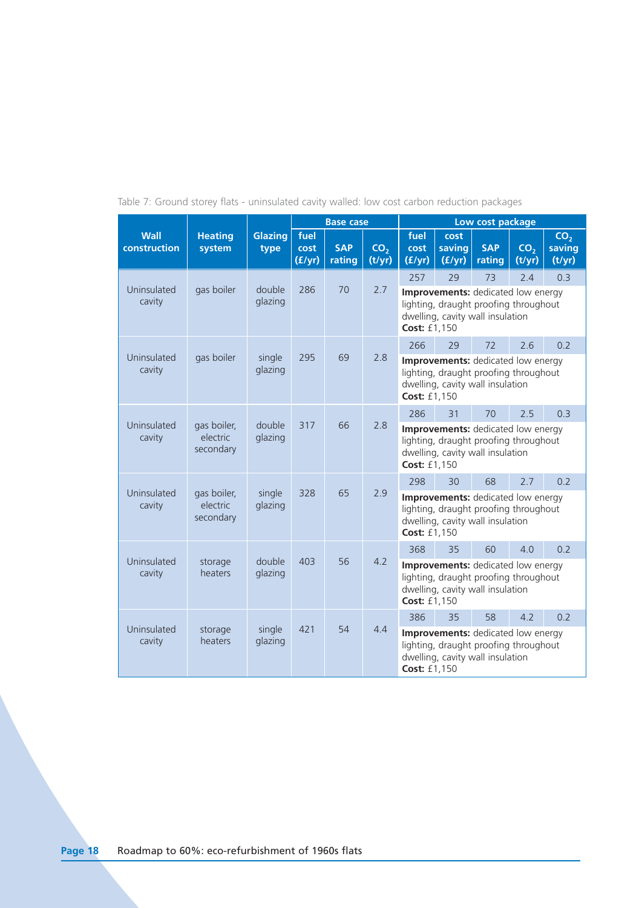Table 7: Ground storey flats - uninsulated cavity walled: low cost carbon reduction packages

| Wall construction | Heating system | Glazing type | Base case | | | Low cost package | | | | |
|---|---|---|---|---|---|---|---|---|---|---|
| | | | fuel cost (£/yr) | SAP rating | $CO_2$ (t/yr) | fuel cost (£/yr) | cost saving (£/yr) | SAP rating | $CO_2$ (t/yr) | $CO_2$ saving (t/yr) |
| Uninsulated cavity | gas boiler | double glazing | 286 | 70 | 2.7 | 257 | 29 | 73 | 2.4 | 0.3 |
| | | | | | | **Improvements:** dedicated low energy lighting, draught proofing throughout dwelling, cavity wall insulation **Cost:** £1,150 | | | | |
| Uninsulated cavity | gas boiler | single glazing | 295 | 69 | 2.8 | 266 | 29 | 72 | 2.6 | 0.2 |
| | | | | | | **Improvements:** dedicated low energy lighting, draught proofing throughout dwelling, cavity wall insulation **Cost:** £1,150 | | | | |
| Uninsulated cavity | gas boiler, electric secondary | double glazing | 317 | 66 | 2.8 | 286 | 31 | 70 | 2.5 | 0.3 |
| | | | | | | **Improvements:** dedicated low energy lighting, draught proofing throughout dwelling, cavity wall insulation **Cost:** £1,150 | | | | |
| Uninsulated cavity | gas boiler, electric secondary | single glazing | 328 | 65 | 2.9 | 298 | 30 | 68 | 2.7 | 0.2 |
| | | | | | | **Improvements:** dedicated low energy lighting, draught proofing throughout dwelling, cavity wall insulation **Cost:** £1,150 | | | | |
| Uninsulated cavity | storage heaters | double glazing | 403 | 56 | 4.2 | 368 | 35 | 60 | 4.0 | 0.2 |
| | | | | | | **Improvements:** dedicated low energy lighting, draught proofing throughout dwelling, cavity wall insulation **Cost:** £1,150 | | | | |
| Uninsulated cavity | storage heaters | single glazing | 421 | 54 | 4.4 | 386 | 35 | 58 | 4.2 | 0.2 |
| | | | | | | **Improvements:** dedicated low energy lighting, draught proofing throughout dwelling, cavity wall insulation **Cost:** £1,150 | | | | |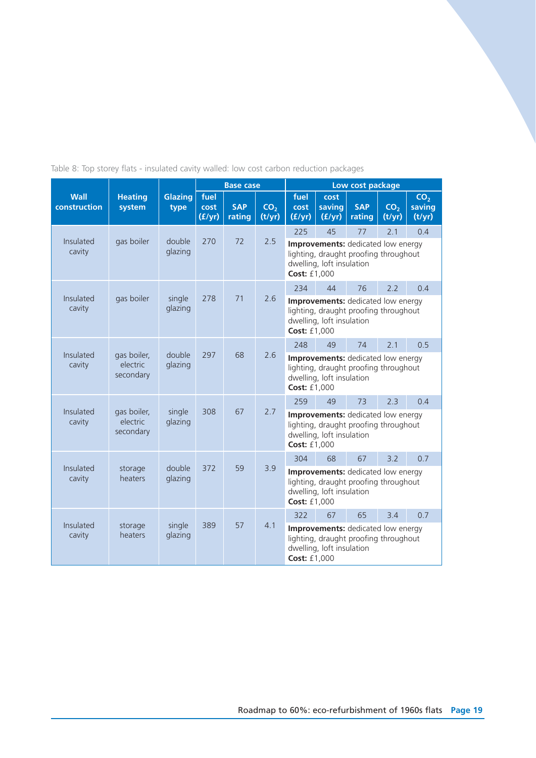Table 8: Top storey flats - insulated cavity walled: low cost carbon reduction packages

| Wall construction | Heating system | Glazing type | Base case | | | Low cost package | | | | |
|---|---|---|---|---|---|---|---|---|---|---|
| | | | fuel cost (£/yr) | SAP rating | $CO_2$ (t/yr) | fuel cost (£/yr) | cost saving (£/yr) | SAP rating | $CO_2$ (t/yr) | $CO_2$ saving (t/yr) |
| Insulated cavity | gas boiler | double glazing | 270 | 72 | 2.5 | 225 | 45 | 77 | 2.1 | 0.4 |
| | | | | | | **Improvements:** dedicated low energy lighting, draught proofing throughout dwelling, loft insulation **Cost:** £1,000 | | | | |
| Insulated cavity | gas boiler | single glazing | 278 | 71 | 2.6 | 234 | 44 | 76 | 2.2 | 0.4 |
| | | | | | | **Improvements:** dedicated low energy lighting, draught proofing throughout dwelling, loft insulation **Cost:** £1,000 | | | | |
| Insulated cavity | gas boiler, electric secondary | double glazing | 297 | 68 | 2.6 | 248 | 49 | 74 | 2.1 | 0.5 |
| | | | | | | **Improvements:** dedicated low energy lighting, draught proofing throughout dwelling, loft insulation **Cost:** £1,000 | | | | |
| Insulated cavity | gas boiler, electric secondary | single glazing | 308 | 67 | 2.7 | 259 | 49 | 73 | 2.3 | 0.4 |
| | | | | | | **Improvements:** dedicated low energy lighting, draught proofing throughout dwelling, loft insulation **Cost:** £1,000 | | | | |
| Insulated cavity | storage heaters | double glazing | 372 | 59 | 3.9 | 304 | 68 | 67 | 3.2 | 0.7 |
| | | | | | | **Improvements:** dedicated low energy lighting, draught proofing throughout dwelling, loft insulation **Cost:** £1,000 | | | | |
| Insulated cavity | storage heaters | single glazing | 389 | 57 | 4.1 | 322 | 67 | 65 | 3.4 | 0.7 |
| | | | | | | **Improvements:** dedicated low energy lighting, draught proofing throughout dwelling, loft insulation **Cost:** £1,000 | | | | |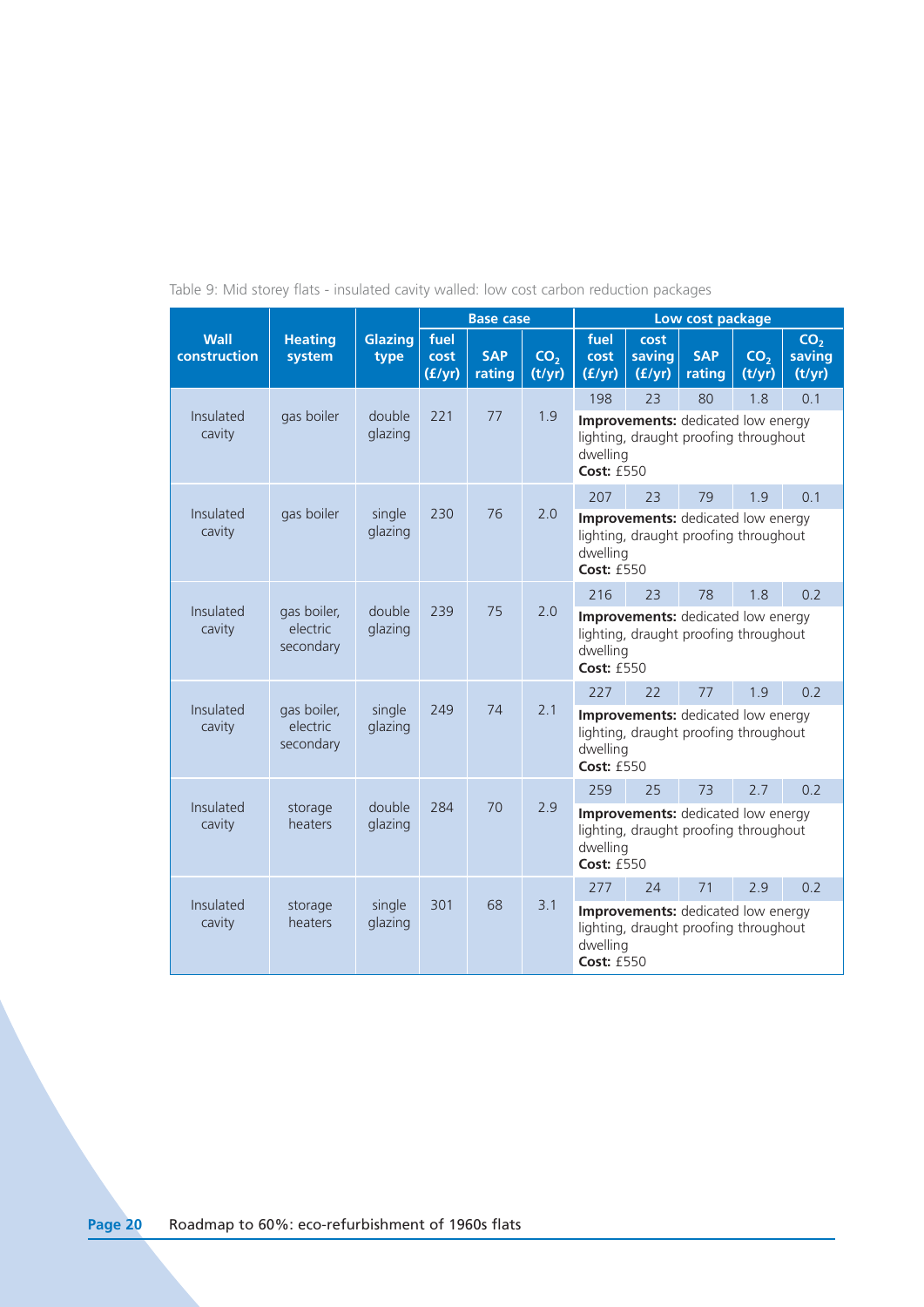Table 9: Mid storey flats - insulated cavity walled: low cost carbon reduction packages

| Wall construction | Heating system | Glazing type | Base case | | | Low cost package | | | | |
|---|---|---|---|---|---|---|---|---|---|---|
| | | | fuel cost (£/yr) | SAP rating | $CO_2$ (t/yr) | fuel cost (£/yr) | cost saving (£/yr) | SAP rating | $CO_2$ (t/yr) | $CO_2$ saving (t/yr) |
| Insulated cavity | gas boiler | double glazing | 221 | 77 | 1.9 | 198 | 23 | 80 | 1.8 | 0.1 |
| | | | | | | **Improvements:** dedicated low energy lighting, draught proofing throughout dwelling **Cost:** £550 | | | | |
| Insulated cavity | gas boiler | single glazing | 230 | 76 | 2.0 | 207 | 23 | 79 | 1.9 | 0.1 |
| | | | | | | **Improvements:** dedicated low energy lighting, draught proofing throughout dwelling **Cost:** £550 | | | | |
| Insulated cavity | gas boiler, electric secondary | double glazing | 239 | 75 | 2.0 | 216 | 23 | 78 | 1.8 | 0.2 |
| | | | | | | **Improvements:** dedicated low energy lighting, draught proofing throughout dwelling **Cost:** £550 | | | | |
| Insulated cavity | gas boiler, electric secondary | single glazing | 249 | 74 | 2.1 | 227 | 22 | 77 | 1.9 | 0.2 |
| | | | | | | **Improvements:** dedicated low energy lighting, draught proofing throughout dwelling **Cost:** £550 | | | | |
| Insulated cavity | storage heaters | double glazing | 284 | 70 | 2.9 | 259 | 25 | 73 | 2.7 | 0.2 |
| | | | | | | **Improvements:** dedicated low energy lighting, draught proofing throughout dwelling **Cost:** £550 | | | | |
| Insulated cavity | storage heaters | single glazing | 301 | 68 | 3.1 | 277 | 24 | 71 | 2.9 | 0.2 |
| | | | | | | **Improvements:** dedicated low energy lighting, draught proofing throughout dwelling **Cost:** £550 | | | | |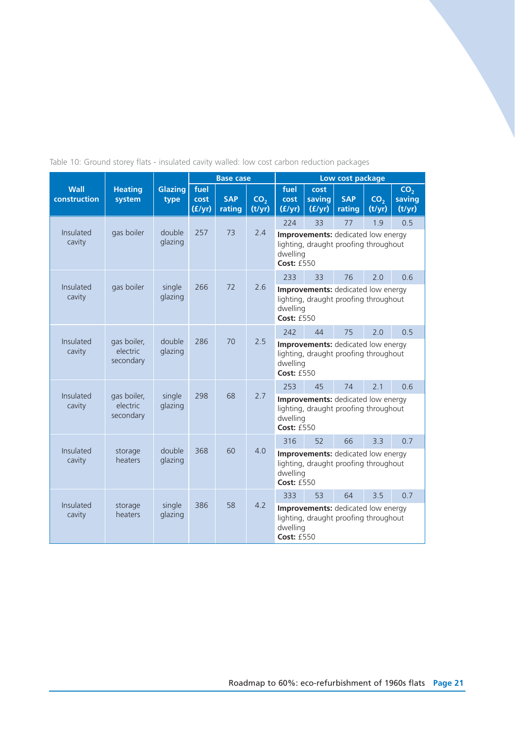Table 10: Ground storey flats - insulated cavity walled: low cost carbon reduction packages

| Wall construction | Heating system | Glazing type | Base case | | | Low cost package | | | | |
|---|---|---|---|---|---|---|---|---|---|---|
| | | | fuel cost (£/yr) | SAP rating | $CO_2$ (t/yr) | fuel cost (£/yr) | cost saving (£/yr) | SAP rating | $CO_2$ (t/yr) | $CO_2$ saving (t/yr) |
| Insulated cavity | gas boiler | double glazing | 257 | 73 | 2.4 | 224 | 33 | 77 | 1.9 | 0.5 |
| | | | | | | **Improvements:** dedicated low energy lighting, draught proofing throughout dwelling **Cost:** £550 | | | | |
| Insulated cavity | gas boiler | single glazing | 266 | 72 | 2.6 | 233 | 33 | 76 | 2.0 | 0.6 |
| | | | | | | **Improvements:** dedicated low energy lighting, draught proofing throughout dwelling **Cost:** £550 | | | | |
| Insulated cavity | gas boiler, electric secondary | double glazing | 286 | 70 | 2.5 | 242 | 44 | 75 | 2.0 | 0.5 |
| | | | | | | **Improvements:** dedicated low energy lighting, draught proofing throughout dwelling **Cost:** £550 | | | | |
| Insulated cavity | gas boiler, electric secondary | single glazing | 298 | 68 | 2.7 | 253 | 45 | 74 | 2.1 | 0.6 |
| | | | | | | **Improvements:** dedicated low energy lighting, draught proofing throughout dwelling **Cost:** £550 | | | | |
| Insulated cavity | storage heaters | double glazing | 368 | 60 | 4.0 | 316 | 52 | 66 | 3.3 | 0.7 |
| | | | | | | **Improvements:** dedicated low energy lighting, draught proofing throughout dwelling **Cost:** £550 | | | | |
| Insulated cavity | storage heaters | single glazing | 386 | 58 | 4.2 | 333 | 53 | 64 | 3.5 | 0.7 |
| | | | | | | **Improvements:** dedicated low energy lighting, draught proofing throughout dwelling **Cost:** £550 | | | | |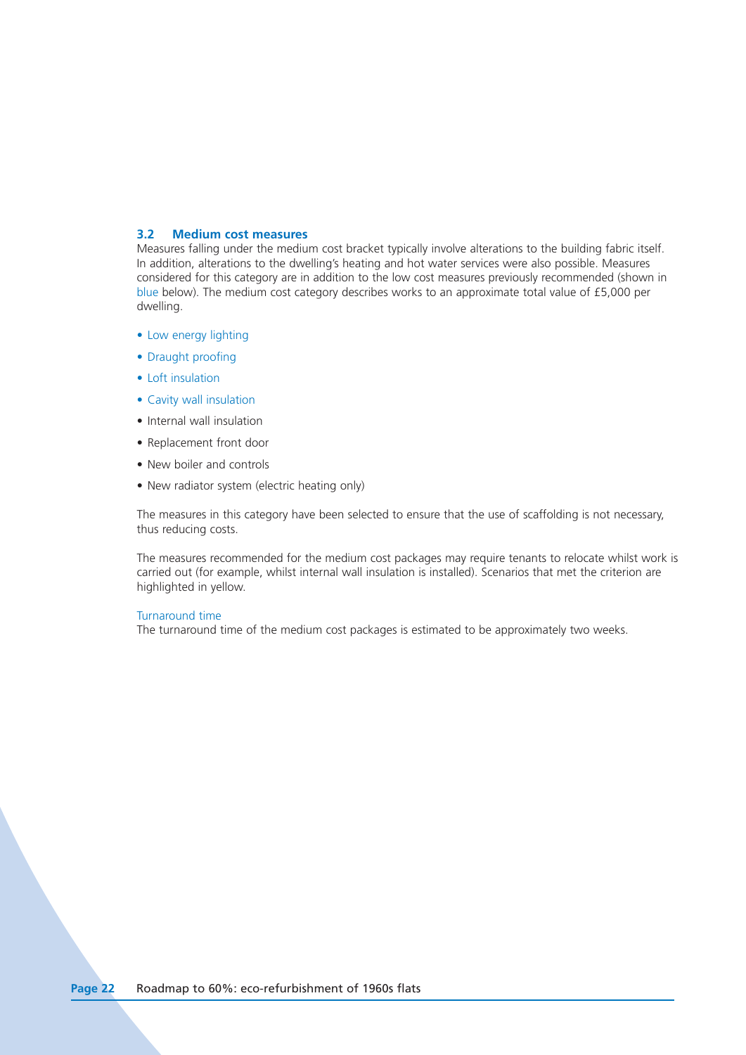### 3.2 Medium cost measures

Measures falling under the medium cost bracket typically involve alterations to the building fabric itself. In addition, alterations to the dwelling's heating and hot water services were also possible. Measures considered for this category are in addition to the low cost measures previously recommended (shown in blue below). The medium cost category describes works to an approximate total value of £5,000 per dwelling.

- Low energy lighting
- Draught proofing
- Loft insulation
- Cavity wall insulation
- Internal wall insulation
- Replacement front door
- New boiler and controls
- New radiator system (electric heating only)

The measures in this category have been selected to ensure that the use of scaffolding is not necessary, thus reducing costs.

The measures recommended for the medium cost packages may require tenants to relocate whilst work is carried out (for example, whilst internal wall insulation is installed). Scenarios that met the criterion are highlighted in yellow.

Turnaround time

The turnaround time of the medium cost packages is estimated to be approximately two weeks.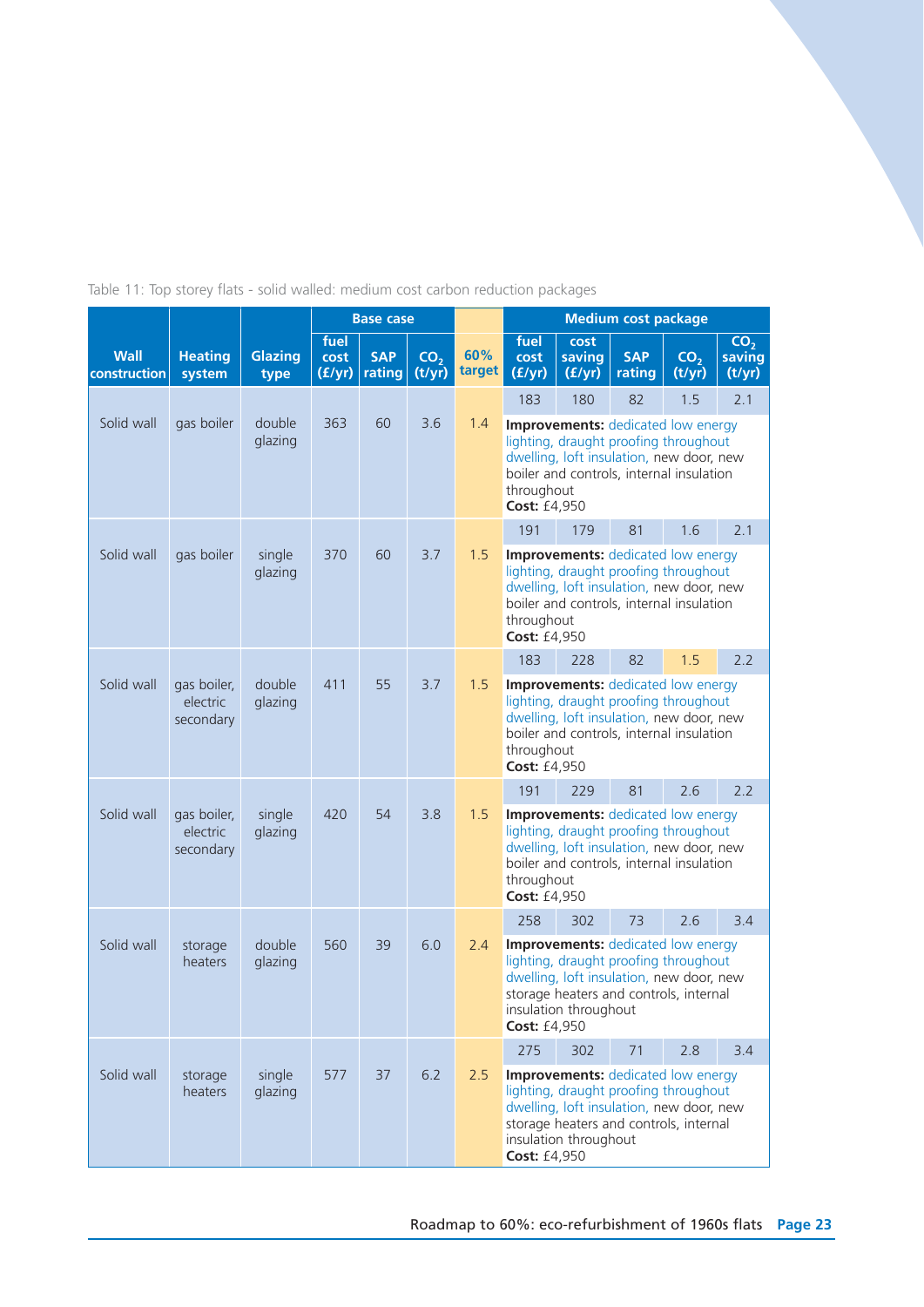Table 11: Top storey flats - solid walled: medium cost carbon reduction packages

| Wall construction | Heating system | Glazing type | Base case | | | 60% target | Medium cost package | | | | |
|---|---|---|---|---|---|---|---|---|---|---|---|
| | | | fuel cost (£/yr) | SAP rating | $CO_2$ (t/yr) | | fuel cost (£/yr) | cost saving (£/yr) | SAP rating | $CO_2$ (t/yr) | $CO_2$ saving (t/yr) |
| Solid wall | gas boiler | double glazing | 363 | 60 | 3.6 | 1.4 | 183 | 180 | 82 | 1.5 | 2.1 |
| | | | | | | | **Improvements:** dedicated low energy lighting, draught proofing throughout dwelling, loft insulation, new door, new boiler and controls, internal insulation throughout **Cost:** £4,950 | | | | |
| Solid wall | gas boiler | single glazing | 370 | 60 | 3.7 | 1.5 | 191 | 179 | 81 | 1.6 | 2.1 |
| | | | | | | | **Improvements:** dedicated low energy lighting, draught proofing throughout dwelling, loft insulation, new door, new boiler and controls, internal insulation throughout **Cost:** £4,950 | | | | |
| Solid wall | gas boiler, electric secondary | double glazing | 411 | 55 | 3.7 | 1.5 | 183 | 228 | 82 | 1.5 | 2.2 |
| | | | | | | | **Improvements:** dedicated low energy lighting, draught proofing throughout dwelling, loft insulation, new door, new boiler and controls, internal insulation throughout **Cost:** £4,950 | | | | |
| Solid wall | gas boiler, electric secondary | single glazing | 420 | 54 | 3.8 | 1.5 | 191 | 229 | 81 | 2.6 | 2.2 |
| | | | | | | | **Improvements:** dedicated low energy lighting, draught proofing throughout dwelling, loft insulation, new door, new boiler and controls, internal insulation throughout **Cost:** £4,950 | | | | |
| Solid wall | storage heaters | double glazing | 560 | 39 | 6.0 | 2.4 | 258 | 302 | 73 | 2.6 | 3.4 |
| | | | | | | | **Improvements:** dedicated low energy lighting, draught proofing throughout dwelling, loft insulation, new door, new storage heaters and controls, internal insulation throughout **Cost:** £4,950 | | | | |
| Solid wall | storage heaters | single glazing | 577 | 37 | 6.2 | 2.5 | 275 | 302 | 71 | 2.8 | 3.4 |
| | | | | | | | **Improvements:** dedicated low energy lighting, draught proofing throughout dwelling, loft insulation, new door, new storage heaters and controls, internal insulation throughout **Cost:** £4,950 | | | | |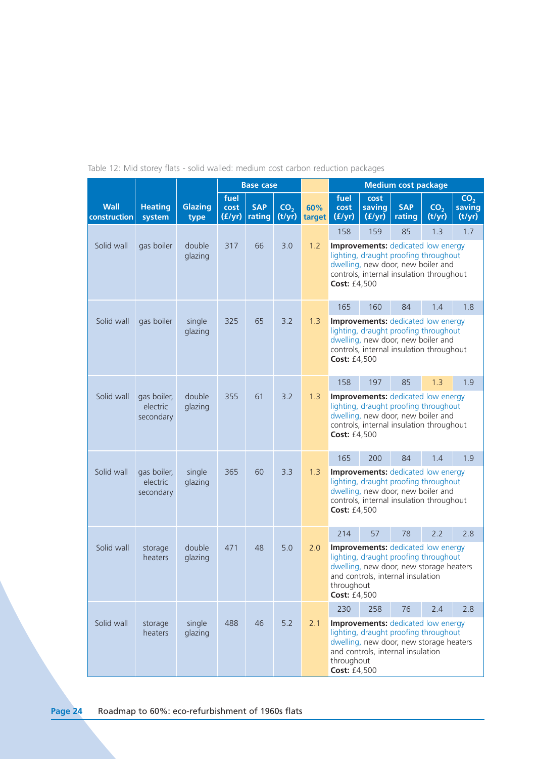Table 12: Mid storey flats - solid walled: medium cost carbon reduction packages

| Wall construction | Heating system | Glazing type | Base case | | | 60% target | Medium cost package | | | | |
|---|---|---|---|---|---|---|---|---|---|---|---|
| | | | fuel cost (£/yr) | SAP rating | $CO_2$ (t/yr) | | fuel cost (£/yr) | cost saving (£/yr) | SAP rating | $CO_2$ (t/yr) | $CO_2$ saving (t/yr) |
| Solid wall | gas boiler | double glazing | 317 | 66 | 3.0 | 1.2 | 158 | 159 | 85 | 1.3 | 1.7 |
| | | | | | | | **Improvements:** dedicated low energy lighting, draught proofing throughout dwelling, new door, new boiler and controls, internal insulation throughout **Cost:** £4,500 | | | | |
| Solid wall | gas boiler | single glazing | 325 | 65 | 3.2 | 1.3 | 165 | 160 | 84 | 1.4 | 1.8 |
| | | | | | | | **Improvements:** dedicated low energy lighting, draught proofing throughout dwelling, new door, new boiler and controls, internal insulation throughout **Cost:** £4,500 | | | | |
| Solid wall | gas boiler, electric secondary | double glazing | 355 | 61 | 3.2 | 1.3 | 158 | 197 | 85 | 1.3 | 1.9 |
| | | | | | | | **Improvements:** dedicated low energy lighting, draught proofing throughout dwelling, new door, new boiler and controls, internal insulation throughout **Cost:** £4,500 | | | | |
| Solid wall | gas boiler, electric secondary | single glazing | 365 | 60 | 3.3 | 1.3 | 165 | 200 | 84 | 1.4 | 1.9 |
| | | | | | | | **Improvements:** dedicated low energy lighting, draught proofing throughout dwelling, new door, new boiler and controls, internal insulation throughout **Cost:** £4,500 | | | | |
| Solid wall | storage heaters | double glazing | 471 | 48 | 5.0 | 2.0 | 214 | 57 | 78 | 2.2 | 2.8 |
| | | | | | | | **Improvements:** dedicated low energy lighting, draught proofing throughout dwelling, new door, new storage heaters and controls, internal insulation throughout **Cost:** £4,500 | | | | |
| Solid wall | storage heaters | single glazing | 488 | 46 | 5.2 | 2.1 | 230 | 258 | 76 | 2.4 | 2.8 |
| | | | | | | | **Improvements:** dedicated low energy lighting, draught proofing throughout dwelling, new door, new storage heaters and controls, internal insulation throughout **Cost:** £4,500 | | | | |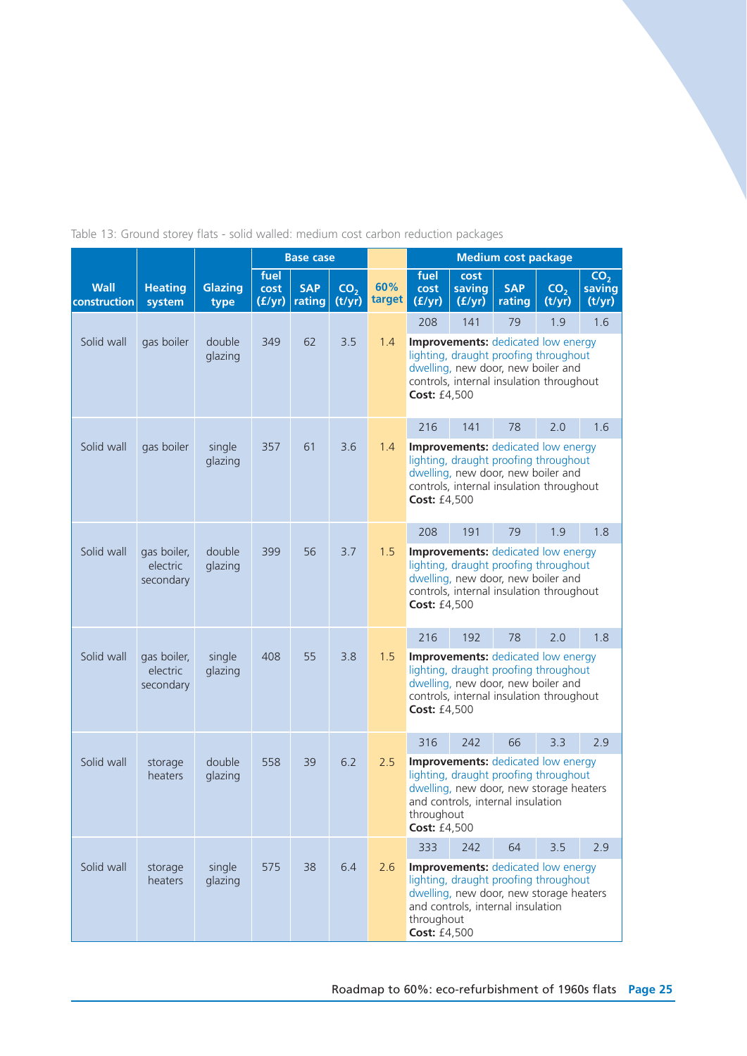Table 13: Ground storey flats - solid walled: medium cost carbon reduction packages

| Wall construction | Heating system | Glazing type | Base case | | | 60% target | Medium cost package | | | | |
|---|---|---|---|---|---|---|---|---|---|---|---|
| | | | fuel cost (£/yr) | SAP rating | $CO_2$ (t/yr) | | fuel cost (£/yr) | cost saving (£/yr) | SAP rating | $CO_2$ (t/yr) | $CO_2$ saving (t/yr) |
| Solid wall | gas boiler | double glazing | 349 | 62 | 3.5 | 1.4 | 208 | 141 | 79 | 1.9 | 1.6 |
| | | | | | | | **Improvements:** dedicated low energy lighting, draught proofing throughout dwelling, new door, new boiler and controls, internal insulation throughout **Cost:** £4,500 | | | | |
| Solid wall | gas boiler | single glazing | 357 | 61 | 3.6 | 1.4 | 216 | 141 | 78 | 2.0 | 1.6 |
| | | | | | | | **Improvements:** dedicated low energy lighting, draught proofing throughout dwelling, new door, new boiler and controls, internal insulation throughout **Cost:** £4,500 | | | | |
| Solid wall | gas boiler, electric secondary | double glazing | 399 | 56 | 3.7 | 1.5 | 208 | 191 | 79 | 1.9 | 1.8 |
| | | | | | | | **Improvements:** dedicated low energy lighting, draught proofing throughout dwelling, new door, new boiler and controls, internal insulation throughout **Cost:** £4,500 | | | | |
| Solid wall | gas boiler, electric secondary | single glazing | 408 | 55 | 3.8 | 1.5 | 216 | 192 | 78 | 2.0 | 1.8 |
| | | | | | | | **Improvements:** dedicated low energy lighting, draught proofing throughout dwelling, new door, new boiler and controls, internal insulation throughout **Cost:** £4,500 | | | | |
| Solid wall | storage heaters | double glazing | 558 | 39 | 6.2 | 2.5 | 316 | 242 | 66 | 3.3 | 2.9 |
| | | | | | | | **Improvements:** dedicated low energy lighting, draught proofing throughout dwelling, new door, new storage heaters and controls, internal insulation throughout **Cost:** £4,500 | | | | |
| Solid wall | storage heaters | single glazing | 575 | 38 | 6.4 | 2.6 | 333 | 242 | 64 | 3.5 | 2.9 |
| | | | | | | | **Improvements:** dedicated low energy lighting, draught proofing throughout dwelling, new door, new storage heaters and controls, internal insulation throughout **Cost:** £4,500 | | | | |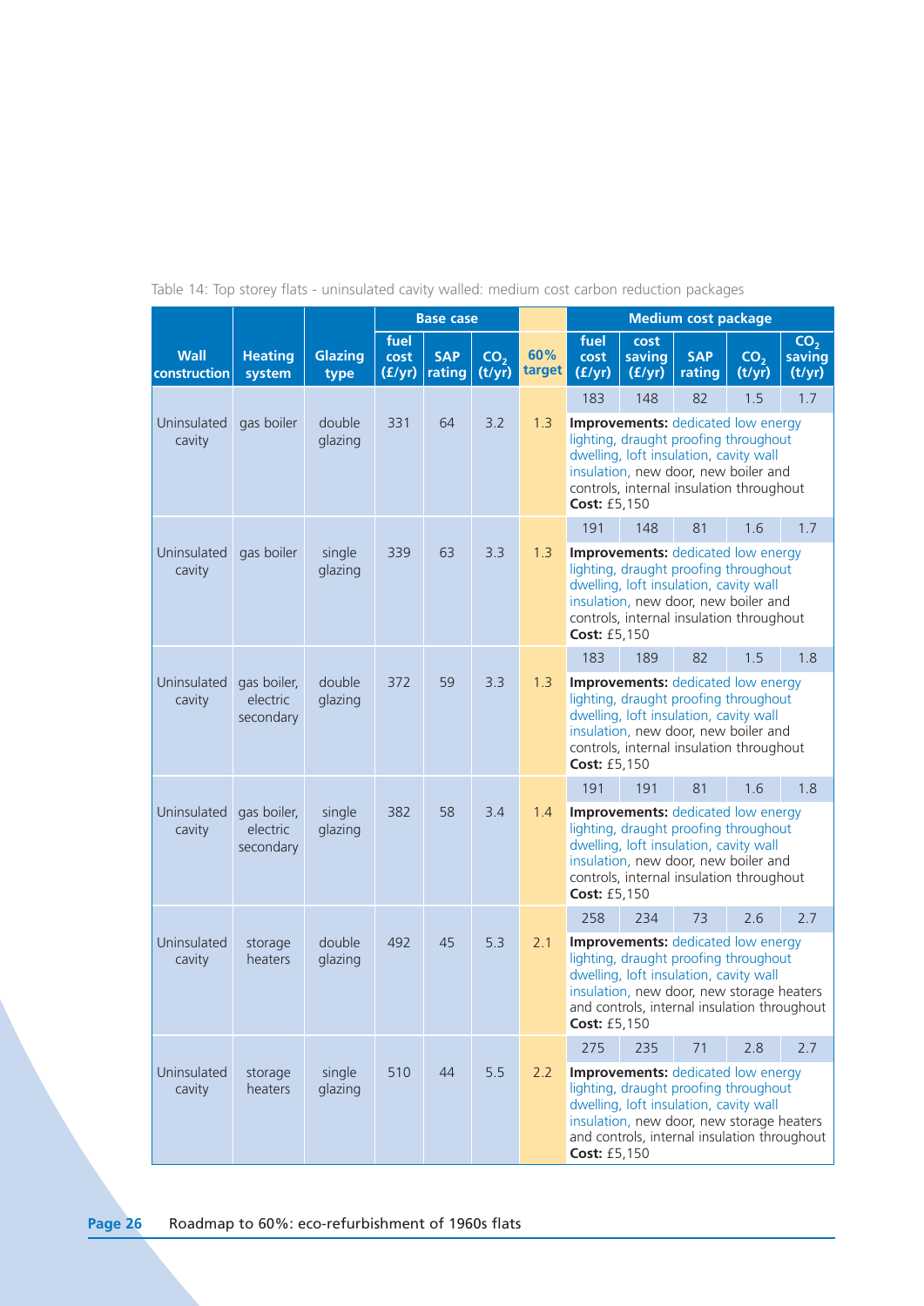Table 14: Top storey flats - uninsulated cavity walled: medium cost carbon reduction packages

| Wall construction | Heating system | Glazing type | Base case | | | 60% target | Medium cost package | | | | |
|---|---|---|---|---|---|---|---|---|---|---|---|
| | | | fuel cost (£/yr) | SAP rating | $CO_2$ (t/yr) | | fuel cost (£/yr) | cost saving (£/yr) | SAP rating | $CO_2$ (t/yr) | $CO_2$ saving (t/yr) |
| Uninsulated cavity | gas boiler | double glazing | 331 | 64 | 3.2 | 1.3 | 183 | 148 | 82 | 1.5 | 1.7 |
| | | | | | | | **Improvements:** dedicated low energy lighting, draught proofing throughout dwelling, loft insulation, cavity wall insulation, new door, new boiler and controls, internal insulation throughout **Cost:** £5,150 | | | | |
| Uninsulated cavity | gas boiler | single glazing | 339 | 63 | 3.3 | 1.3 | 191 | 148 | 81 | 1.6 | 1.7 |
| | | | | | | | **Improvements:** dedicated low energy lighting, draught proofing throughout dwelling, loft insulation, cavity wall insulation, new door, new boiler and controls, internal insulation throughout **Cost:** £5,150 | | | | |
| Uninsulated cavity | gas boiler, electric secondary | double glazing | 372 | 59 | 3.3 | 1.3 | 183 | 189 | 82 | 1.5 | 1.8 |
| | | | | | | | **Improvements:** dedicated low energy lighting, draught proofing throughout dwelling, loft insulation, cavity wall insulation, new door, new boiler and controls, internal insulation throughout **Cost:** £5,150 | | | | |
| Uninsulated cavity | gas boiler, electric secondary | single glazing | 382 | 58 | 3.4 | 1.4 | 191 | 191 | 81 | 1.6 | 1.8 |
| | | | | | | | **Improvements:** dedicated low energy lighting, draught proofing throughout dwelling, loft insulation, cavity wall insulation, new door, new boiler and controls, internal insulation throughout **Cost:** £5,150 | | | | |
| Uninsulated cavity | storage heaters | double glazing | 492 | 45 | 5.3 | 2.1 | 258 | 234 | 73 | 2.6 | 2.7 |
| | | | | | | | **Improvements:** dedicated low energy lighting, draught proofing throughout dwelling, loft insulation, cavity wall insulation, new door, new storage heaters and controls, internal insulation throughout **Cost:** £5,150 | | | | |
| Uninsulated cavity | storage heaters | single glazing | 510 | 44 | 5.5 | 2.2 | 275 | 235 | 71 | 2.8 | 2.7 |
| | | | | | | | **Improvements:** dedicated low energy lighting, draught proofing throughout dwelling, loft insulation, cavity wall insulation, new door, new storage heaters and controls, internal insulation throughout **Cost:** £5,150 | | | | |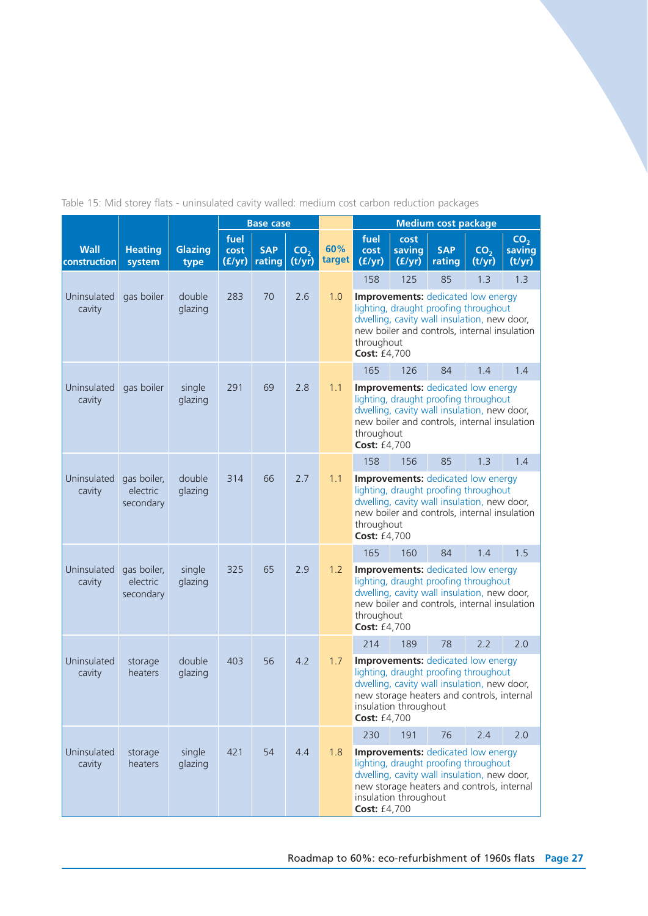Table 15: Mid storey flats - uninsulated cavity walled: medium cost carbon reduction packages

| Wall construction | Heating system | Glazing type | Base case | | | 60% target | Medium cost package | | | | |
|---|---|---|---|---|---|---|---|---|---|---|---|
| | | | fuel cost (£/yr) | SAP rating | $CO_2$ (t/yr) | | fuel cost (£/yr) | cost saving (£/yr) | SAP rating | $CO_2$ (t/yr) | $CO_2$ saving (t/yr) |
| Uninsulated cavity | gas boiler | double glazing | 283 | 70 | 2.6 | 1.0 | 158 | 125 | 85 | 1.3 | 1.3 |
| | | | | | | | **Improvements:** dedicated low energy lighting, draught proofing throughout dwelling, cavity wall insulation, new door, new boiler and controls, internal insulation throughout **Cost:** £4,700 | | | | |
| Uninsulated cavity | gas boiler | single glazing | 291 | 69 | 2.8 | 1.1 | 165 | 126 | 84 | 1.4 | 1.4 |
| | | | | | | | **Improvements:** dedicated low energy lighting, draught proofing throughout dwelling, cavity wall insulation, new door, new boiler and controls, internal insulation throughout **Cost:** £4,700 | | | | |
| Uninsulated cavity | gas boiler, electric secondary | double glazing | 314 | 66 | 2.7 | 1.1 | 158 | 156 | 85 | 1.3 | 1.4 |
| | | | | | | | **Improvements:** dedicated low energy lighting, draught proofing throughout dwelling, cavity wall insulation, new door, new boiler and controls, internal insulation throughout **Cost:** £4,700 | | | | |
| Uninsulated cavity | gas boiler, electric secondary | single glazing | 325 | 65 | 2.9 | 1.2 | 165 | 160 | 84 | 1.4 | 1.5 |
| | | | | | | | **Improvements:** dedicated low energy lighting, draught proofing throughout dwelling, cavity wall insulation, new door, new boiler and controls, internal insulation throughout **Cost:** £4,700 | | | | |
| Uninsulated cavity | storage heaters | double glazing | 403 | 56 | 4.2 | 1.7 | 214 | 189 | 78 | 2.2 | 2.0 |
| | | | | | | | **Improvements:** dedicated low energy lighting, draught proofing throughout dwelling, cavity wall insulation, new door, new storage heaters and controls, internal insulation throughout **Cost:** £4,700 | | | | |
| Uninsulated cavity | storage heaters | single glazing | 421 | 54 | 4.4 | 1.8 | 230 | 191 | 76 | 2.4 | 2.0 |
| | | | | | | | **Improvements:** dedicated low energy lighting, draught proofing throughout dwelling, cavity wall insulation, new door, new storage heaters and controls, internal insulation throughout **Cost:** £4,700 | | | | |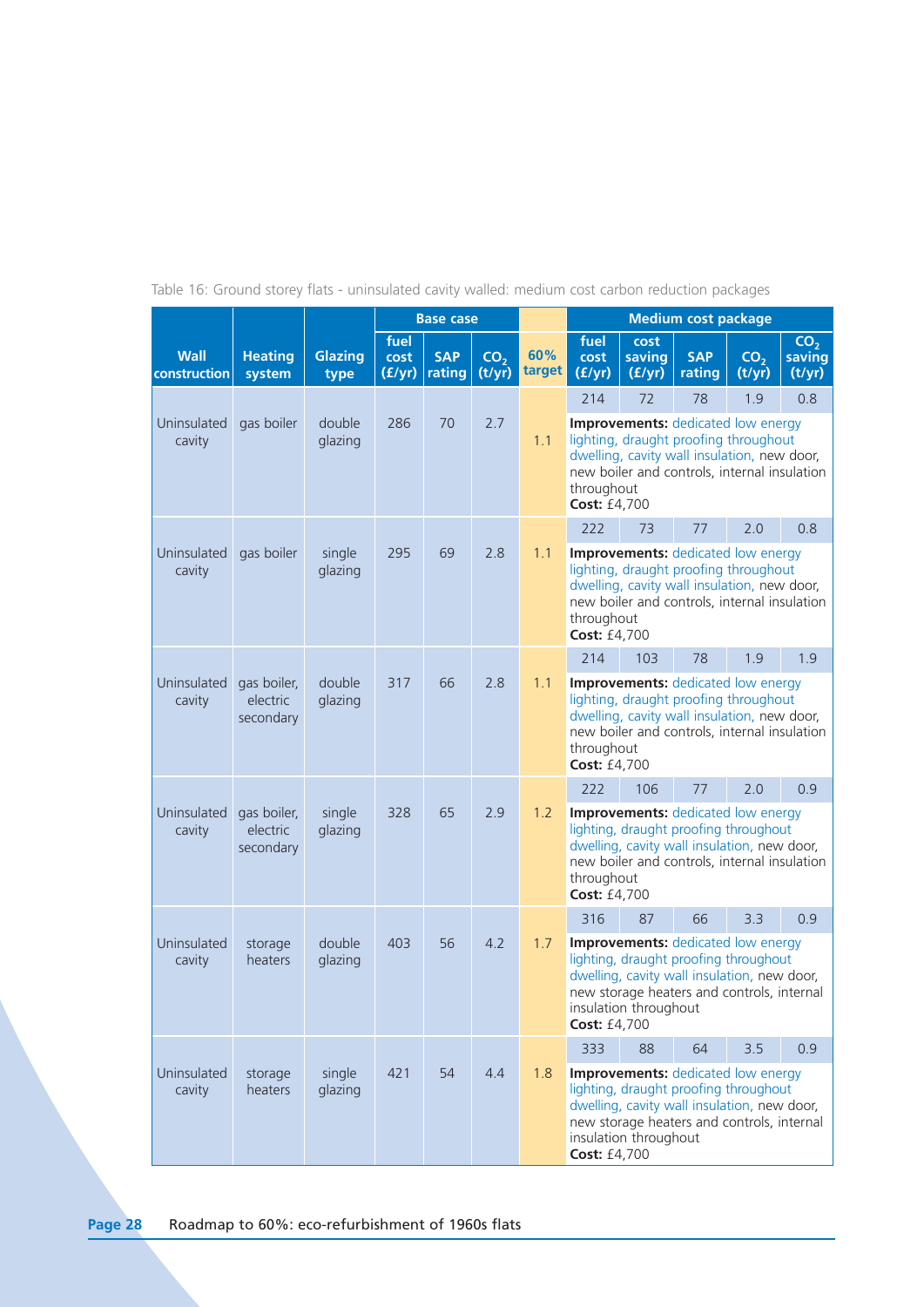Table 16: Ground storey flats - uninsulated cavity walled: medium cost carbon reduction packages

| Wall construction | Heating system | Glazing type | Base case | | | 60% target | Medium cost package | | | | |
|---|---|---|---|---|---|---|---|---|---|---|---|
| | | | fuel cost (£/yr) | SAP rating | $CO_2$ (t/yr) | | fuel cost (£/yr) | cost saving (£/yr) | SAP rating | $CO_2$ (t/yr) | $CO_2$ saving (t/yr) |
| Uninsulated cavity | gas boiler | double glazing | 286 | 70 | 2.7 | 1.1 | 214 | 72 | 78 | 1.9 | 0.8 |
| | | | | | | | **Improvements:** dedicated low energy lighting, draught proofing throughout dwelling, cavity wall insulation, new door, new boiler and controls, internal insulation throughout **Cost:** £4,700 | | | | |
| Uninsulated cavity | gas boiler | single glazing | 295 | 69 | 2.8 | 1.1 | 222 | 73 | 77 | 2.0 | 0.8 |
| | | | | | | | **Improvements:** dedicated low energy lighting, draught proofing throughout dwelling, cavity wall insulation, new door, new boiler and controls, internal insulation throughout **Cost:** £4,700 | | | | |
| Uninsulated cavity | gas boiler, electric secondary | double glazing | 317 | 66 | 2.8 | 1.1 | 214 | 103 | 78 | 1.9 | 1.9 |
| | | | | | | | **Improvements:** dedicated low energy lighting, draught proofing throughout dwelling, cavity wall insulation, new door, new boiler and controls, internal insulation throughout **Cost:** £4,700 | | | | |
| Uninsulated cavity | gas boiler, electric secondary | single glazing | 328 | 65 | 2.9 | 1.2 | 222 | 106 | 77 | 2.0 | 0.9 |
| | | | | | | | **Improvements:** dedicated low energy lighting, draught proofing throughout dwelling, cavity wall insulation, new door, new boiler and controls, internal insulation throughout **Cost:** £4,700 | | | | |
| Uninsulated cavity | storage heaters | double glazing | 403 | 56 | 4.2 | 1.7 | 316 | 87 | 66 | 3.3 | 0.9 |
| | | | | | | | **Improvements:** dedicated low energy lighting, draught proofing throughout dwelling, cavity wall insulation, new door, new storage heaters and controls, internal insulation throughout **Cost:** £4,700 | | | | |
| Uninsulated cavity | storage heaters | single glazing | 421 | 54 | 4.4 | 1.8 | 333 | 88 | 64 | 3.5 | 0.9 |
| | | | | | | | **Improvements:** dedicated low energy lighting, draught proofing throughout dwelling, cavity wall insulation, new door, new storage heaters and controls, internal insulation throughout **Cost:** £4,700 | | | | |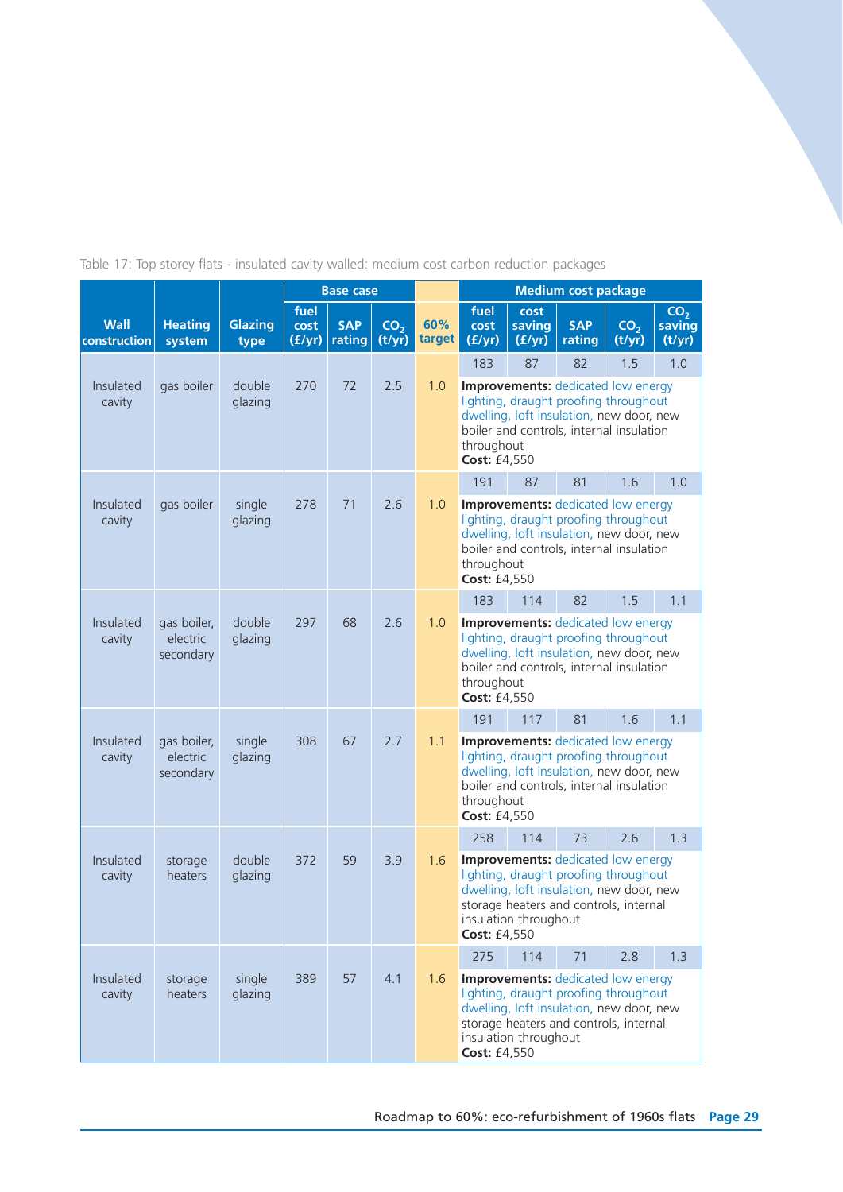Table 17: Top storey flats - insulated cavity walled: medium cost carbon reduction packages

| Wall construction | Heating system | Glazing type | Base case | | | 60% target | Medium cost package | | | | |
|---|---|---|---|---|---|---|---|---|---|---|---|
| | | | fuel cost (£/yr) | SAP rating | $CO_2$ (t/yr) | | fuel cost (£/yr) | cost saving (£/yr) | SAP rating | $CO_2$ (t/yr) | $CO_2$ saving (t/yr) |
| Insulated cavity | gas boiler | double glazing | 270 | 72 | 2.5 | 1.0 | 183 | 87 | 82 | 1.5 | 1.0 |
| | | | | | | | **Improvements:** dedicated low energy lighting, draught proofing throughout dwelling, loft insulation, new door, new boiler and controls, internal insulation throughout **Cost:** £4,550 | | | | |
| Insulated cavity | gas boiler | single glazing | 278 | 71 | 2.6 | 1.0 | 191 | 87 | 81 | 1.6 | 1.0 |
| | | | | | | | **Improvements:** dedicated low energy lighting, draught proofing throughout dwelling, loft insulation, new door, new boiler and controls, internal insulation throughout **Cost:** £4,550 | | | | |
| Insulated cavity | gas boiler, electric secondary | double glazing | 297 | 68 | 2.6 | 1.0 | 183 | 114 | 82 | 1.5 | 1.1 |
| | | | | | | | **Improvements:** dedicated low energy lighting, draught proofing throughout dwelling, loft insulation, new door, new boiler and controls, internal insulation throughout **Cost:** £4,550 | | | | |
| Insulated cavity | gas boiler, electric secondary | single glazing | 308 | 67 | 2.7 | 1.1 | 191 | 117 | 81 | 1.6 | 1.1 |
| | | | | | | | **Improvements:** dedicated low energy lighting, draught proofing throughout dwelling, loft insulation, new door, new boiler and controls, internal insulation throughout **Cost:** £4,550 | | | | |
| Insulated cavity | storage heaters | double glazing | 372 | 59 | 3.9 | 1.6 | 258 | 114 | 73 | 2.6 | 1.3 |
| | | | | | | | **Improvements:** dedicated low energy lighting, draught proofing throughout dwelling, loft insulation, new door, new storage heaters and controls, internal insulation throughout **Cost:** £4,550 | | | | |
| Insulated cavity | storage heaters | single glazing | 389 | 57 | 4.1 | 1.6 | 275 | 114 | 71 | 2.8 | 1.3 |
| | | | | | | | **Improvements:** dedicated low energy lighting, draught proofing throughout dwelling, loft insulation, new door, new storage heaters and controls, internal insulation throughout **Cost:** £4,550 | | | | |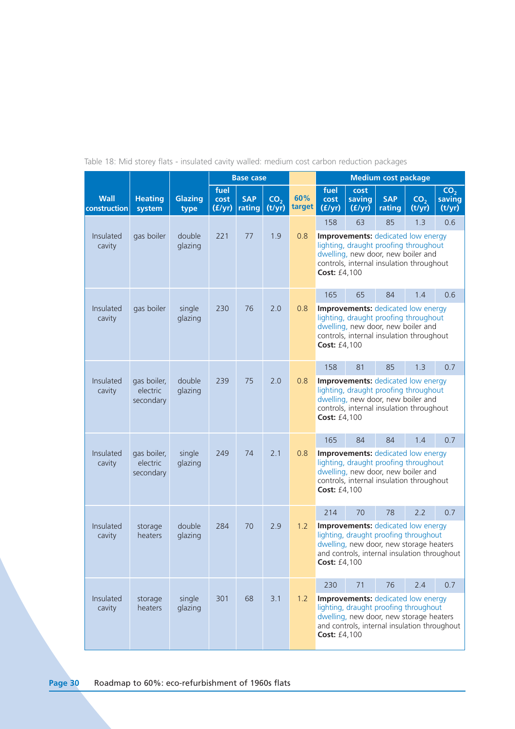Table 18: Mid storey flats - insulated cavity walled: medium cost carbon reduction packages

| Wall construction | Heating system | Glazing type | Base case | | | 60% target | Medium cost package | | | | |
|---|---|---|---|---|---|---|---|---|---|---|---|
| | | | fuel cost (£/yr) | SAP rating | $CO_2$ (t/yr) | | fuel cost (£/yr) | cost saving (£/yr) | SAP rating | $CO_2$ (t/yr) | $CO_2$ saving (t/yr) |
| Insulated cavity | gas boiler | double glazing | 221 | 77 | 1.9 | 0.8 | 158 | 63 | 85 | 1.3 | 0.6 |
| | | | | | | | **Improvements:** dedicated low energy lighting, draught proofing throughout dwelling, new door, new boiler and controls, internal insulation throughout **Cost:** £4,100 | | | | |
| Insulated cavity | gas boiler | single glazing | 230 | 76 | 2.0 | 0.8 | 165 | 65 | 84 | 1.4 | 0.6 |
| | | | | | | | **Improvements:** dedicated low energy lighting, draught proofing throughout dwelling, new door, new boiler and controls, internal insulation throughout **Cost:** £4,100 | | | | |
| Insulated cavity | gas boiler, electric secondary | double glazing | 239 | 75 | 2.0 | 0.8 | 158 | 81 | 85 | 1.3 | 0.7 |
| | | | | | | | **Improvements:** dedicated low energy lighting, draught proofing throughout dwelling, new door, new boiler and controls, internal insulation throughout **Cost:** £4,100 | | | | |
| Insulated cavity | gas boiler, electric secondary | single glazing | 249 | 74 | 2.1 | 0.8 | 165 | 84 | 84 | 1.4 | 0.7 |
| | | | | | | | **Improvements:** dedicated low energy lighting, draught proofing throughout dwelling, new door, new boiler and controls, internal insulation throughout **Cost:** £4,100 | | | | |
| Insulated cavity | storage heaters | double glazing | 284 | 70 | 2.9 | 1.2 | 214 | 70 | 78 | 2.2 | 0.7 |
| | | | | | | | **Improvements:** dedicated low energy lighting, draught proofing throughout dwelling, new door, new storage heaters and controls, internal insulation throughout **Cost:** £4,100 | | | | |
| Insulated cavity | storage heaters | single glazing | 301 | 68 | 3.1 | 1.2 | 230 | 71 | 76 | 2.4 | 0.7 |
| | | | | | | | **Improvements:** dedicated low energy lighting, draught proofing throughout dwelling, new door, new storage heaters and controls, internal insulation throughout **Cost:** £4,100 | | | | |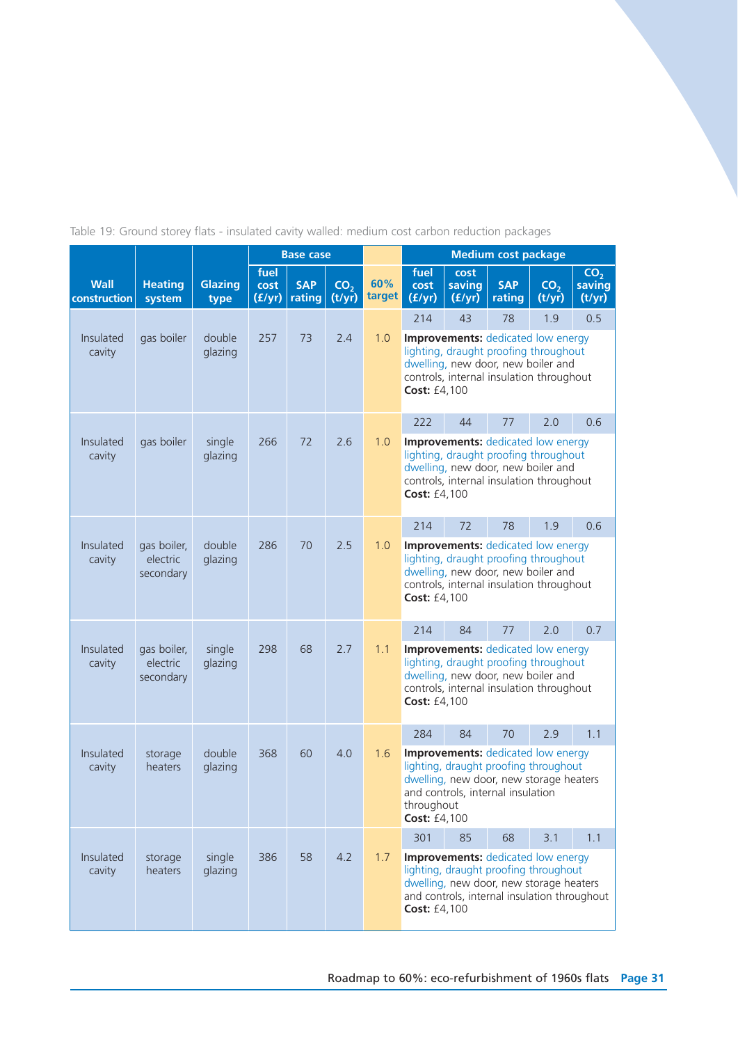Table 19: Ground storey flats - insulated cavity walled: medium cost carbon reduction packages

| Wall construction | Heating system | Glazing type | Base case | | | 60% target | Medium cost package | | | | |
|---|---|---|---|---|---|---|---|---|---|---|---|
| | | | fuel cost (£/yr) | SAP rating | $CO_2$ (t/yr) | | fuel cost (£/yr) | cost saving (£/yr) | SAP rating | $CO_2$ (t/yr) | $CO_2$ saving (t/yr) |
| Insulated cavity | gas boiler | double glazing | 257 | 73 | 2.4 | 1.0 | 214 | 43 | 78 | 1.9 | 0.5 |
| | | | | | | | **Improvements:** dedicated low energy lighting, draught proofing throughout dwelling, new door, new boiler and controls, internal insulation throughout **Cost:** £4,100 | | | | |
| Insulated cavity | gas boiler | single glazing | 266 | 72 | 2.6 | 1.0 | 222 | 44 | 77 | 2.0 | 0.6 |
| | | | | | | | **Improvements:** dedicated low energy lighting, draught proofing throughout dwelling, new door, new boiler and controls, internal insulation throughout **Cost:** £4,100 | | | | |
| Insulated cavity | gas boiler, electric secondary | double glazing | 286 | 70 | 2.5 | 1.0 | 214 | 72 | 78 | 1.9 | 0.6 |
| | | | | | | | **Improvements:** dedicated low energy lighting, draught proofing throughout dwelling, new door, new boiler and controls, internal insulation throughout **Cost:** £4,100 | | | | |
| Insulated cavity | gas boiler, electric secondary | single glazing | 298 | 68 | 2.7 | 1.1 | 214 | 84 | 77 | 2.0 | 0.7 |
| | | | | | | | **Improvements:** dedicated low energy lighting, draught proofing throughout dwelling, new door, new boiler and controls, internal insulation throughout **Cost:** £4,100 | | | | |
| Insulated cavity | storage heaters | double glazing | 368 | 60 | 4.0 | 1.6 | 284 | 84 | 70 | 2.9 | 1.1 |
| | | | | | | | **Improvements:** dedicated low energy lighting, draught proofing throughout dwelling, new door, new storage heaters and controls, internal insulation throughout **Cost:** £4,100 | | | | |
| Insulated cavity | storage heaters | single glazing | 386 | 58 | 4.2 | 1.7 | 301 | 85 | 68 | 3.1 | 1.1 |
| | | | | | | | **Improvements:** dedicated low energy lighting, draught proofing throughout dwelling, new door, new storage heaters and controls, internal insulation throughout **Cost:** £4,100 | | | | |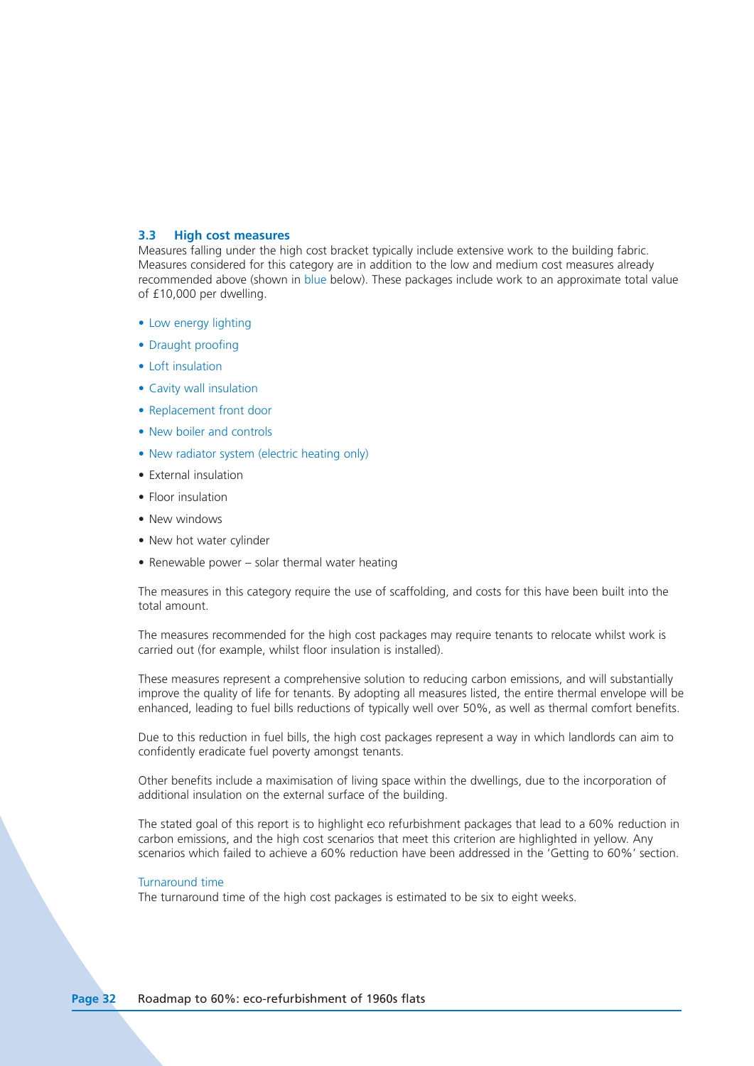### 3.3 High cost measures

Measures falling under the high cost bracket typically include extensive work to the building fabric. Measures considered for this category are in addition to the low and medium cost measures already recommended above (shown in blue below). These packages include work to an approximate total value of £10,000 per dwelling.

- Low energy lighting
- Draught proofing
- Loft insulation
- Cavity wall insulation
- Replacement front door
- New boiler and controls
- New radiator system (electric heating only)
- External insulation
- Floor insulation
- New windows
- New hot water cylinder
- Renewable power – solar thermal water heating

The measures in this category require the use of scaffolding, and costs for this have been built into the total amount.

The measures recommended for the high cost packages may require tenants to relocate whilst work is carried out (for example, whilst floor insulation is installed).

These measures represent a comprehensive solution to reducing carbon emissions, and will substantially improve the quality of life for tenants. By adopting all measures listed, the entire thermal envelope will be enhanced, leading to fuel bills reductions of typically well over 50%, as well as thermal comfort benefits.

Due to this reduction in fuel bills, the high cost packages represent a way in which landlords can aim to confidently eradicate fuel poverty amongst tenants.

Other benefits include a maximisation of living space within the dwellings, due to the incorporation of additional insulation on the external surface of the building.

The stated goal of this report is to highlight eco refurbishment packages that lead to a 60% reduction in carbon emissions, and the high cost scenarios that meet this criterion are highlighted in yellow. Any scenarios which failed to achieve a 60% reduction have been addressed in the 'Getting to 60%' section.

#### Turnaround time

The turnaround time of the high cost packages is estimated to be six to eight weeks.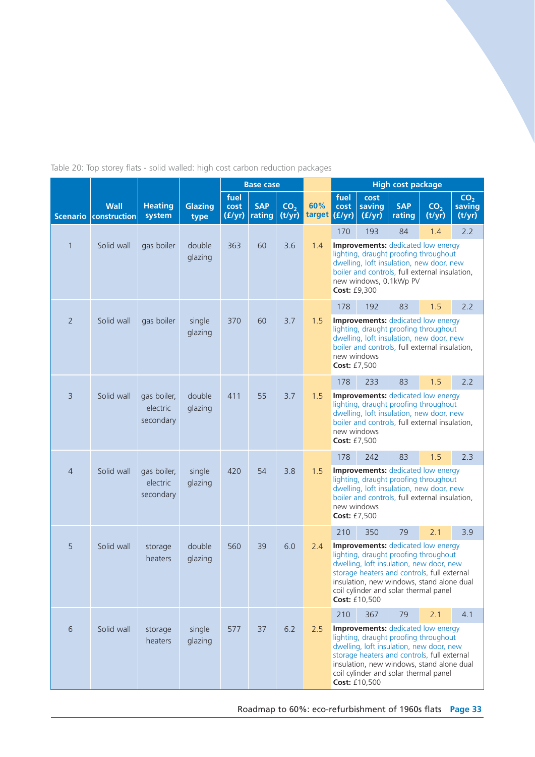Table 20: Top storey flats - solid walled: high cost carbon reduction packages

| Scenario | Wall construction | Heating system | Glazing type | Base case | | | 60% target | High cost package | | | | |
|---|---|---|---|---|---|---|---|---|---|---|---|---|
| | | | | fuel cost (£/yr) | SAP rating | $CO_2$ (t/yr) | | fuel cost (£/yr) | cost saving (£/yr) | SAP rating | $CO_2$ (t/yr) | $CO_2$ saving (t/yr) |
| 1 | Solid wall | gas boiler | double glazing | 363 | 60 | 3.6 | 1.4 | 170 | 193 | 84 | 1.4 | 2.2 |
| | | | | | | | | **Improvements:** dedicated low energy lighting, draught proofing throughout dwelling, loft insulation, new door, new boiler and controls, full external insulation, new windows, 0.1kWp PV **Cost:** £9,300 | | | | |
| 2 | Solid wall | gas boiler | single glazing | 370 | 60 | 3.7 | 1.5 | 178 | 192 | 83 | 1.5 | 2.2 |
| | | | | | | | | **Improvements:** dedicated low energy lighting, draught proofing throughout dwelling, loft insulation, new door, new boiler and controls, full external insulation, new windows **Cost:** £7,500 | | | | |
| 3 | Solid wall | gas boiler, electric secondary | double glazing | 411 | 55 | 3.7 | 1.5 | 178 | 233 | 83 | 1.5 | 2.2 |
| | | | | | | | | **Improvements:** dedicated low energy lighting, draught proofing throughout dwelling, loft insulation, new door, new boiler and controls, full external insulation, new windows **Cost:** £7,500 | | | | |
| 4 | Solid wall | gas boiler, electric secondary | single glazing | 420 | 54 | 3.8 | 1.5 | 178 | 242 | 83 | 1.5 | 2.3 |
| | | | | | | | | **Improvements:** dedicated low energy lighting, draught proofing throughout dwelling, loft insulation, new door, new boiler and controls, full external insulation, new windows **Cost:** £7,500 | | | | |
| 5 | Solid wall | storage heaters | double glazing | 560 | 39 | 6.0 | 2.4 | 210 | 350 | 79 | 2.1 | 3.9 |
| | | | | | | | | **Improvements:** dedicated low energy lighting, draught proofing throughout dwelling, loft insulation, new door, new storage heaters and controls, full external insulation, new windows, stand alone dual coil cylinder and solar thermal panel **Cost:** £10,500 | | | | |
| 6 | Solid wall | storage heaters | single glazing | 577 | 37 | 6.2 | 2.5 | 210 | 367 | 79 | 2.1 | 4.1 |
| | | | | | | | | **Improvements:** dedicated low energy lighting, draught proofing throughout dwelling, loft insulation, new door, new storage heaters and controls, full external insulation, new windows, stand alone dual coil cylinder and solar thermal panel **Cost:** £10,500 | | | | |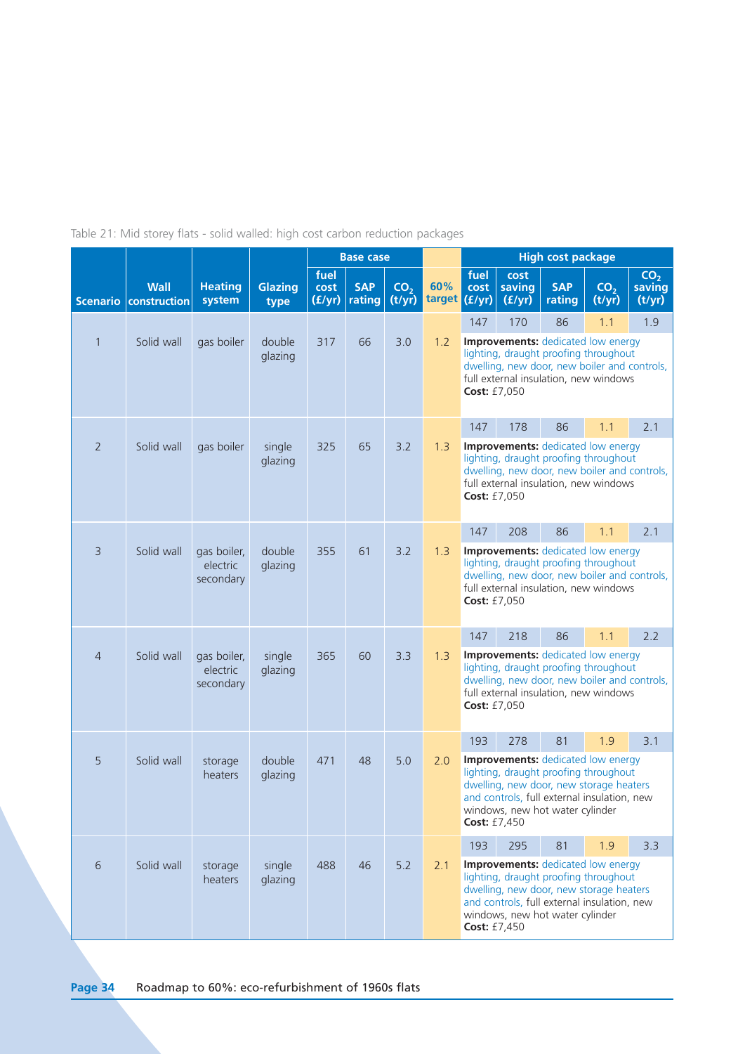Table 21: Mid storey flats - solid walled: high cost carbon reduction packages

| Scenario | Wall construction | Heating system | Glazing type | Base case | | | 60% target | High cost package | | | | |
|---|---|---|---|---|---|---|---|---|---|---|---|---|
| | | | | fuel cost (£/yr) | SAP rating | $CO_2$ (t/yr) | | fuel cost (£/yr) | cost saving (£/yr) | SAP rating | $CO_2$ (t/yr) | $CO_2$ saving (t/yr) |
| 1 | Solid wall | gas boiler | double glazing | 317 | 66 | 3.0 | 1.2 | 147 | 170 | 86 | 1.1 | 1.9 |
| | | | | | | | | **Improvements:** dedicated low energy lighting, draught proofing throughout dwelling, new door, new boiler and controls, full external insulation, new windows **Cost:** £7,050 | | | | |
| 2 | Solid wall | gas boiler | single glazing | 325 | 65 | 3.2 | 1.3 | 147 | 178 | 86 | 1.1 | 2.1 |
| | | | | | | | | **Improvements:** dedicated low energy lighting, draught proofing throughout dwelling, new door, new boiler and controls, full external insulation, new windows **Cost:** £7,050 | | | | |
| 3 | Solid wall | gas boiler, electric secondary | double glazing | 355 | 61 | 3.2 | 1.3 | 147 | 208 | 86 | 1.1 | 2.1 |
| | | | | | | | | **Improvements:** dedicated low energy lighting, draught proofing throughout dwelling, new door, new boiler and controls, full external insulation, new windows **Cost:** £7,050 | | | | |
| 4 | Solid wall | gas boiler, electric secondary | single glazing | 365 | 60 | 3.3 | 1.3 | 147 | 218 | 86 | 1.1 | 2.2 |
| | | | | | | | | **Improvements:** dedicated low energy lighting, draught proofing throughout dwelling, new door, new boiler and controls, full external insulation, new windows **Cost:** £7,050 | | | | |
| 5 | Solid wall | storage heaters | double glazing | 471 | 48 | 5.0 | 2.0 | 193 | 278 | 81 | 1.9 | 3.1 |
| | | | | | | | | **Improvements:** dedicated low energy lighting, draught proofing throughout dwelling, new door, new storage heaters and controls, full external insulation, new windows, new hot water cylinder **Cost:** £7,450 | | | | |
| 6 | Solid wall | storage heaters | single glazing | 488 | 46 | 5.2 | 2.1 | 193 | 295 | 81 | 1.9 | 3.3 |
| | | | | | | | | **Improvements:** dedicated low energy lighting, draught proofing throughout dwelling, new door, new storage heaters and controls, full external insulation, new windows, new hot water cylinder **Cost:** £7,450 | | | | |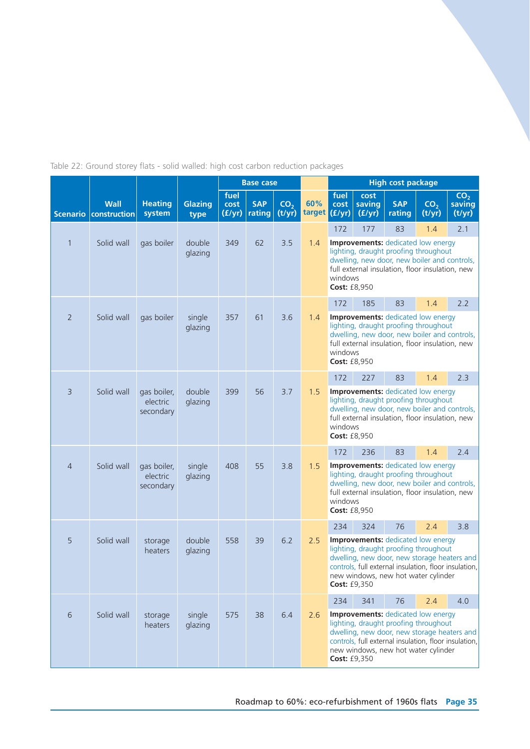Table 22: Ground storey flats - solid walled: high cost carbon reduction packages

| Scenario | Wall construction | Heating system | Glazing type | Base case | | | 60% target | High cost package | | | | |
|---|---|---|---|---|---|---|---|---|---|---|---|---|
| | | | | fuel cost (£/yr) | SAP rating | $CO_2$ (t/yr) | | fuel cost (£/yr) | cost saving (£/yr) | SAP rating | $CO_2$ (t/yr) | $CO_2$ saving (t/yr) |
| 1 | Solid wall | gas boiler | double glazing | 349 | 62 | 3.5 | 1.4 | 172 | 177 | 83 | 1.4 | 2.1 |
| | | | | | | | | **Improvements:** dedicated low energy lighting, draught proofing throughout dwelling, new door, new boiler and controls, full external insulation, floor insulation, new windows **Cost:** £8,950 | | | | |
| 2 | Solid wall | gas boiler | single glazing | 357 | 61 | 3.6 | 1.4 | 172 | 185 | 83 | 1.4 | 2.2 |
| | | | | | | | | **Improvements:** dedicated low energy lighting, draught proofing throughout dwelling, new door, new boiler and controls, full external insulation, floor insulation, new windows **Cost:** £8,950 | | | | |
| 3 | Solid wall | gas boiler, electric secondary | double glazing | 399 | 56 | 3.7 | 1.5 | 172 | 227 | 83 | 1.4 | 2.3 |
| | | | | | | | | **Improvements:** dedicated low energy lighting, draught proofing throughout dwelling, new door, new boiler and controls, full external insulation, floor insulation, new windows **Cost:** £8,950 | | | | |
| 4 | Solid wall | gas boiler, electric secondary | single glazing | 408 | 55 | 3.8 | 1.5 | 172 | 236 | 83 | 1.4 | 2.4 |
| | | | | | | | | **Improvements:** dedicated low energy lighting, draught proofing throughout dwelling, new door, new boiler and controls, full external insulation, floor insulation, new windows **Cost:** £8,950 | | | | |
| 5 | Solid wall | storage heaters | double glazing | 558 | 39 | 6.2 | 2.5 | 234 | 324 | 76 | 2.4 | 3.8 |
| | | | | | | | | **Improvements:** dedicated low energy lighting, draught proofing throughout dwelling, new door, new storage heaters and controls, full external insulation, floor insulation, new windows, new hot water cylinder **Cost:** £9,350 | | | | |
| 6 | Solid wall | storage heaters | single glazing | 575 | 38 | 6.4 | 2.6 | 234 | 341 | 76 | 2.4 | 4.0 |
| | | | | | | | | **Improvements:** dedicated low energy lighting, draught proofing throughout dwelling, new door, new storage heaters and controls, full external insulation, floor insulation, new windows, new hot water cylinder **Cost:** £9,350 | | | | |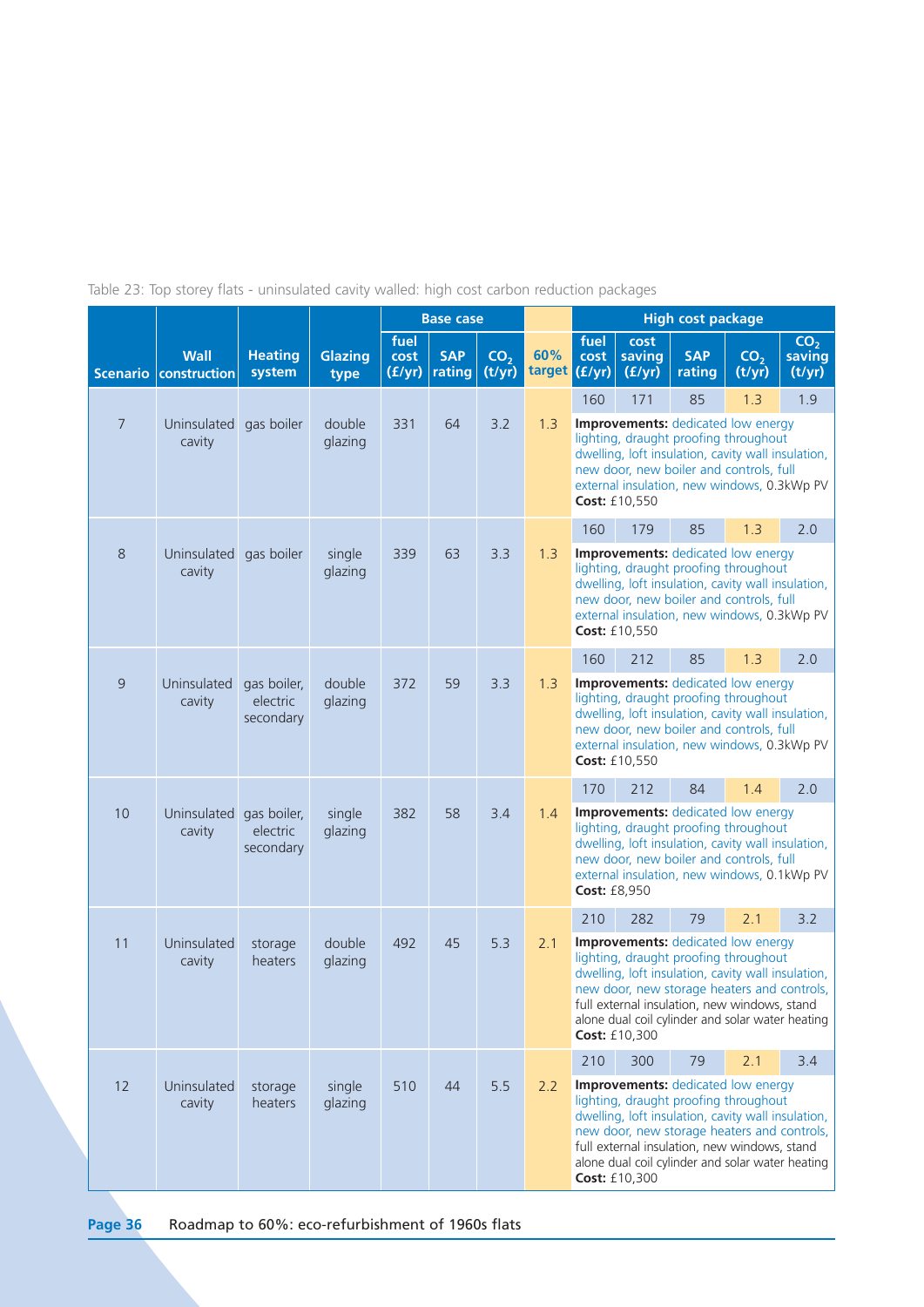Table 23: Top storey flats - uninsulated cavity walled: high cost carbon reduction packages

| Scenario | Wall construction | Heating system | Glazing type | Base case | | | 60% target | High cost package | | | | |
|---|---|---|---|---|---|---|---|---|---|---|---|---|
| | | | | fuel cost (£/yr) | SAP rating | $CO_2$ (t/yr) | | fuel cost (£/yr) | cost saving (£/yr) | SAP rating | $CO_2$ (t/yr) | $CO_2$ saving (t/yr) |
| 7 | Uninsulated cavity | gas boiler | double glazing | 331 | 64 | 3.2 | 1.3 | 160 | 171 | 85 | 1.3 | 1.9 |
| | | | | | | | | **Improvements:** dedicated low energy lighting, draught proofing throughout dwelling, loft insulation, cavity wall insulation, new door, new boiler and controls, full external insulation, new windows, 0.3kWp PV **Cost:** £10,550 | | | | |
| 8 | Uninsulated cavity | gas boiler | single glazing | 339 | 63 | 3.3 | 1.3 | 160 | 179 | 85 | 1.3 | 2.0 |
| | | | | | | | | **Improvements:** dedicated low energy lighting, draught proofing throughout dwelling, loft insulation, cavity wall insulation, new door, new boiler and controls, full external insulation, new windows, 0.3kWp PV **Cost:** £10,550 | | | | |
| 9 | Uninsulated cavity | gas boiler, electric secondary | double glazing | 372 | 59 | 3.3 | 1.3 | 160 | 212 | 85 | 1.3 | 2.0 |
| | | | | | | | | **Improvements:** dedicated low energy lighting, draught proofing throughout dwelling, loft insulation, cavity wall insulation, new door, new boiler and controls, full external insulation, new windows, 0.3kWp PV **Cost:** £10,550 | | | | |
| 10 | Uninsulated cavity | gas boiler, electric secondary | single glazing | 382 | 58 | 3.4 | 1.4 | 170 | 212 | 84 | 1.4 | 2.0 |
| | | | | | | | | **Improvements:** dedicated low energy lighting, draught proofing throughout dwelling, loft insulation, cavity wall insulation, new door, new boiler and controls, full external insulation, new windows, 0.1kWp PV **Cost:** £8,950 | | | | |
| 11 | Uninsulated cavity | storage heaters | double glazing | 492 | 45 | 5.3 | 2.1 | 210 | 282 | 79 | 2.1 | 3.2 |
| | | | | | | | | **Improvements:** dedicated low energy lighting, draught proofing throughout dwelling, loft insulation, cavity wall insulation, new door, new storage heaters and controls, full external insulation, new windows, stand alone dual coil cylinder and solar water heating **Cost:** £10,300 | | | | |
| 12 | Uninsulated cavity | storage heaters | single glazing | 510 | 44 | 5.5 | 2.2 | 210 | 300 | 79 | 2.1 | 3.4 |
| | | | | | | | | **Improvements:** dedicated low energy lighting, draught proofing throughout dwelling, loft insulation, cavity wall insulation, new door, new storage heaters and controls, full external insulation, new windows, stand alone dual coil cylinder and solar water heating **Cost:** £10,300 | | | | |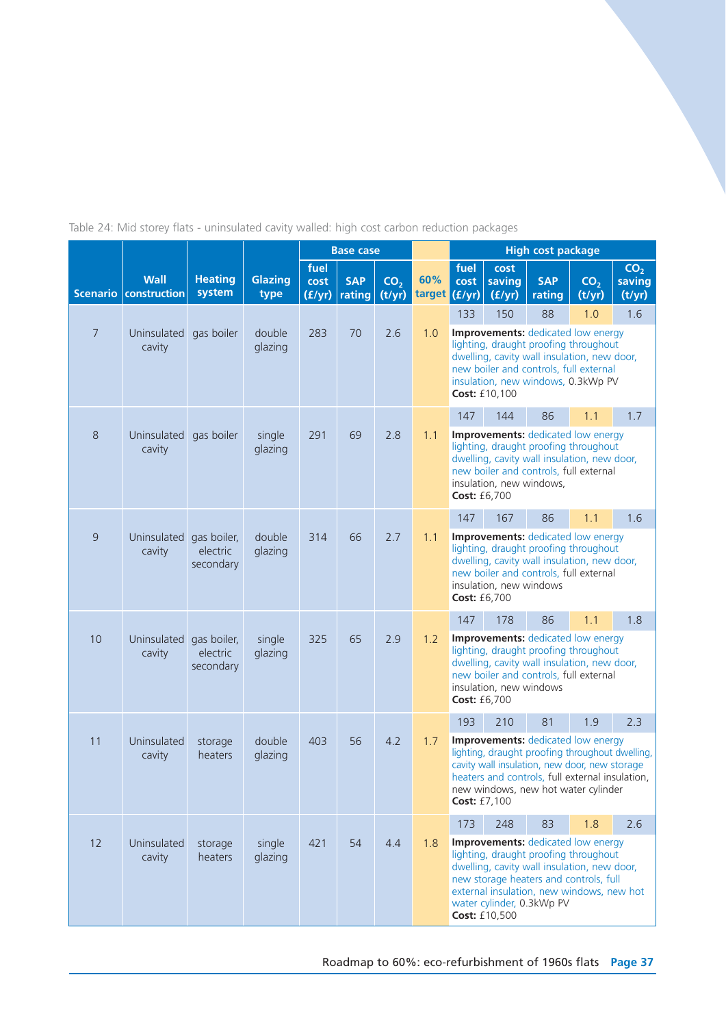Table 24: Mid storey flats - uninsulated cavity walled: high cost carbon reduction packages

| Scenario | Wall construction | Heating system | Glazing type | Base case | | | 60% target | High cost package | | | | |
|---|---|---|---|---|---|---|---|---|---|---|---|---|
| | | | | fuel cost (£/yr) | SAP rating | $CO_2$ (t/yr) | | fuel cost (£/yr) | cost saving (£/yr) | SAP rating | $CO_2$ (t/yr) | $CO_2$ saving (t/yr) |
| 7 | Uninsulated cavity | gas boiler | double glazing | 283 | 70 | 2.6 | 1.0 | 133 | 150 | 88 | 1.0 | 1.6 |
| | | | | | | | | **Improvements:** dedicated low energy lighting, draught proofing throughout dwelling, cavity wall insulation, new door, new boiler and controls, full external insulation, new windows, 0.3kWp PV **Cost:** £10,100 | | | | |
| 8 | Uninsulated cavity | gas boiler | single glazing | 291 | 69 | 2.8 | 1.1 | 147 | 144 | 86 | 1.1 | 1.7 |
| | | | | | | | | **Improvements:** dedicated low energy lighting, draught proofing throughout dwelling, cavity wall insulation, new door, new boiler and controls, full external insulation, new windows, **Cost:** £6,700 | | | | |
| 9 | Uninsulated cavity | gas boiler, electric secondary | double glazing | 314 | 66 | 2.7 | 1.1 | 147 | 167 | 86 | 1.1 | 1.6 |
| | | | | | | | | **Improvements:** dedicated low energy lighting, draught proofing throughout dwelling, cavity wall insulation, new door, new boiler and controls, full external insulation, new windows **Cost:** £6,700 | | | | |
| 10 | Uninsulated cavity | gas boiler, electric secondary | single glazing | 325 | 65 | 2.9 | 1.2 | 147 | 178 | 86 | 1.1 | 1.8 |
| | | | | | | | | **Improvements:** dedicated low energy lighting, draught proofing throughout dwelling, cavity wall insulation, new door, new boiler and controls, full external insulation, new windows **Cost:** £6,700 | | | | |
| 11 | Uninsulated cavity | storage heaters | double glazing | 403 | 56 | 4.2 | 1.7 | 193 | 210 | 81 | 1.9 | 2.3 |
| | | | | | | | | **Improvements:** dedicated low energy lighting, draught proofing throughout dwelling, cavity wall insulation, new door, new storage heaters and controls, full external insulation, new windows, new hot water cylinder **Cost:** £7,100 | | | | |
| 12 | Uninsulated cavity | storage heaters | single glazing | 421 | 54 | 4.4 | 1.8 | 173 | 248 | 83 | 1.8 | 2.6 |
| | | | | | | | | **Improvements:** dedicated low energy lighting, draught proofing throughout dwelling, cavity wall insulation, new door, new storage heaters and controls, full external insulation, new windows, new hot water cylinder, 0.3kWp PV **Cost:** £10,500 | | | | |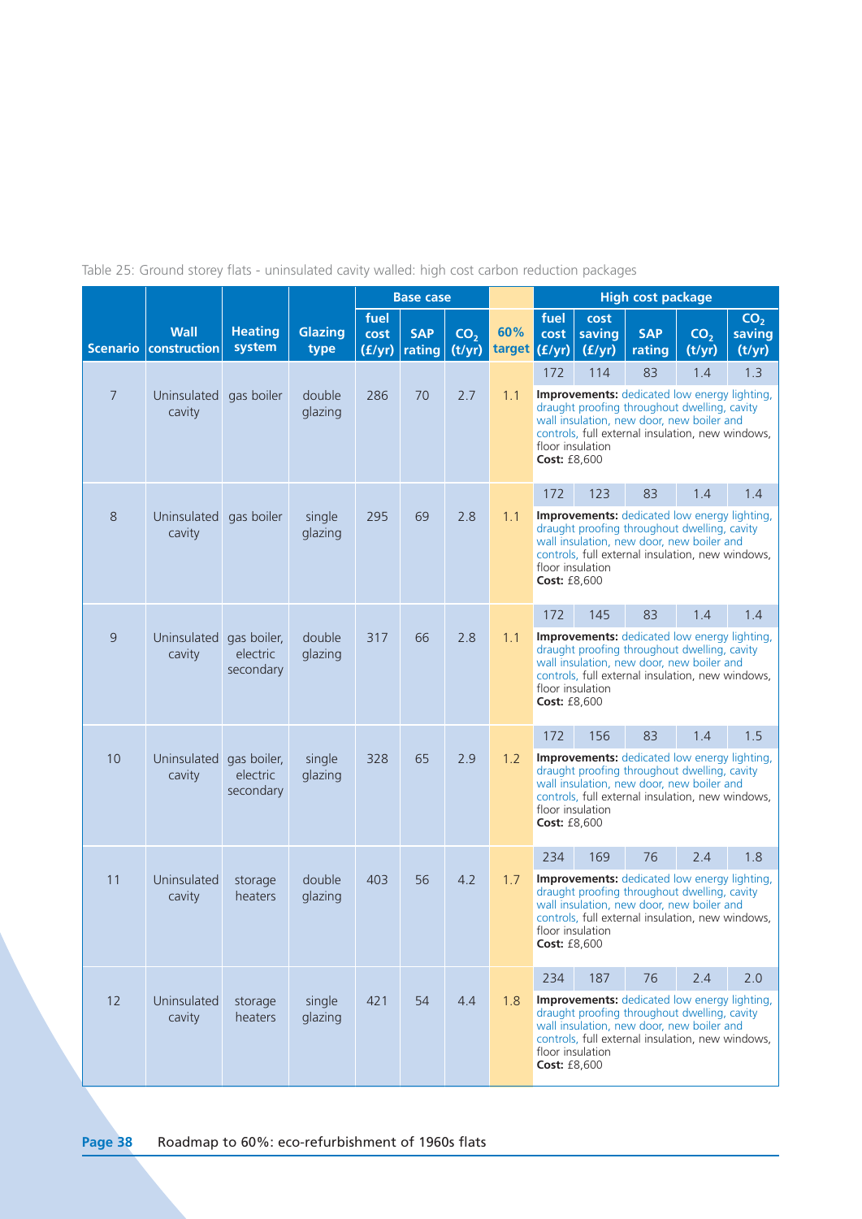Table 25: Ground storey flats - uninsulated cavity walled: high cost carbon reduction packages

| Scenario | Wall construction | Heating system | Glazing type | Base case | | | 60% target | High cost package | | | | |
|---|---|---|---|---|---|---|---|---|---|---|---|---|
| | | | | fuel cost (£/yr) | SAP rating | $CO_2$ (t/yr) | | fuel cost (£/yr) | cost saving (£/yr) | SAP rating | $CO_2$ (t/yr) | $CO_2$ saving (t/yr) |
| 7 | Uninsulated cavity | gas boiler | double glazing | 286 | 70 | 2.7 | 1.1 | 172 | 114 | 83 | 1.4 | 1.3 |
| | | | | | | | | **Improvements:** dedicated low energy lighting, draught proofing throughout dwelling, cavity wall insulation, new door, new boiler and controls, full external insulation, new windows, floor insulation **Cost:** £8,600 | | | | |
| 8 | Uninsulated cavity | gas boiler | single glazing | 295 | 69 | 2.8 | 1.1 | 172 | 123 | 83 | 1.4 | 1.4 |
| | | | | | | | | **Improvements:** dedicated low energy lighting, draught proofing throughout dwelling, cavity wall insulation, new door, new boiler and controls, full external insulation, new windows, floor insulation **Cost:** £8,600 | | | | |
| 9 | Uninsulated cavity | gas boiler, electric secondary | double glazing | 317 | 66 | 2.8 | 1.1 | 172 | 145 | 83 | 1.4 | 1.4 |
| | | | | | | | | **Improvements:** dedicated low energy lighting, draught proofing throughout dwelling, cavity wall insulation, new door, new boiler and controls, full external insulation, new windows, floor insulation **Cost:** £8,600 | | | | |
| 10 | Uninsulated cavity | gas boiler, electric secondary | single glazing | 328 | 65 | 2.9 | 1.2 | 172 | 156 | 83 | 1.4 | 1.5 |
| | | | | | | | | **Improvements:** dedicated low energy lighting, draught proofing throughout dwelling, cavity wall insulation, new door, new boiler and controls, full external insulation, new windows, floor insulation **Cost:** £8,600 | | | | |
| 11 | Uninsulated cavity | storage heaters | double glazing | 403 | 56 | 4.2 | 1.7 | 234 | 169 | 76 | 2.4 | 1.8 |
| | | | | | | | | **Improvements:** dedicated low energy lighting, draught proofing throughout dwelling, cavity wall insulation, new door, new boiler and controls, full external insulation, new windows, floor insulation **Cost:** £8,600 | | | | |
| 12 | Uninsulated cavity | storage heaters | single glazing | 421 | 54 | 4.4 | 1.8 | 234 | 187 | 76 | 2.4 | 2.0 |
| | | | | | | | | **Improvements:** dedicated low energy lighting, draught proofing throughout dwelling, cavity wall insulation, new door, new boiler and controls, full external insulation, new windows, floor insulation **Cost:** £8,600 | | | | |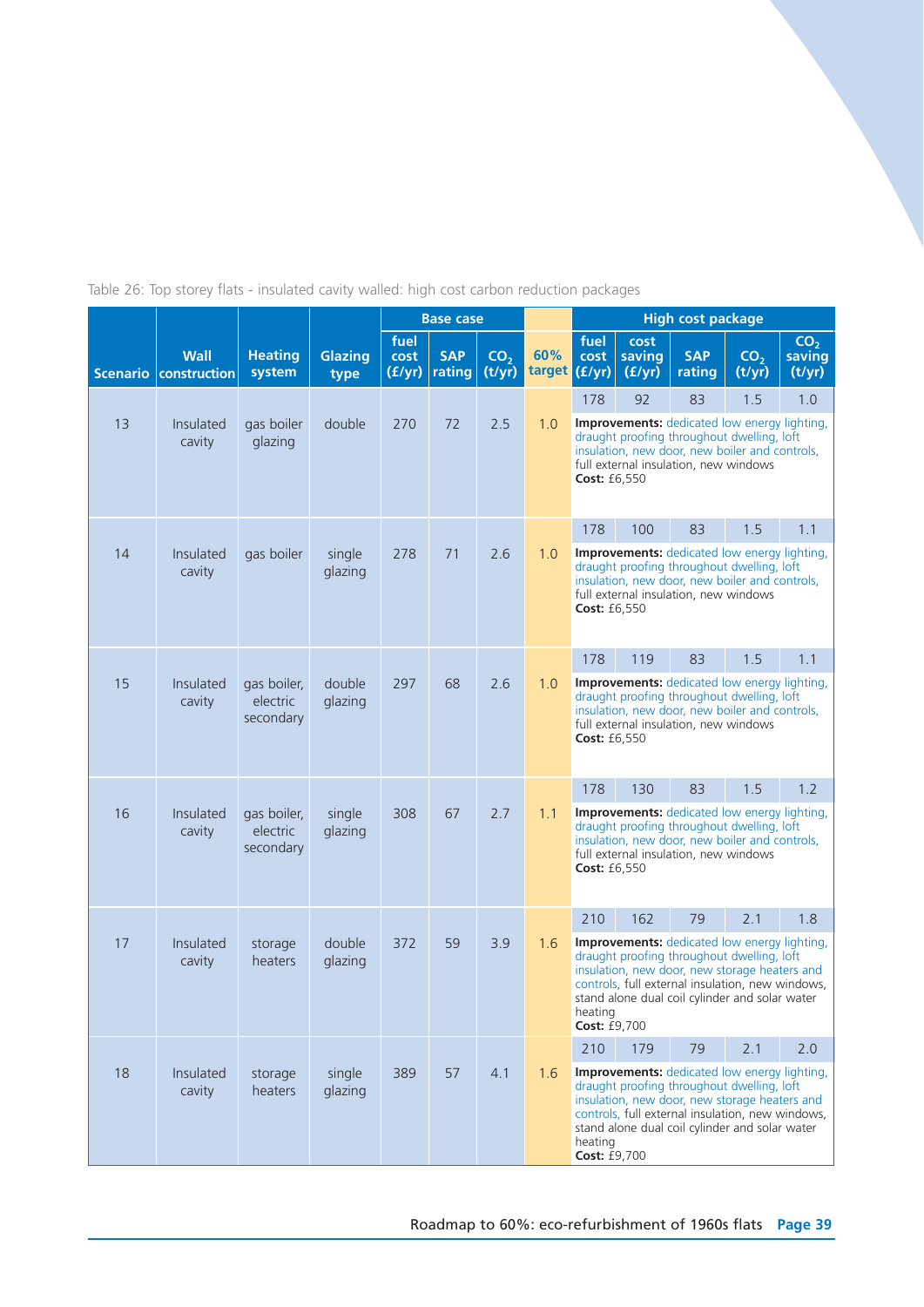Table 26: Top storey flats - insulated cavity walled: high cost carbon reduction packages

| Scenario | Wall construction | Heating system | Glazing type | Base case | | | 60% target | High cost package | | | | |
|---|---|---|---|---|---|---|---|---|---|---|---|---|
| | | | | fuel cost (£/yr) | SAP rating | $CO_2$ (t/yr) | | fuel cost (£/yr) | cost saving (£/yr) | SAP rating | $CO_2$ (t/yr) | $CO_2$ saving (t/yr) |
| 13 | Insulated cavity | gas boiler glazing | double | 270 | 72 | 2.5 | 1.0 | 178 | 92 | 83 | 1.5 | 1.0 |
| | | | | | | | | **Improvements:** dedicated low energy lighting, draught proofing throughout dwelling, loft insulation, new door, new boiler and controls, full external insulation, new windows **Cost:** £6,550 | | | | |
| 14 | Insulated cavity | gas boiler | single glazing | 278 | 71 | 2.6 | 1.0 | 178 | 100 | 83 | 1.5 | 1.1 |
| | | | | | | | | **Improvements:** dedicated low energy lighting, draught proofing throughout dwelling, loft insulation, new door, new boiler and controls, full external insulation, new windows **Cost:** £6,550 | | | | |
| 15 | Insulated cavity | gas boiler, electric secondary | double glazing | 297 | 68 | 2.6 | 1.0 | 178 | 119 | 83 | 1.5 | 1.1 |
| | | | | | | | | **Improvements:** dedicated low energy lighting, draught proofing throughout dwelling, loft insulation, new door, new boiler and controls, full external insulation, new windows **Cost:** £6,550 | | | | |
| 16 | Insulated cavity | gas boiler, electric secondary | single glazing | 308 | 67 | 2.7 | 1.1 | 178 | 130 | 83 | 1.5 | 1.2 |
| | | | | | | | | **Improvements:** dedicated low energy lighting, draught proofing throughout dwelling, loft insulation, new door, new boiler and controls, full external insulation, new windows **Cost:** £6,550 | | | | |
| 17 | Insulated cavity | storage heaters | double glazing | 372 | 59 | 3.9 | 1.6 | 210 | 162 | 79 | 2.1 | 1.8 |
| | | | | | | | | **Improvements:** dedicated low energy lighting, draught proofing throughout dwelling, loft insulation, new door, new storage heaters and controls, full external insulation, new windows, stand alone dual coil cylinder and solar water heating **Cost:** £9,700 | | | | |
| 18 | Insulated cavity | storage heaters | single glazing | 389 | 57 | 4.1 | 1.6 | 210 | 179 | 79 | 2.1 | 2.0 |
| | | | | | | | | **Improvements:** dedicated low energy lighting, draught proofing throughout dwelling, loft insulation, new door, new storage heaters and controls, full external insulation, new windows, stand alone dual coil cylinder and solar water heating **Cost:** £9,700 | | | | |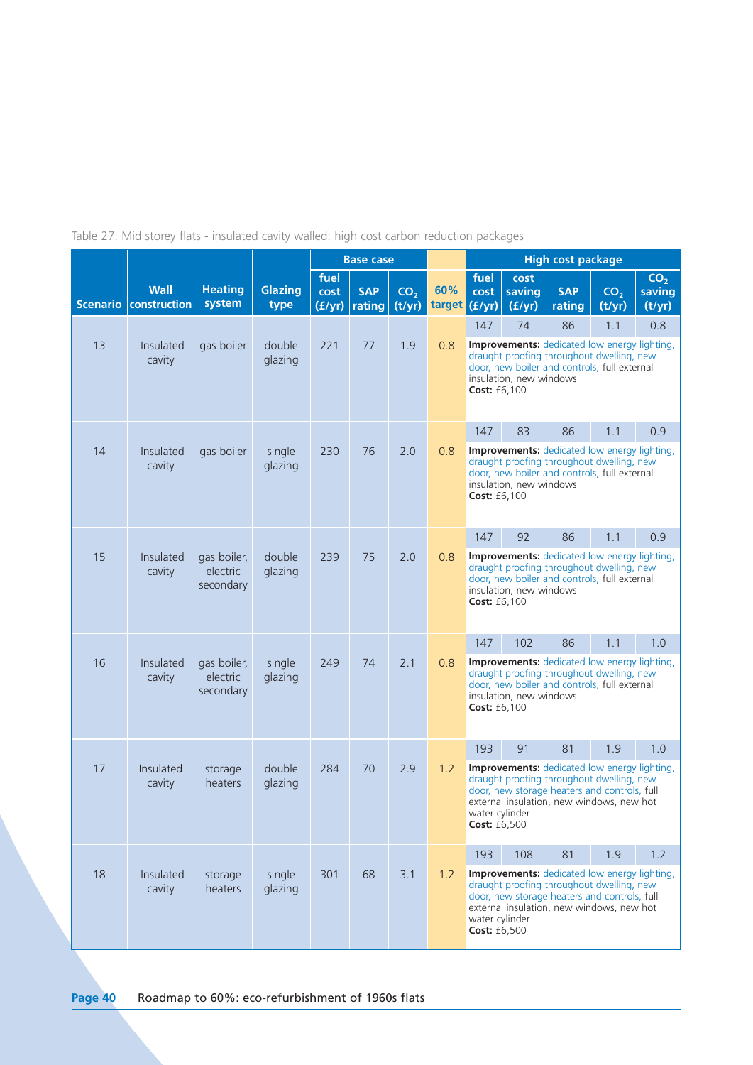Table 27: Mid storey flats - insulated cavity walled: high cost carbon reduction packages

| Scenario | Wall construction | Heating system | Glazing type | Base case | | | 60% target | High cost package | | | | |
|---|---|---|---|---|---|---|---|---|---|---|---|---|
| | | | | fuel cost (£/yr) | SAP rating | $CO_2$ (t/yr) | | fuel cost (£/yr) | cost saving (£/yr) | SAP rating | $CO_2$ (t/yr) | $CO_2$ saving (t/yr) |
| 13 | Insulated cavity | gas boiler | double glazing | 221 | 77 | 1.9 | 0.8 | 147 | 74 | 86 | 1.1 | 0.8 |
| | | | | | | | | **Improvements:** dedicated low energy lighting, draught proofing throughout dwelling, new door, new boiler and controls, full external insulation, new windows **Cost:** £6,100 | | | | |
| 14 | Insulated cavity | gas boiler | single glazing | 230 | 76 | 2.0 | 0.8 | 147 | 83 | 86 | 1.1 | 0.9 |
| | | | | | | | | **Improvements:** dedicated low energy lighting, draught proofing throughout dwelling, new door, new boiler and controls, full external insulation, new windows **Cost:** £6,100 | | | | |
| 15 | Insulated cavity | gas boiler, electric secondary | double glazing | 239 | 75 | 2.0 | 0.8 | 147 | 92 | 86 | 1.1 | 0.9 |
| | | | | | | | | **Improvements:** dedicated low energy lighting, draught proofing throughout dwelling, new door, new boiler and controls, full external insulation, new windows **Cost:** £6,100 | | | | |
| 16 | Insulated cavity | gas boiler, electric secondary | single glazing | 249 | 74 | 2.1 | 0.8 | 147 | 102 | 86 | 1.1 | 1.0 |
| | | | | | | | | **Improvements:** dedicated low energy lighting, draught proofing throughout dwelling, new door, new boiler and controls, full external insulation, new windows **Cost:** £6,100 | | | | |
| 17 | Insulated cavity | storage heaters | double glazing | 284 | 70 | 2.9 | 1.2 | 193 | 91 | 81 | 1.9 | 1.0 |
| | | | | | | | | **Improvements:** dedicated low energy lighting, draught proofing throughout dwelling, new door, new storage heaters and controls, full external insulation, new windows, new hot water cylinder **Cost:** £6,500 | | | | |
| 18 | Insulated cavity | storage heaters | single glazing | 301 | 68 | 3.1 | 1.2 | 193 | 108 | 81 | 1.9 | 1.2 |
| | | | | | | | | **Improvements:** dedicated low energy lighting, draught proofing throughout dwelling, new door, new storage heaters and controls, full external insulation, new windows, new hot water cylinder **Cost:** £6,500 | | | | |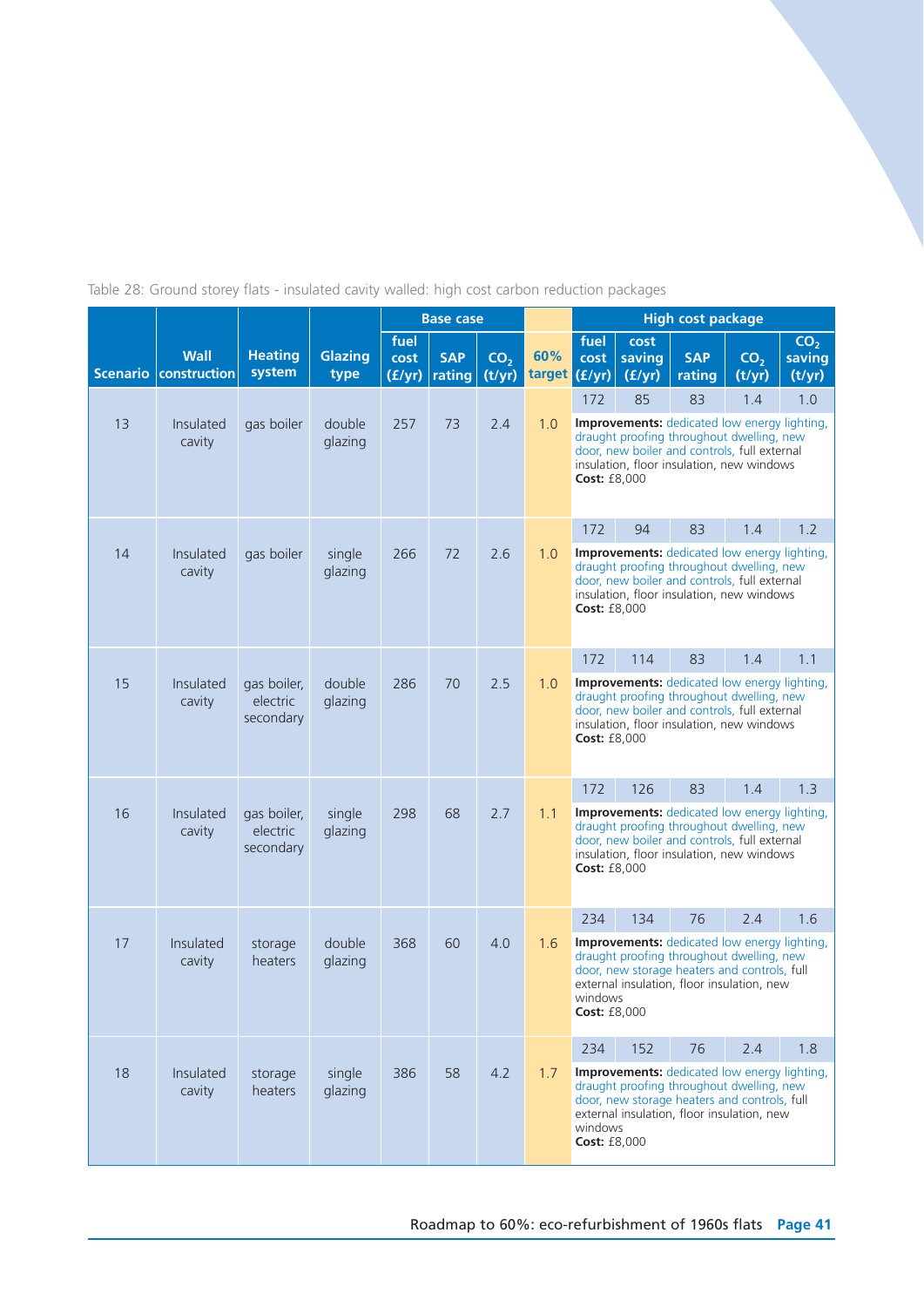Table 28: Ground storey flats - insulated cavity walled: high cost carbon reduction packages

| Scenario | Wall construction | Heating system | Glazing type | Base case | | | 60% target | High cost package | | | | |
|---|---|---|---|---|---|---|---|---|---|---|---|---|
| | | | | fuel cost (£/yr) | SAP rating | $CO_2$ (t/yr) | | fuel cost (£/yr) | cost saving (£/yr) | SAP rating | $CO_2$ (t/yr) | $CO_2$ saving (t/yr) |
| 13 | Insulated cavity | gas boiler | double glazing | 257 | 73 | 2.4 | 1.0 | 172 | 85 | 83 | 1.4 | 1.0 |
| | | | | | | | | **Improvements:** dedicated low energy lighting, draught proofing throughout dwelling, new door, new boiler and controls, full external insulation, floor insulation, new windows **Cost:** £8,000 | | | | |
| 14 | Insulated cavity | gas boiler | single glazing | 266 | 72 | 2.6 | 1.0 | 172 | 94 | 83 | 1.4 | 1.2 |
| | | | | | | | | **Improvements:** dedicated low energy lighting, draught proofing throughout dwelling, new door, new boiler and controls, full external insulation, floor insulation, new windows **Cost:** £8,000 | | | | |
| 15 | Insulated cavity | gas boiler, electric secondary | double glazing | 286 | 70 | 2.5 | 1.0 | 172 | 114 | 83 | 1.4 | 1.1 |
| | | | | | | | | **Improvements:** dedicated low energy lighting, draught proofing throughout dwelling, new door, new boiler and controls, full external insulation, floor insulation, new windows **Cost:** £8,000 | | | | |
| 16 | Insulated cavity | gas boiler, electric secondary | single glazing | 298 | 68 | 2.7 | 1.1 | 172 | 126 | 83 | 1.4 | 1.3 |
| | | | | | | | | **Improvements:** dedicated low energy lighting, draught proofing throughout dwelling, new door, new boiler and controls, full external insulation, floor insulation, new windows **Cost:** £8,000 | | | | |
| 17 | Insulated cavity | storage heaters | double glazing | 368 | 60 | 4.0 | 1.6 | 234 | 134 | 76 | 2.4 | 1.6 |
| | | | | | | | | **Improvements:** dedicated low energy lighting, draught proofing throughout dwelling, new door, new storage heaters and controls, full external insulation, floor insulation, new windows **Cost:** £8,000 | | | | |
| 18 | Insulated cavity | storage heaters | single glazing | 386 | 58 | 4.2 | 1.7 | 234 | 152 | 76 | 2.4 | 1.8 |
| | | | | | | | | **Improvements:** dedicated low energy lighting, draught proofing throughout dwelling, new door, new storage heaters and controls, full external insulation, floor insulation, new windows **Cost:** £8,000 | | | | |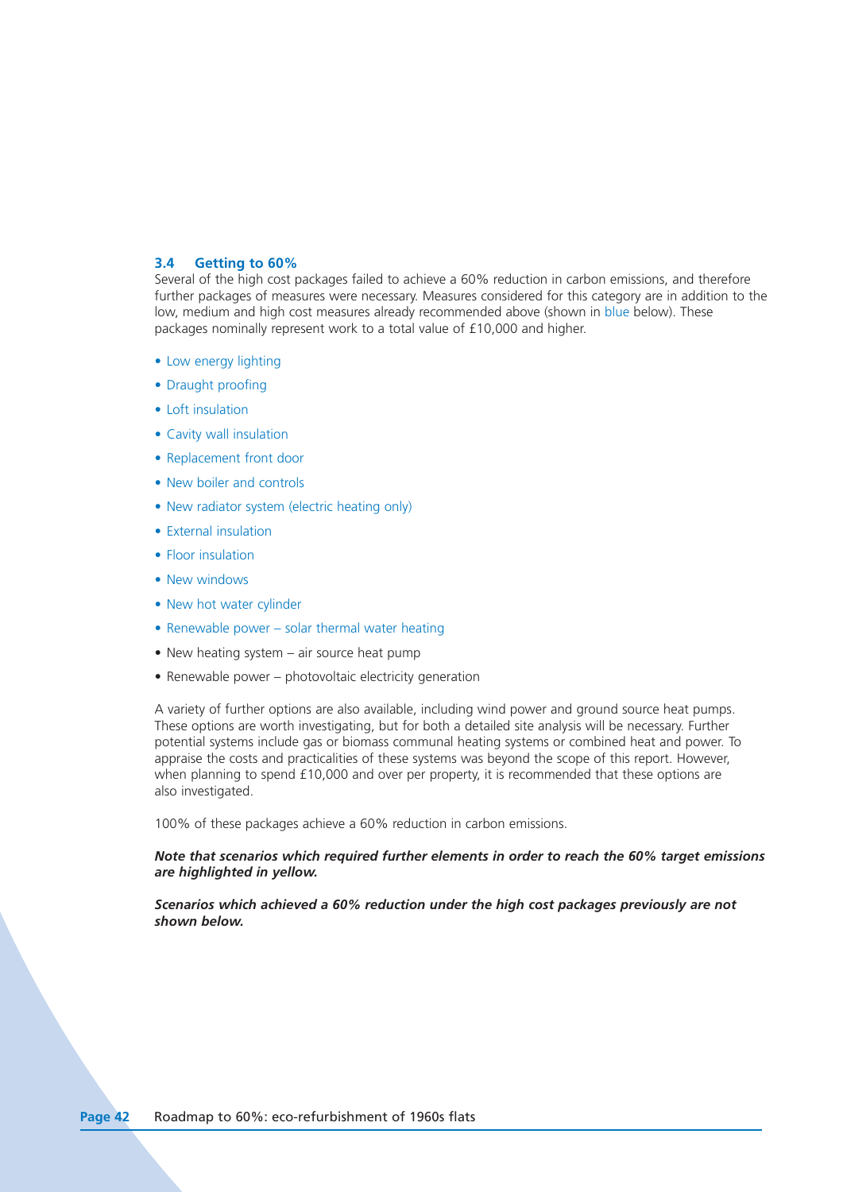### 3.4 Getting to 60%

Several of the high cost packages failed to achieve a 60% reduction in carbon emissions, and therefore further packages of measures were necessary. Measures considered for this category are in addition to the low, medium and high cost measures already recommended above (shown in blue below). These packages nominally represent work to a total value of £10,000 and higher.

- Low energy lighting
- Draught proofing
- Loft insulation
- Cavity wall insulation
- Replacement front door
- New boiler and controls
- New radiator system (electric heating only)
- External insulation
- Floor insulation
- New windows
- New hot water cylinder
- Renewable power – solar thermal water heating
- New heating system – air source heat pump
- Renewable power – photovoltaic electricity generation

A variety of further options are also available, including wind power and ground source heat pumps. These options are worth investigating, but for both a detailed site analysis will be necessary. Further potential systems include gas or biomass communal heating systems or combined heat and power. To appraise the costs and practicalities of these systems was beyond the scope of this report. However, when planning to spend £10,000 and over per property, it is recommended that these options are also investigated.

100% of these packages achieve a 60% reduction in carbon emissions.

***Note that scenarios which required further elements in order to reach the 60% target emissions are highlighted in yellow.***

***Scenarios which achieved a 60% reduction under the high cost packages previously are not shown below.***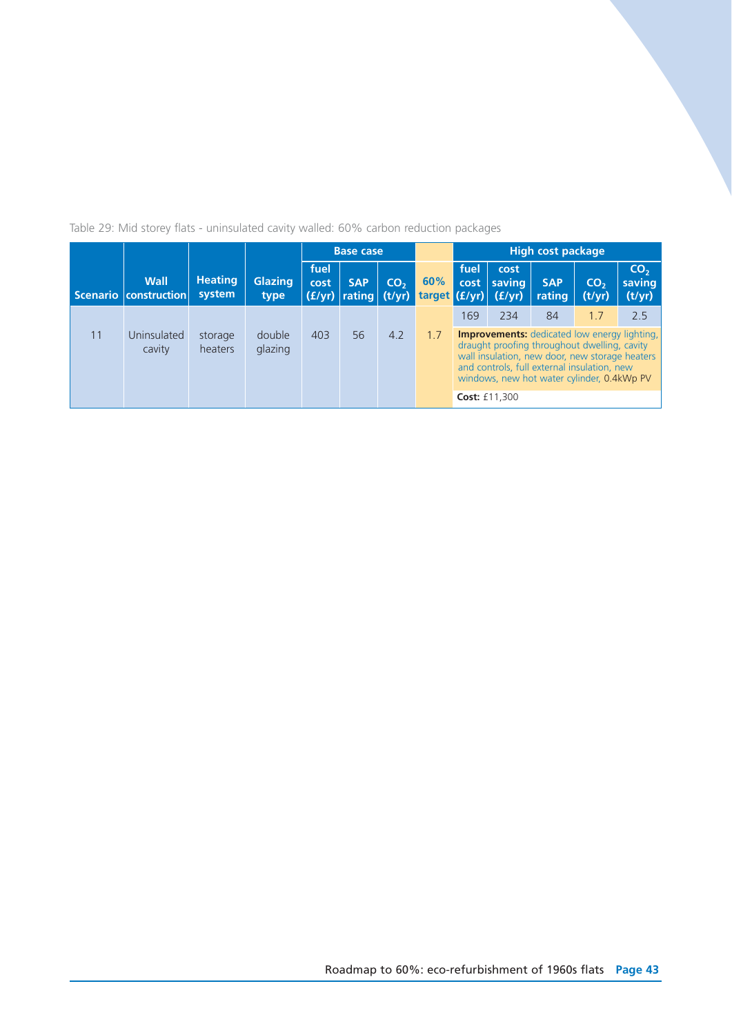Table 29: Mid storey flats - uninsulated cavity walled: 60% carbon reduction packages

| Scenario | Wall construction | Heating system | Glazing type | Base case | | | 60% target | High cost package | | | | |
|---|---|---|---|---|---|---|---|---|---|---|---|---|
| | | | | fuel cost (£/yr) | SAP rating | $CO_2$ (t/yr) | | fuel cost (£/yr) | cost saving (£/yr) | SAP rating | $CO_2$ (t/yr) | $CO_2$ saving (t/yr) |
| 11 | Uninsulated cavity | storage heaters | double glazing | 403 | 56 | 4.2 | 1.7 | 169 | 234 | 84 | 1.7 | 2.5 |
| | | | | | | | | **Improvements:** dedicated low energy lighting, draught proofing throughout dwelling, cavity wall insulation, new door, new storage heaters and controls, full external insulation, new windows, new hot water cylinder, 0.4kWp PV | | | | |
| | | | | | | | | **Cost:** £11,300 | | | | |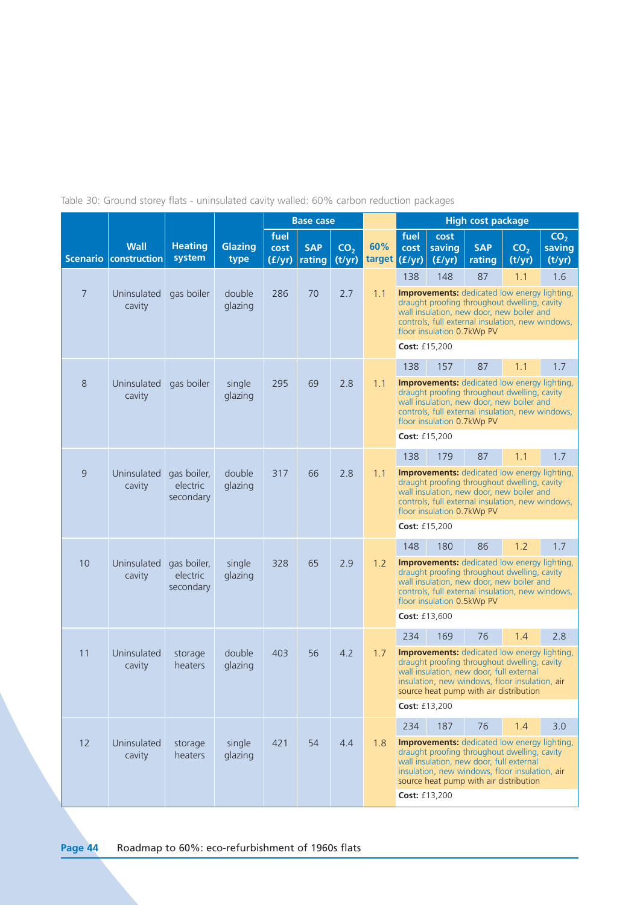Table 30: Ground storey flats - uninsulated cavity walled: 60% carbon reduction packages

| | | | | Base case | | | | High cost package | | | | |
|---|---|---|---|---|---|---|---|---|---|---|---|---|
| **Scenario** | **Wall construction** | **Heating system** | **Glazing type** | **fuel cost (£/yr)** | **SAP rating** | **$CO_2$ (t/yr)** | **60% target** | **fuel cost (£/yr)** | **cost saving (£/yr)** | **SAP rating** | **$CO_2$ (t/yr)** | **$CO_2$ saving (t/yr)** |
| 7 | Uninsulated cavity | gas boiler | double glazing | 286 | 70 | 2.7 | 1.1 | 138 | 148 | 87 | 1.1 | 1.6 |
| | | | | | | | | **Improvements:** dedicated low energy lighting, draught proofing throughout dwelling, cavity wall insulation, new door, new boiler and controls, full external insulation, new windows, floor insulation 0.7kWp PV | | | | |
| | | | | | | | | **Cost:** £15,200 | | | | |
| 8 | Uninsulated cavity | gas boiler | single glazing | 295 | 69 | 2.8 | 1.1 | 138 | 157 | 87 | 1.1 | 1.7 |
| | | | | | | | | **Improvements:** dedicated low energy lighting, draught proofing throughout dwelling, cavity wall insulation, new door, new boiler and controls, full external insulation, new windows, floor insulation 0.7kWp PV | | | | |
| | | | | | | | | **Cost:** £15,200 | | | | |
| 9 | Uninsulated cavity | gas boiler, electric secondary | double glazing | 317 | 66 | 2.8 | 1.1 | 138 | 179 | 87 | 1.1 | 1.7 |
| | | | | | | | | **Improvements:** dedicated low energy lighting, draught proofing throughout dwelling, cavity wall insulation, new door, new boiler and controls, full external insulation, new windows, floor insulation 0.7kWp PV | | | | |
| | | | | | | | | **Cost:** £15,200 | | | | |
| 10 | Uninsulated cavity | gas boiler, electric secondary | single glazing | 328 | 65 | 2.9 | 1.2 | 148 | 180 | 86 | 1.2 | 1.7 |
| | | | | | | | | **Improvements:** dedicated low energy lighting, draught proofing throughout dwelling, cavity wall insulation, new door, new boiler and controls, full external insulation, new windows, floor insulation 0.5kWp PV | | | | |
| | | | | | | | | **Cost:** £13,600 | | | | |
| 11 | Uninsulated cavity | storage heaters | double glazing | 403 | 56 | 4.2 | 1.7 | 234 | 169 | 76 | 1.4 | 2.8 |
| | | | | | | | | **Improvements:** dedicated low energy lighting, draught proofing throughout dwelling, cavity wall insulation, new door, full external insulation, new windows, floor insulation, air source heat pump with air distribution | | | | |
| | | | | | | | | **Cost:** £13,200 | | | | |
| 12 | Uninsulated cavity | storage heaters | single glazing | 421 | 54 | 4.4 | 1.8 | 234 | 187 | 76 | 1.4 | 3.0 |
| | | | | | | | | **Improvements:** dedicated low energy lighting, draught proofing throughout dwelling, cavity wall insulation, new door, full external insulation, new windows, floor insulation, air source heat pump with air distribution | | | | |
| | | | | | | | | **Cost:** £13,200 | | | | |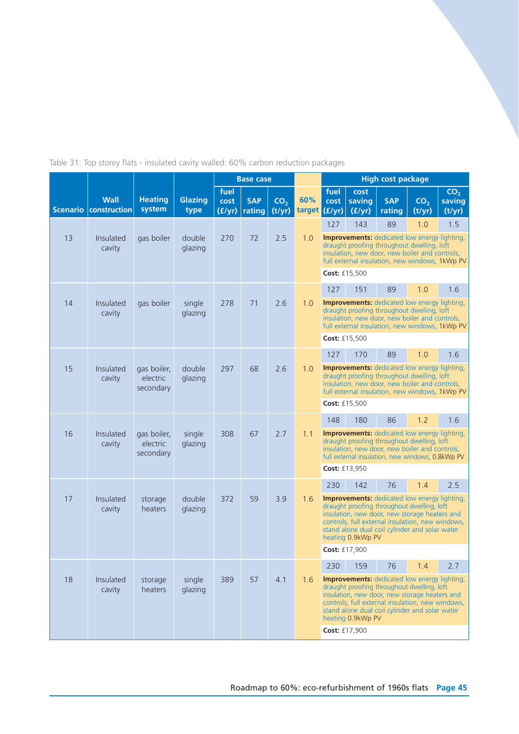Table 31: Top storey flats - insulated cavity walled: 60% carbon reduction packages

| Scenario | Wall construction | Heating system | Glazing type | Base case | | | 60% target | High cost package | | | | |
|---|---|---|---|---|---|---|---|---|---|---|---|---|
| | | | | fuel cost (£/yr) | SAP rating | $CO_2$ (t/yr) | | fuel cost (£/yr) | cost saving (£/yr) | SAP rating | $CO_2$ (t/yr) | $CO_2$ saving (t/yr) |
| 13 | Insulated cavity | gas boiler | double glazing | 270 | 72 | 2.5 | 1.0 | 127 | 143 | 89 | 1.0 | 1.5 |
| | | | | | | | | **Improvements:** dedicated low energy lighting, draught proofing throughout dwelling, loft insulation, new door, new boiler and controls, full external insulation, new windows, 1kWp PV **Cost:** £15,500 | | | | |
| 14 | Insulated cavity | gas boiler | single glazing | 278 | 71 | 2.6 | 1.0 | 127 | 151 | 89 | 1.0 | 1.6 |
| | | | | | | | | **Improvements:** dedicated low energy lighting, draught proofing throughout dwelling, loft insulation, new door, new boiler and controls, full external insulation, new windows, 1kWp PV **Cost:** £15,500 | | | | |
| 15 | Insulated cavity | gas boiler, electric secondary | double glazing | 297 | 68 | 2.6 | 1.0 | 127 | 170 | 89 | 1.0 | 1.6 |
| | | | | | | | | **Improvements:** dedicated low energy lighting, draught proofing throughout dwelling, loft insulation, new door, new boiler and controls, full external insulation, new windows, 1kWp PV **Cost:** £15,500 | | | | |
| 16 | Insulated cavity | gas boiler, electric secondary | single glazing | 308 | 67 | 2.7 | 1.1 | 148 | 180 | 86 | 1.2 | 1.6 |
| | | | | | | | | **Improvements:** dedicated low energy lighting, draught proofing throughout dwelling, loft insulation, new door, new boiler and controls, full external insulation, new windows, 0.8kWp PV **Cost:** £13,950 | | | | |
| 17 | Insulated cavity | storage heaters | double glazing | 372 | 59 | 3.9 | 1.6 | 230 | 142 | 76 | 1.4 | 2.5 |
| | | | | | | | | **Improvements:** dedicated low energy lighting, draught proofing throughout dwelling, loft insulation, new door, new storage heaters and controls, full external insulation, new windows, stand alone dual coil cylinder and solar water heating 0.9kWp PV **Cost:** £17,900 | | | | |
| 18 | Insulated cavity | storage heaters | single glazing | 389 | 57 | 4.1 | 1.6 | 230 | 159 | 76 | 1.4 | 2.7 |
| | | | | | | | | **Improvements:** dedicated low energy lighting, draught proofing throughout dwelling, loft insulation, new door, new storage heaters and controls, full external insulation, new windows, stand alone dual coil cylinder and solar water heating 0.9kWp PV **Cost:** £17,900 | | | | |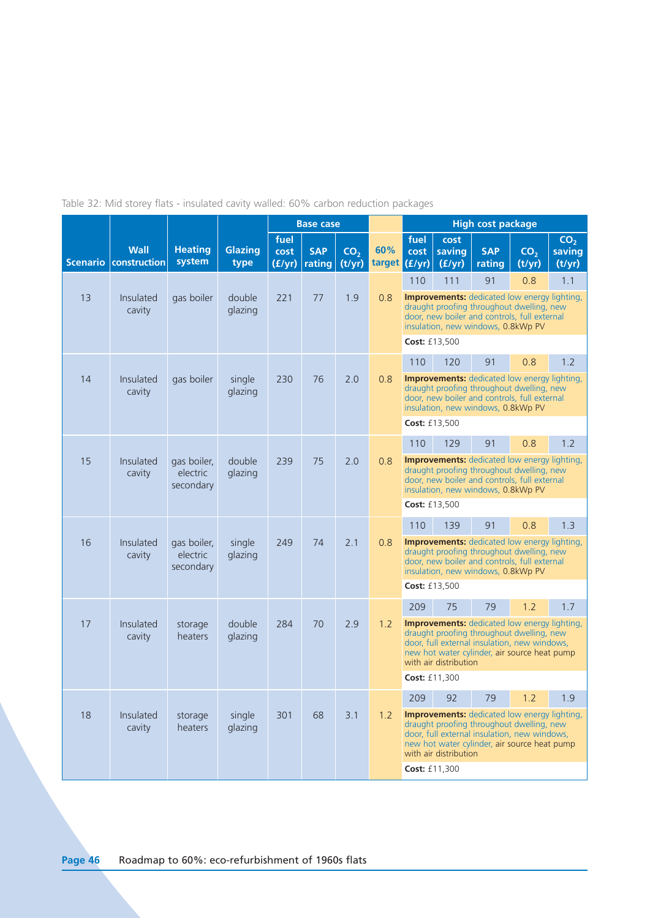Table 32: Mid storey flats - insulated cavity walled: 60% carbon reduction packages

| Scenario | Wall construction | Heating system | Glazing type | Base case | | | 60% target | High cost package | | | | |
|---|---|---|---|---|---|---|---|---|---|---|---|---|
| | | | | fuel cost (£/yr) | SAP rating | $CO_2$ (t/yr) | | fuel cost (£/yr) | cost saving (£/yr) | SAP rating | $CO_2$ (t/yr) | $CO_2$ saving (t/yr) |
| 13 | Insulated cavity | gas boiler | double glazing | 221 | 77 | 1.9 | 0.8 | 110 | 111 | 91 | 0.8 | 1.1 |
| | | | | | | | | **Improvements:** dedicated low energy lighting, draught proofing throughout dwelling, new door, new boiler and controls, full external insulation, new windows, 0.8kWp PV | | | | |
| | | | | | | | | **Cost:** £13,500 | | | | |
| 14 | Insulated cavity | gas boiler | single glazing | 230 | 76 | 2.0 | 0.8 | 110 | 120 | 91 | 0.8 | 1.2 |
| | | | | | | | | **Improvements:** dedicated low energy lighting, draught proofing throughout dwelling, new door, new boiler and controls, full external insulation, new windows, 0.8kWp PV | | | | |
| | | | | | | | | **Cost:** £13,500 | | | | |
| 15 | Insulated cavity | gas boiler, electric secondary | double glazing | 239 | 75 | 2.0 | 0.8 | 110 | 129 | 91 | 0.8 | 1.2 |
| | | | | | | | | **Improvements:** dedicated low energy lighting, draught proofing throughout dwelling, new door, new boiler and controls, full external insulation, new windows, 0.8kWp PV | | | | |
| | | | | | | | | **Cost:** £13,500 | | | | |
| 16 | Insulated cavity | gas boiler, electric secondary | single glazing | 249 | 74 | 2.1 | 0.8 | 110 | 139 | 91 | 0.8 | 1.3 |
| | | | | | | | | **Improvements:** dedicated low energy lighting, draught proofing throughout dwelling, new door, new boiler and controls, full external insulation, new windows, 0.8kWp PV | | | | |
| | | | | | | | | **Cost:** £13,500 | | | | |
| 17 | Insulated cavity | storage heaters | double glazing | 284 | 70 | 2.9 | 1.2 | 209 | 75 | 79 | 1.2 | 1.7 |
| | | | | | | | | **Improvements:** dedicated low energy lighting, draught proofing throughout dwelling, new door, full external insulation, new windows, new hot water cylinder, air source heat pump with air distribution | | | | |
| | | | | | | | | **Cost:** £11,300 | | | | |
| 18 | Insulated cavity | storage heaters | single glazing | 301 | 68 | 3.1 | 1.2 | 209 | 92 | 79 | 1.2 | 1.9 |
| | | | | | | | | **Improvements:** dedicated low energy lighting, draught proofing throughout dwelling, new door, full external insulation, new windows, new hot water cylinder, air source heat pump with air distribution | | | | |
| | | | | | | | | **Cost:** £11,300 | | | | |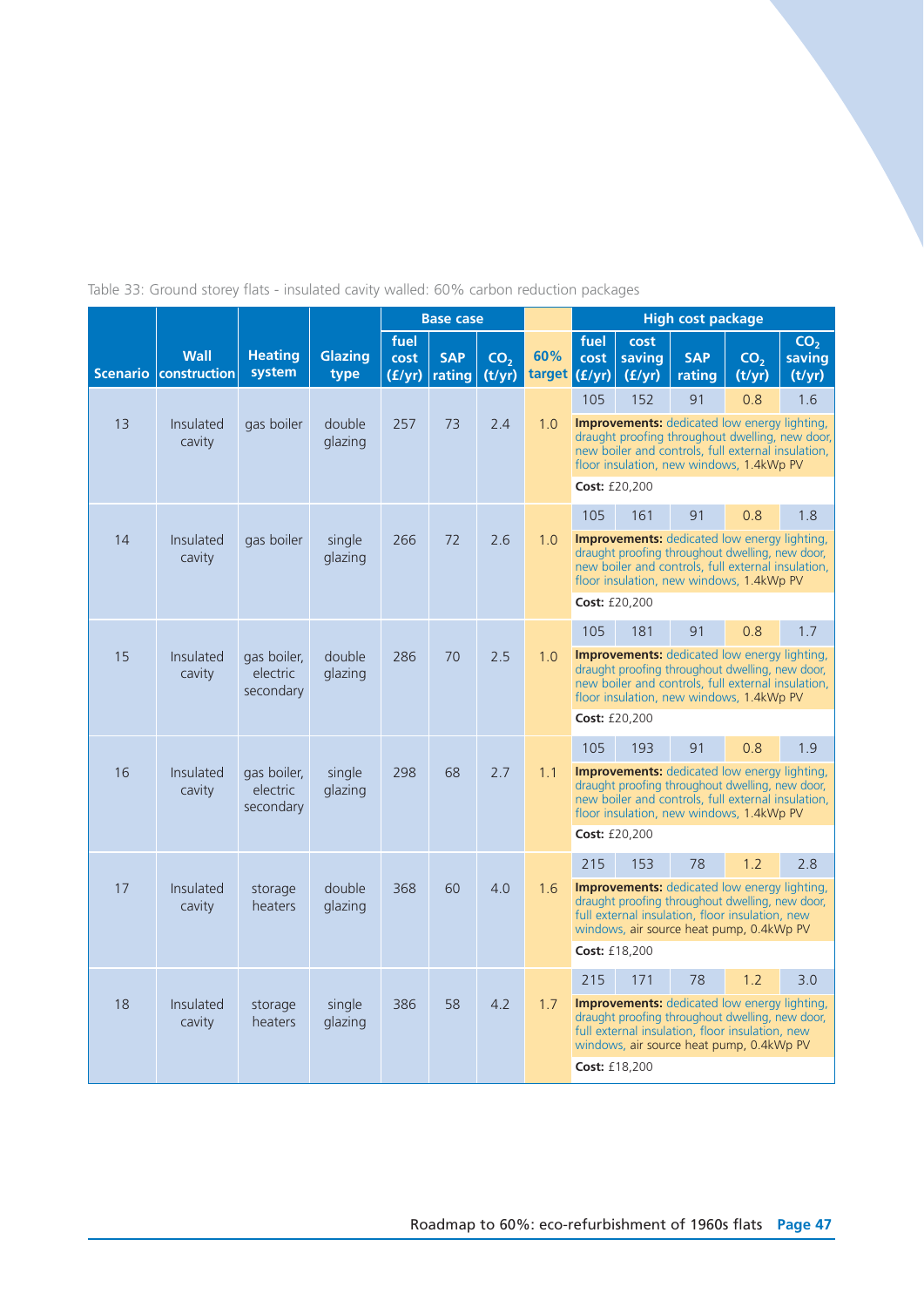Table 33: Ground storey flats - insulated cavity walled: 60% carbon reduction packages

| Scenario | Wall construction | Heating system | Glazing type | Base case | | | 60% target | High cost package | | | | |
|---|---|---|---|---|---|---|---|---|---|---|---|---|
| | | | | fuel cost (£/yr) | SAP rating | $CO_2$ (t/yr) | | fuel cost (£/yr) | cost saving (£/yr) | SAP rating | $CO_2$ (t/yr) | $CO_2$ saving (t/yr) |
| 13 | Insulated cavity | gas boiler | double glazing | 257 | 73 | 2.4 | 1.0 | 105 | 152 | 91 | 0.8 | 1.6 |
| | | | | | | | | **Improvements:** dedicated low energy lighting, draught proofing throughout dwelling, new door, new boiler and controls, full external insulation, floor insulation, new windows, 1.4kWp PV | | | | | |
| | | | | | | | | **Cost:** £20,200 | | | | |
| 14 | Insulated cavity | gas boiler | single glazing | 266 | 72 | 2.6 | 1.0 | 105 | 161 | 91 | 0.8 | 1.8 |
| | | | | | | | | **Improvements:** dedicated low energy lighting, draught proofing throughout dwelling, new door, new boiler and controls, full external insulation, floor insulation, new windows, 1.4kWp PV | | | | | |
| | | | | | | | | **Cost:** £20,200 | | | | |
| 15 | Insulated cavity | gas boiler, electric secondary | double glazing | 286 | 70 | 2.5 | 1.0 | 105 | 181 | 91 | 0.8 | 1.7 |
| | | | | | | | | **Improvements:** dedicated low energy lighting, draught proofing throughout dwelling, new door, new boiler and controls, full external insulation, floor insulation, new windows, 1.4kWp PV | | | | | |
| | | | | | | | | **Cost:** £20,200 | | | | |
| 16 | Insulated cavity | gas boiler, electric secondary | single glazing | 298 | 68 | 2.7 | 1.1 | 105 | 193 | 91 | 0.8 | 1.9 |
| | | | | | | | | **Improvements:** dedicated low energy lighting, draught proofing throughout dwelling, new door, new boiler and controls, full external insulation, floor insulation, new windows, 1.4kWp PV | | | | | |
| | | | | | | | | **Cost:** £20,200 | | | | |
| 17 | Insulated cavity | storage heaters | double glazing | 368 | 60 | 4.0 | 1.6 | 215 | 153 | 78 | 1.2 | 2.8 |
| | | | | | | | | **Improvements:** dedicated low energy lighting, draught proofing throughout dwelling, new door, full external insulation, floor insulation, new windows, air source heat pump, 0.4kWp PV | | | | | |
| | | | | | | | | **Cost:** £18,200 | | | | |
| 18 | Insulated cavity | storage heaters | single glazing | 386 | 58 | 4.2 | 1.7 | 215 | 171 | 78 | 1.2 | 3.0 |
| | | | | | | | | **Improvements:** dedicated low energy lighting, draught proofing throughout dwelling, new door, full external insulation, floor insulation, new windows, air source heat pump, 0.4kWp PV | | | | | |
| | | | | | | | | **Cost:** £18,200 | | | | |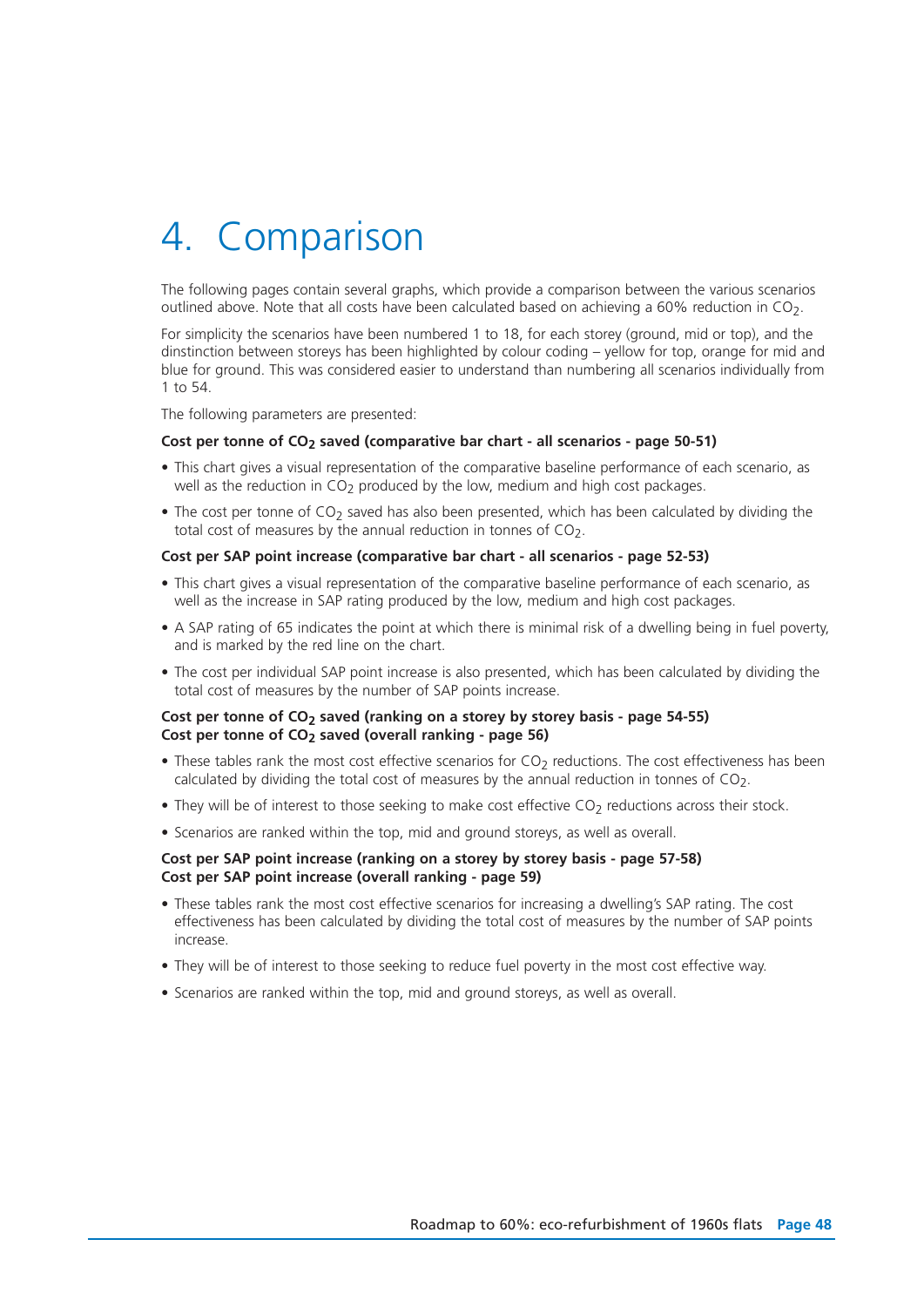# 4. Comparison

The following pages contain several graphs, which provide a comparison between the various scenarios outlined above. Note that all costs have been calculated based on achieving a 60% reduction in $CO_2$.

For simplicity the scenarios have been numbered 1 to 18, for each storey (ground, mid or top), and the dinstinction between storeys has been highlighted by colour coding – yellow for top, orange for mid and blue for ground. This was considered easier to understand than numbering all scenarios individually from 1 to 54.

The following parameters are presented:

**Cost per tonne of $CO_2$ saved (comparative bar chart - all scenarios - page 50-51)**

- This chart gives a visual representation of the comparative baseline performance of each scenario, as well as the reduction in $CO_2$ produced by the low, medium and high cost packages.
- The cost per tonne of $CO_2$ saved has also been presented, which has been calculated by dividing the total cost of measures by the annual reduction in tonnes of $CO_2$.

**Cost per SAP point increase (comparative bar chart - all scenarios - page 52-53)**

- This chart gives a visual representation of the comparative baseline performance of each scenario, as well as the increase in SAP rating produced by the low, medium and high cost packages.
- A SAP rating of 65 indicates the point at which there is minimal risk of a dwelling being in fuel poverty, and is marked by the red line on the chart.
- The cost per individual SAP point increase is also presented, which has been calculated by dividing the total cost of measures by the number of SAP points increase.

**Cost per tonne of $CO_2$ saved (ranking on a storey by storey basis - page 54-55)**
**Cost per tonne of $CO_2$ saved (overall ranking - page 56)**

- These tables rank the most cost effective scenarios for $CO_2$ reductions. The cost effectiveness has been calculated by dividing the total cost of measures by the annual reduction in tonnes of $CO_2$.
- They will be of interest to those seeking to make cost effective $CO_2$ reductions across their stock.
- Scenarios are ranked within the top, mid and ground storeys, as well as overall.

**Cost per SAP point increase (ranking on a storey by storey basis - page 57-58)**
**Cost per SAP point increase (overall ranking - page 59)**

- These tables rank the most cost effective scenarios for increasing a dwelling's SAP rating. The cost effectiveness has been calculated by dividing the total cost of measures by the number of SAP points increase.
- They will be of interest to those seeking to reduce fuel poverty in the most cost effective way.
- Scenarios are ranked within the top, mid and ground storeys, as well as overall.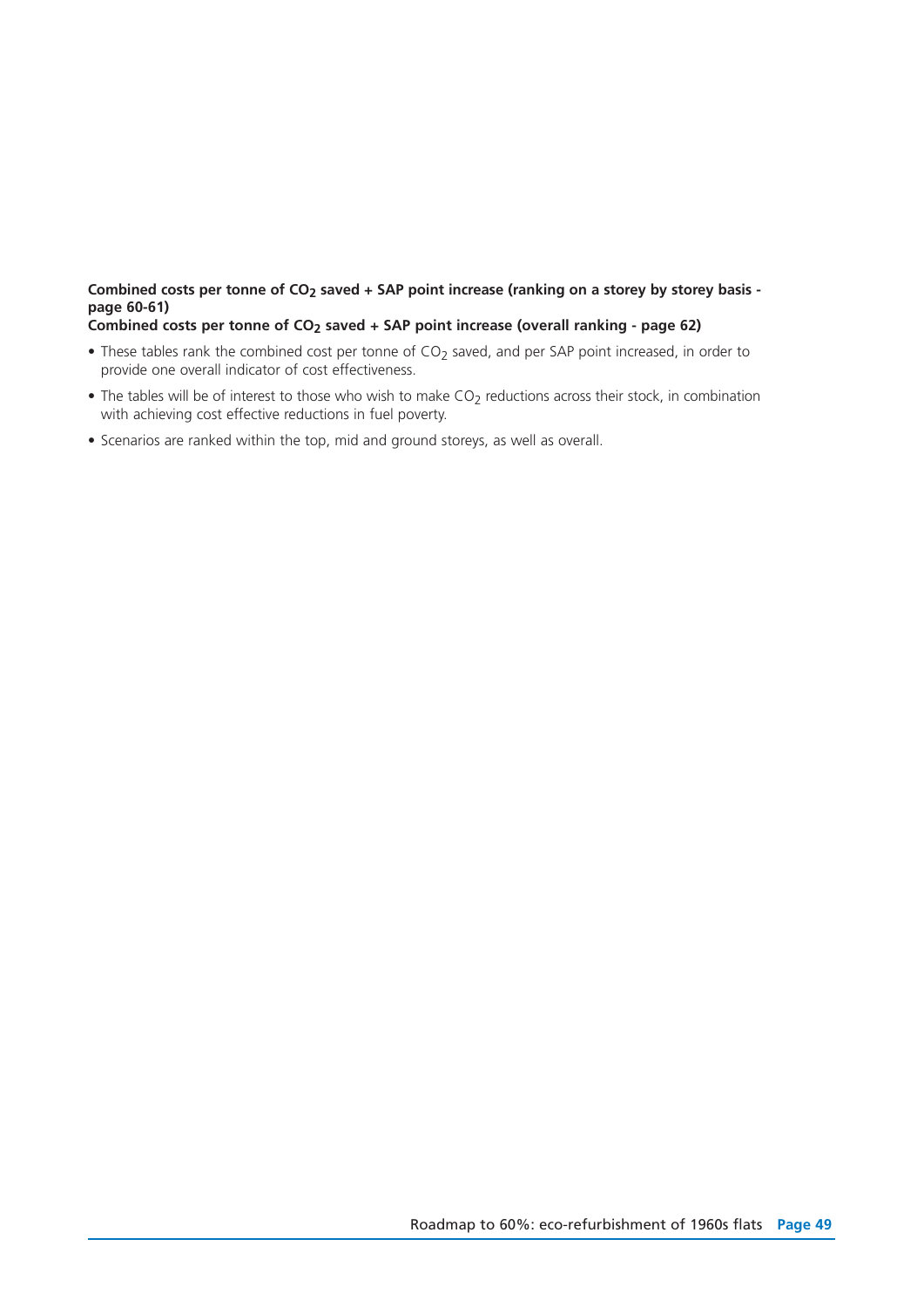**Combined costs per tonne of $CO_2$ saved + SAP point increase (ranking on a storey by storey basis - page 60-61)**
**Combined costs per tonne of $CO_2$ saved + SAP point increase (overall ranking - page 62)**

- These tables rank the combined cost per tonne of $CO_2$ saved, and per SAP point increased, in order to provide one overall indicator of cost effectiveness.
- The tables will be of interest to those who wish to make $CO_2$ reductions across their stock, in combination with achieving cost effective reductions in fuel poverty.
- Scenarios are ranked within the top, mid and ground storeys, as well as overall.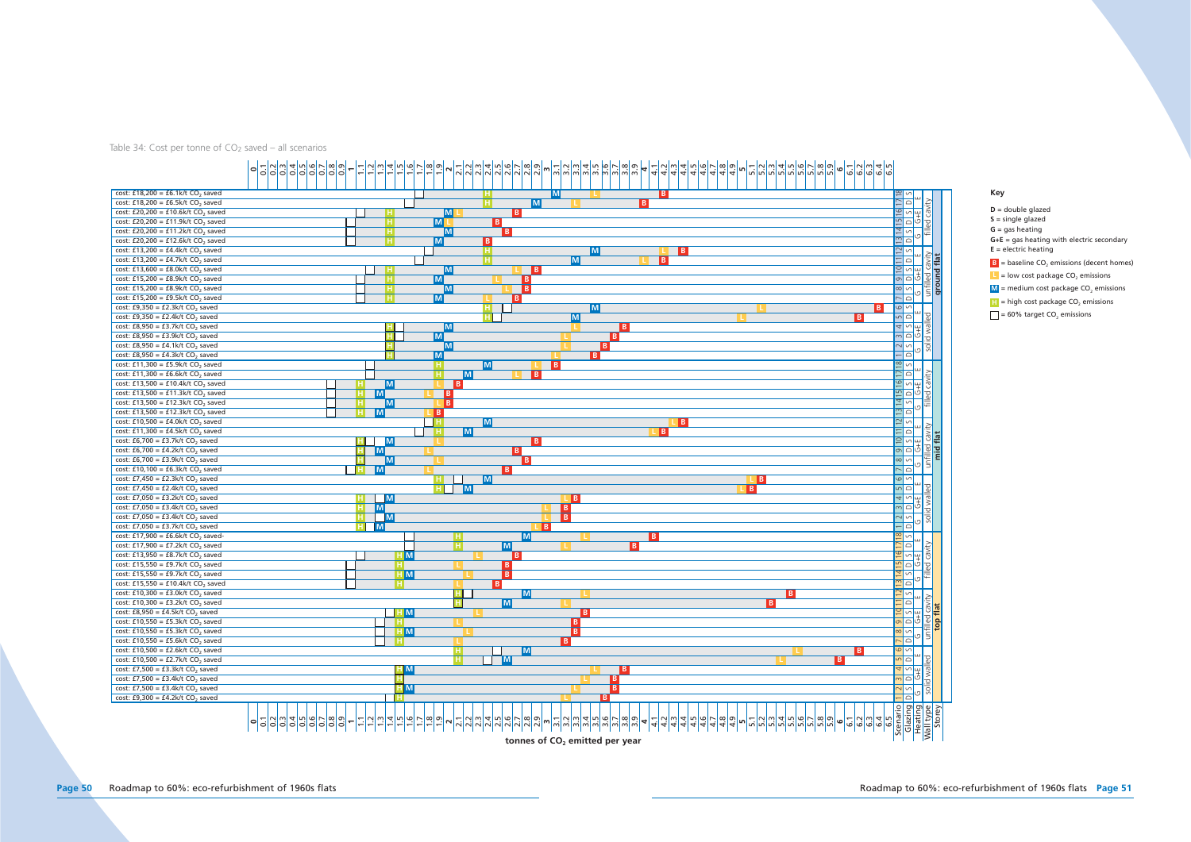Table 34: Cost per tonne of $CO_2$ saved – all scenarios

| Cost | Scenario | Glazing | Heating | Wall type | Storey |
|---|---|---|---|---|---|
| cost: £18,200 = £6.1k/t $CO_2$ saved | 18 | S | E | filled cavity | ground flat |
| cost: £18,200 = £6.5k/t $CO_2$ saved | 17 | D | E | filled cavity | ground flat |
| cost: £20,200 = £10.6k/t $CO_2$ saved | 16 | S | G+E | filled cavity | ground flat |
| cost: £20,200 = £11.9k/t $CO_2$ saved | 15 | D | G+E | filled cavity | ground flat |
| cost: £20,200 = £11.2k/t $CO_2$ saved | 14 | S | G | filled cavity | ground flat |
| cost: £20,200 = £12.6k/t $CO_2$ saved | 13 | D | G | filled cavity | ground flat |
| cost: £13,200 = £4.4k/t $CO_2$ saved | 12 | S | E | unfilled cavity | ground flat |
| cost: £13,200 = £4.7k/t $CO_2$ saved | 11 | D | E | unfilled cavity | ground flat |
| cost: £13,600 = £8.0k/t $CO_2$ saved | 10 | S | G+E | unfilled cavity | ground flat |
| cost: £15,200 = £8.9k/t $CO_2$ saved | 9 | D | G+E | unfilled cavity | ground flat |
| cost: £15,200 = £8.9k/t $CO_2$ saved | 8 | S | G | unfilled cavity | ground flat |
| cost: £15,200 = £9.5k/t $CO_2$ saved | 7 | D | G | unfilled cavity | ground flat |
| cost: £9,350 = £2.3k/t $CO_2$ saved | 6 | S | E | solid walled | ground flat |
| cost: £9,350 = £2.4k/t $CO_2$ saved | 5 | D | E | solid walled | ground flat |
| cost: £8,950 = £3.7k/t $CO_2$ saved | 4 | S | G+E | solid walled | ground flat |
| cost: £8,950 = £3.9k/t $CO_2$ saved | 3 | D | G+E | solid walled | ground flat |
| cost: £8,950 = £4.1k/t $CO_2$ saved | 2 | S | G | solid walled | ground flat |
| cost: £8,950 = £4.3k/t $CO_2$ saved | 1 | D | G | solid walled | ground flat |
| cost: £11,300 = £5.9k/t $CO_2$ saved | 18 | S | E | filled cavity | mid flat |
| cost: £11,300 = £6.6k/t $CO_2$ saved | 17 | D | E | filled cavity | mid flat |
| cost: £13,500 = £10.4k/t $CO_2$ saved | 16 | S | G+E | filled cavity | mid flat |
| cost: £13,500 = £11.3k/t $CO_2$ saved | 15 | D | G+E | filled cavity | mid flat |
| cost: £13,500 = £12.3k/t $CO_2$ saved | 14 | S | G | filled cavity | mid flat |
| cost: £13,500 = £12.3k/t $CO_2$ saved | 13 | D | G | filled cavity | mid flat |
| cost: £10,500 = £4.0k/t $CO_2$ saved | 12 | S | E | unfilled cavity | mid flat |
| cost: £11,300 = £4.5k/t $CO_2$ saved | 11 | D | E | unfilled cavity | mid flat |
| cost: £6,700 = £3.7k/t $CO_2$ saved | 10 | S | G+E | unfilled cavity | mid flat |
| cost: £6,700 = £4.2k/t $CO_2$ saved | 9 | D | G+E | unfilled cavity | mid flat |
| cost: £6,700 = £3.9k/t $CO_2$ saved | 8 | S | G | unfilled cavity | mid flat |
| cost: £10,100 = £6.3k/t $CO_2$ saved | 7 | D | G | unfilled cavity | mid flat |
| cost: £7,450 = £2.3k/t $CO_2$ saved | 6 | S | E | solid walled | mid flat |
| cost: £7,450 = £2.4k/t $CO_2$ saved | 5 | D | E | solid walled | mid flat |
| cost: £7,050 = £3.2k/t $CO_2$ saved | 4 | S | G+E | solid walled | mid flat |
| cost: £7,050 = £3.4k/t $CO_2$ saved | 3 | D | G+E | solid walled | mid flat |
| cost: £7,050 = £3.4k/t $CO_2$ saved | 2 | S | G | solid walled | mid flat |
| cost: £7,050 = £3.7k/t $CO_2$ saved | 1 | D | G | solid walled | mid flat |
| cost: £17,900 = £6.6k/t $CO_2$ saved | 18 | S | E | filled cavity | top flat |
| cost: £17,900 = £7.2k/t $CO_2$ saved | 17 | D | E | filled cavity | top flat |
| cost: £13,950 = £8.7k/t $CO_2$ saved | 16 | S | G+E | filled cavity | top flat |
| cost: £15,550 = £9.7k/t $CO_2$ saved | 15 | D | G+E | filled cavity | top flat |
| cost: £15,550 = £9.7k/t $CO_2$ saved | 14 | S | G | filled cavity | top flat |
| cost: £15,550 = £10.4k/t $CO_2$ saved | 13 | D | G | filled cavity | top flat |
| cost: £10,300 = £3.0k/t $CO_2$ saved | 12 | S | E | unfilled cavity | top flat |
| cost: £10,300 = £3.2k/t $CO_2$ saved | 11 | D | E | unfilled cavity | top flat |
| cost: £8,950 = £4.5k/t $CO_2$ saved | 10 | S | G+E | unfilled cavity | top flat |
| cost: £10,550 = £5.3k/t $CO_2$ saved | 9 | D | G+E | unfilled cavity | top flat |
| cost: £10,550 = £5.3k/t $CO_2$ saved | 8 | S | G | unfilled cavity | top flat |
| cost: £10,550 = £5.6k/t $CO_2$ saved | 7 | D | G | unfilled cavity | top flat |
| cost: £10,500 = £2.6k/t $CO_2$ saved | 6 | S | E | solid walled | top flat |
| cost: £10,500 = £2.7k/t $CO_2$ saved | 5 | D | E | solid walled | top flat |
| cost: £7,500 = £3.3k/t $CO_2$ saved | 4 | S | G+E | solid walled | top flat |
| cost: £7,500 = £3.4k/t $CO_2$ saved | 3 | D | G+E | solid walled | top flat |
| cost: £7,500 = £3.4k/t $CO_2$ saved | 2 | S | G | solid walled | top flat |
| cost: £9,300 = £4.2k/t $CO_2$ saved | 1 | D | G | solid walled | top flat |

tonnes of $CO_2$ emitted per year (axis 0 – 6.5)

**Key**

**D** = double glazed
**S** = single glazed
**G** = gas heating
**G+E** = gas heating with electric secondary
**E** = electric heating
**B** = baseline $CO_2$ emissions (decent homes)
**L** = low cost package $CO_2$ emissions
**M** = medium cost package $CO_2$ emissions
**H** = high cost package $CO_2$ emissions
☐ = 60% target $CO_2$ emissions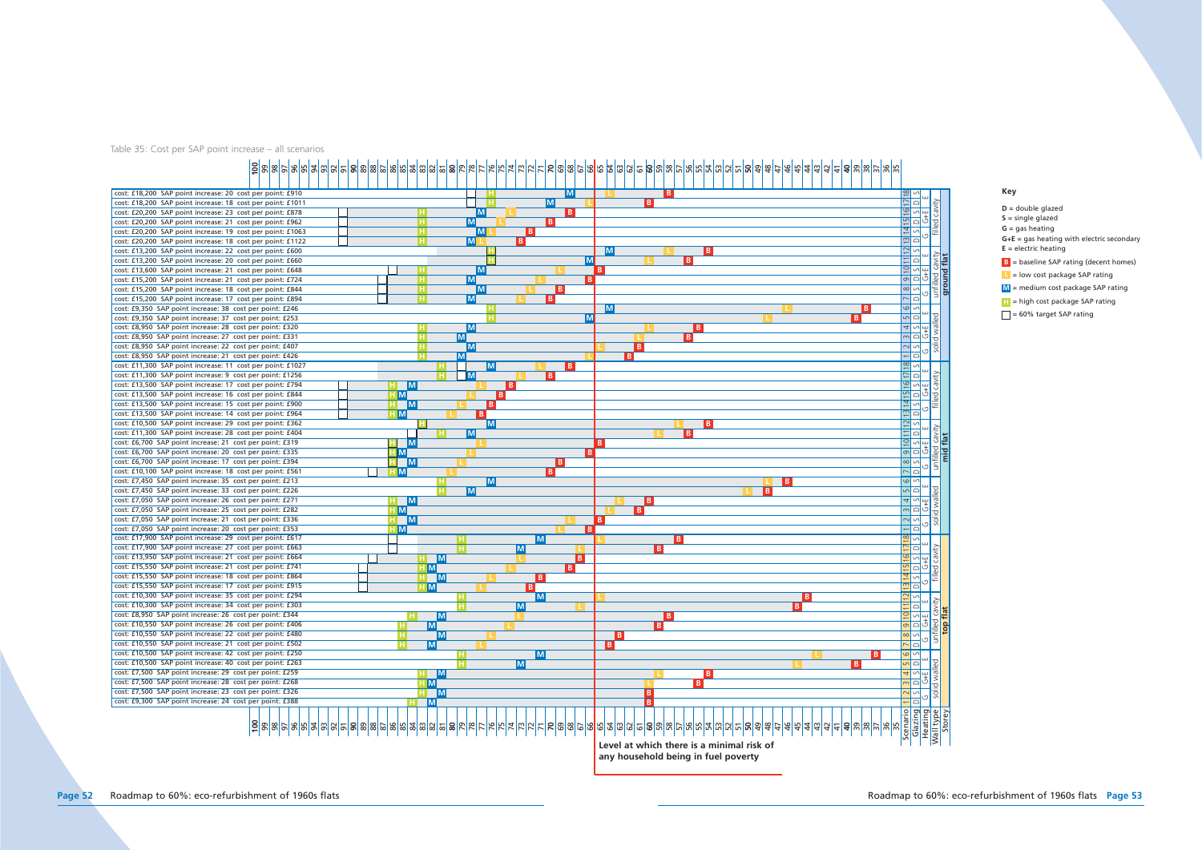Table 35: Cost per SAP point increase – all scenarios

| Storey | Wall type | Heating | Glazing | Scenario | Cost | SAP point increase | Cost per point |
|---|---|---|---|---|---|---|---|
| ground flat | filled cavity | E | S | 18 | £18,200 | 20 | £910 |
| ground flat | filled cavity | E | D | 17 | £18,200 | 18 | £1011 |
| ground flat | filled cavity | G+E | S | 16 | £20,200 | 23 | £878 |
| ground flat | filled cavity | G+E | D | 15 | £20,200 | 21 | £962 |
| ground flat | filled cavity | G | S | 14 | £20,200 | 19 | £1063 |
| ground flat | filled cavity | G | D | 13 | £20,200 | 18 | £1122 |
| ground flat | unfilled cavity | E | S | 12 | £13,200 | 22 | £600 |
| ground flat | unfilled cavity | E | D | 11 | £13,200 | 20 | £660 |
| ground flat | unfilled cavity | G+E | S | 10 | £13,600 | 21 | £648 |
| ground flat | unfilled cavity | G+E | D | 9 | £15,200 | 21 | £724 |
| ground flat | unfilled cavity | G | S | 8 | £15,200 | 18 | £844 |
| ground flat | unfilled cavity | G | D | 7 | £15,200 | 17 | £894 |
| ground flat | solid walled | E | S | 6 | £9,350 | 38 | £246 |
| ground flat | solid walled | E | D | 5 | £9,350 | 37 | £253 |
| ground flat | solid walled | G+E | S | 4 | £8,950 | 28 | £320 |
| ground flat | solid walled | G+E | D | 3 | £8,950 | 27 | £331 |
| ground flat | solid walled | G | S | 2 | £8,950 | 22 | £407 |
| ground flat | solid walled | G | D | 1 | £8,950 | 21 | £426 |
| mid flat | filled cavity | E | S | 18 | £11,300 | 11 | £1027 |
| mid flat | filled cavity | E | D | 17 | £11,300 | 9 | £1256 |
| mid flat | filled cavity | G+E | S | 16 | £13,500 | 17 | £794 |
| mid flat | filled cavity | G+E | D | 15 | £13,500 | 16 | £844 |
| mid flat | filled cavity | G | S | 14 | £13,500 | 15 | £900 |
| mid flat | filled cavity | G | D | 13 | £13,500 | 14 | £964 |
| mid flat | unfilled cavity | E | S | 12 | £10,500 | 29 | £362 |
| mid flat | unfilled cavity | E | D | 11 | £11,300 | 28 | £404 |
| mid flat | unfilled cavity | G+E | S | 10 | £6,700 | 21 | £319 |
| mid flat | unfilled cavity | G+E | D | 9 | £6,700 | 20 | £335 |
| mid flat | unfilled cavity | G | S | 8 | £6,700 | 17 | £394 |
| mid flat | unfilled cavity | G | D | 7 | £10,100 | 18 | £561 |
| mid flat | solid walled | E | S | 6 | £7,450 | 35 | £213 |
| mid flat | solid walled | E | D | 5 | £7,450 | 33 | £226 |
| mid flat | solid walled | G+E | S | 4 | £7,050 | 26 | £271 |
| mid flat | solid walled | G+E | D | 3 | £7,050 | 25 | £282 |
| mid flat | solid walled | G | S | 2 | £7,050 | 21 | £336 |
| mid flat | solid walled | G | D | 1 | £7,050 | 20 | £353 |
| top flat | filled cavity | E | S | 18 | £17,900 | 29 | £617 |
| top flat | filled cavity | E | D | 17 | £17,900 | 27 | £663 |
| top flat | filled cavity | G+E | S | 16 | £13,950 | 21 | £664 |
| top flat | filled cavity | G+E | D | 15 | £15,550 | 21 | £741 |
| top flat | filled cavity | G | S | 14 | £15,550 | 18 | £864 |
| top flat | filled cavity | G | D | 13 | £15,550 | 17 | £915 |
| top flat | unfilled cavity | E | S | 12 | £10,300 | 35 | £294 |
| top flat | unfilled cavity | E | D | 11 | £10,300 | 34 | £303 |
| top flat | unfilled cavity | G+E | S | 10 | £8,950 | 26 | £344 |
| top flat | unfilled cavity | G+E | D | 9 | £10,550 | 26 | £406 |
| top flat | unfilled cavity | G | S | 8 | £10,550 | 22 | £480 |
| top flat | unfilled cavity | G | D | 7 | £10,550 | 21 | £502 |
| top flat | solid walled | E | S | 6 | £10,500 | 42 | £250 |
| top flat | solid walled | E | D | 5 | £10,500 | 40 | £263 |
| top flat | solid walled | G+E | S | 4 | £7,500 | 29 | £259 |
| top flat | solid walled | G+E | D | 3 | £7,500 | 28 | £268 |
| top flat | solid walled | G | S | 2 | £7,500 | 23 | £326 |
| top flat | solid walled | G | D | 1 | £9,300 | 24 | £388 |

Level at which there is a minimal risk of any household being in fuel poverty

**Key**

- D = double glazed
- S = single glazed
- G = gas heating
- G+E = gas heating with electric secondary
- E = electric heating
- B = baseline SAP rating (decent homes)
- L = low cost package SAP rating
- M = medium cost package SAP rating
- H = high cost package SAP rating
- □ = 60% target SAP rating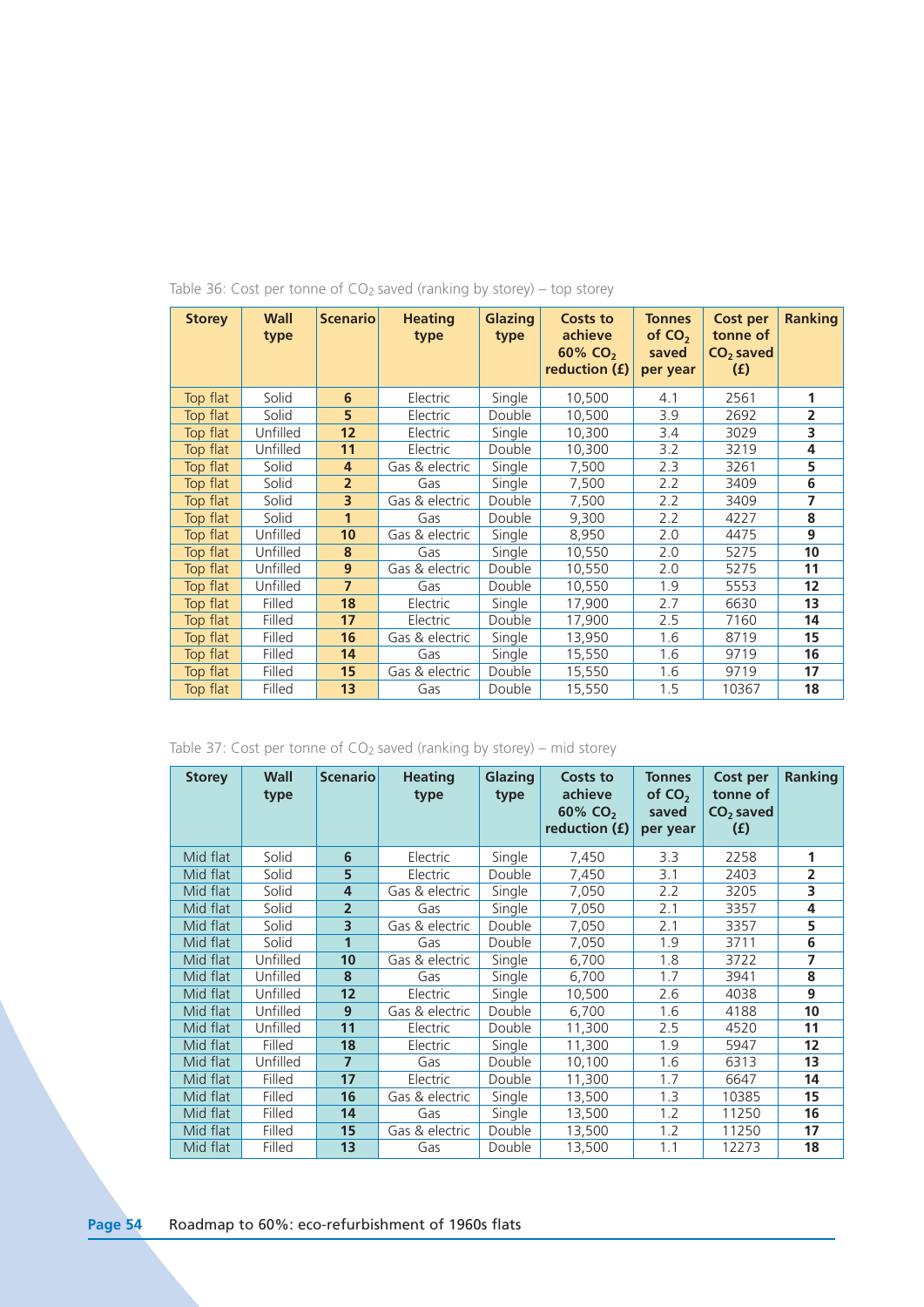Table 36: Cost per tonne of $CO_2$ saved (ranking by storey) – top storey

| Storey | Wall type | Scenario | Heating type | Glazing type | Costs to achieve 60% $CO_2$ reduction (£) | Tonnes of $CO_2$ saved per year | Cost per tonne of $CO_2$ saved (£) | Ranking |
|---|---|---|---|---|---|---|---|---|
| Top flat | Solid | **6** | Electric | Single | 10,500 | 4.1 | 2561 | **1** |
| Top flat | Solid | **5** | Electric | Double | 10,500 | 3.9 | 2692 | **2** |
| Top flat | Unfilled | **12** | Electric | Single | 10,300 | 3.4 | 3029 | **3** |
| Top flat | Unfilled | **11** | Electric | Double | 10,300 | 3.2 | 3219 | **4** |
| Top flat | Solid | **4** | Gas & electric | Single | 7,500 | 2.3 | 3261 | **5** |
| Top flat | Solid | **2** | Gas | Single | 7,500 | 2.2 | 3409 | **6** |
| Top flat | Solid | **3** | Gas & electric | Double | 7,500 | 2.2 | 3409 | **7** |
| Top flat | Solid | **1** | Gas | Double | 9,300 | 2.2 | 4227 | **8** |
| Top flat | Unfilled | **10** | Gas & electric | Single | 8,950 | 2.0 | 4475 | **9** |
| Top flat | Unfilled | **8** | Gas | Single | 10,550 | 2.0 | 5275 | **10** |
| Top flat | Unfilled | **9** | Gas & electric | Double | 10,550 | 2.0 | 5275 | **11** |
| Top flat | Unfilled | **7** | Gas | Double | 10,550 | 1.9 | 5553 | **12** |
| Top flat | Filled | **18** | Electric | Single | 17,900 | 2.7 | 6630 | **13** |
| Top flat | Filled | **17** | Electric | Double | 17,900 | 2.5 | 7160 | **14** |
| Top flat | Filled | **16** | Gas & electric | Single | 13,950 | 1.6 | 8719 | **15** |
| Top flat | Filled | **14** | Gas | Single | 15,550 | 1.6 | 9719 | **16** |
| Top flat | Filled | **15** | Gas & electric | Double | 15,550 | 1.6 | 9719 | **17** |
| Top flat | Filled | **13** | Gas | Double | 15,550 | 1.5 | 10367 | **18** |

Table 37: Cost per tonne of $CO_2$ saved (ranking by storey) – mid storey

| Storey | Wall type | Scenario | Heating type | Glazing type | Costs to achieve 60% $CO_2$ reduction (£) | Tonnes of $CO_2$ saved per year | Cost per tonne of $CO_2$ saved (£) | Ranking |
|---|---|---|---|---|---|---|---|---|
| Mid flat | Solid | **6** | Electric | Single | 7,450 | 3.3 | 2258 | **1** |
| Mid flat | Solid | **5** | Electric | Double | 7,450 | 3.1 | 2403 | **2** |
| Mid flat | Solid | **4** | Gas & electric | Single | 7,050 | 2.2 | 3205 | **3** |
| Mid flat | Solid | **2** | Gas | Single | 7,050 | 2.1 | 3357 | **4** |
| Mid flat | Solid | **3** | Gas & electric | Double | 7,050 | 2.1 | 3357 | **5** |
| Mid flat | Solid | **1** | Gas | Double | 7,050 | 1.9 | 3711 | **6** |
| Mid flat | Unfilled | **10** | Gas & electric | Single | 6,700 | 1.8 | 3722 | **7** |
| Mid flat | Unfilled | **8** | Gas | Single | 6,700 | 1.7 | 3941 | **8** |
| Mid flat | Unfilled | **12** | Electric | Single | 10,500 | 2.6 | 4038 | **9** |
| Mid flat | Unfilled | **9** | Gas & electric | Double | 6,700 | 1.6 | 4188 | **10** |
| Mid flat | Unfilled | **11** | Electric | Double | 11,300 | 2.5 | 4520 | **11** |
| Mid flat | Filled | **18** | Electric | Single | 11,300 | 1.9 | 5947 | **12** |
| Mid flat | Unfilled | **7** | Gas | Double | 10,100 | 1.6 | 6313 | **13** |
| Mid flat | Filled | **17** | Electric | Double | 11,300 | 1.7 | 6647 | **14** |
| Mid flat | Filled | **16** | Gas & electric | Single | 13,500 | 1.3 | 10385 | **15** |
| Mid flat | Filled | **14** | Gas | Single | 13,500 | 1.2 | 11250 | **16** |
| Mid flat | Filled | **15** | Gas & electric | Double | 13,500 | 1.2 | 11250 | **17** |
| Mid flat | Filled | **13** | Gas | Double | 13,500 | 1.1 | 12273 | **18** |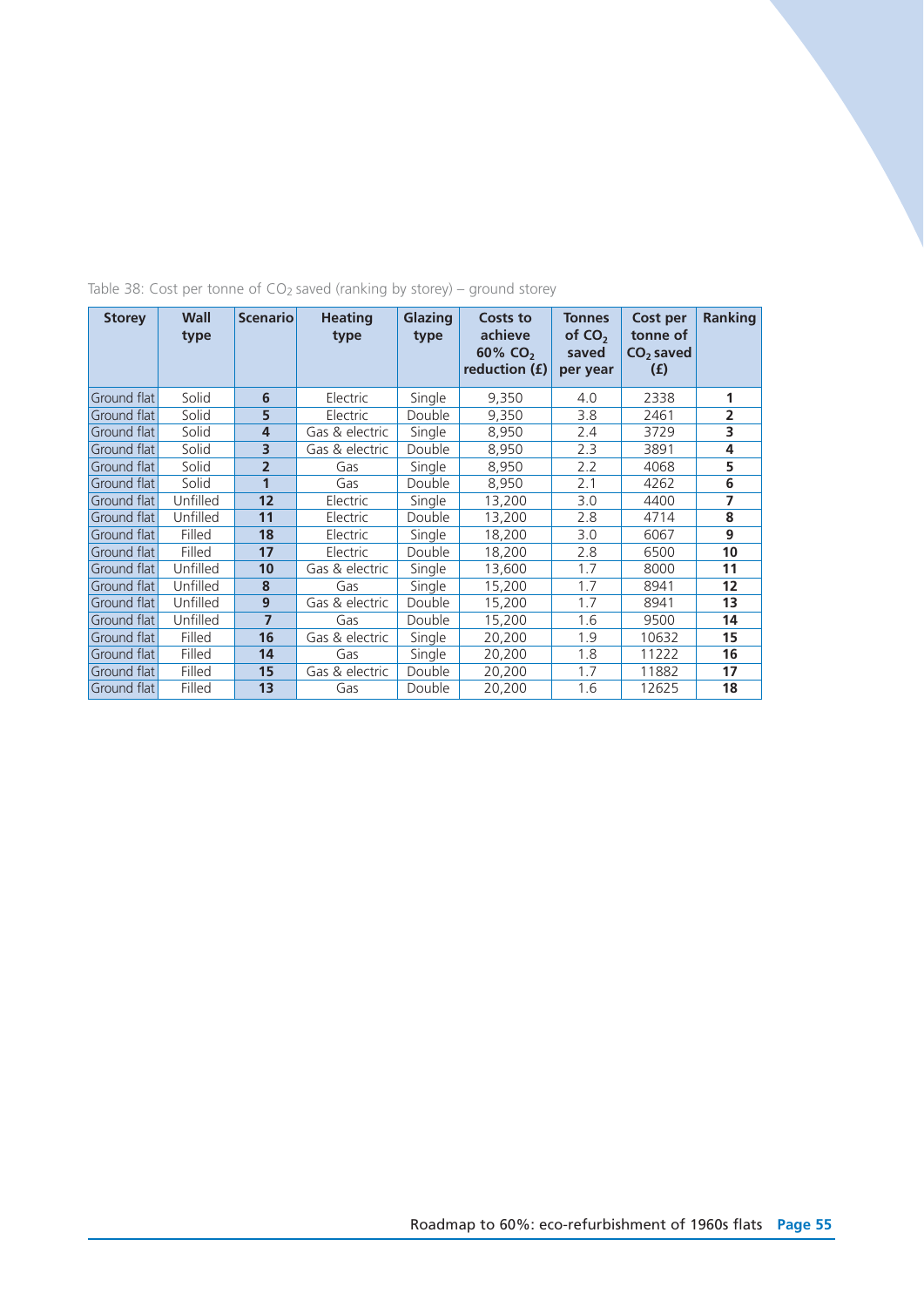Table 38: Cost per tonne of $CO_2$ saved (ranking by storey) – ground storey

| Storey | Wall type | Scenario | Heating type | Glazing type | Costs to achieve 60% $CO_2$ reduction (£) | Tonnes of $CO_2$ saved per year | Cost per tonne of $CO_2$ saved (£) | Ranking |
|---|---|---|---|---|---|---|---|---|
| Ground flat | Solid | **6** | Electric | Single | 9,350 | 4.0 | 2338 | **1** |
| Ground flat | Solid | **5** | Electric | Double | 9,350 | 3.8 | 2461 | **2** |
| Ground flat | Solid | **4** | Gas & electric | Single | 8,950 | 2.4 | 3729 | **3** |
| Ground flat | Solid | **3** | Gas & electric | Double | 8,950 | 2.3 | 3891 | **4** |
| Ground flat | Solid | **2** | Gas | Single | 8,950 | 2.2 | 4068 | **5** |
| Ground flat | Solid | **1** | Gas | Double | 8,950 | 2.1 | 4262 | **6** |
| Ground flat | Unfilled | **12** | Electric | Single | 13,200 | 3.0 | 4400 | **7** |
| Ground flat | Unfilled | **11** | Electric | Double | 13,200 | 2.8 | 4714 | **8** |
| Ground flat | Filled | **18** | Electric | Single | 18,200 | 3.0 | 6067 | **9** |
| Ground flat | Filled | **17** | Electric | Double | 18,200 | 2.8 | 6500 | **10** |
| Ground flat | Unfilled | **10** | Gas & electric | Single | 13,600 | 1.7 | 8000 | **11** |
| Ground flat | Unfilled | **8** | Gas | Single | 15,200 | 1.7 | 8941 | **12** |
| Ground flat | Unfilled | **9** | Gas & electric | Double | 15,200 | 1.7 | 8941 | **13** |
| Ground flat | Unfilled | **7** | Gas | Double | 15,200 | 1.6 | 9500 | **14** |
| Ground flat | Filled | **16** | Gas & electric | Single | 20,200 | 1.9 | 10632 | **15** |
| Ground flat | Filled | **14** | Gas | Single | 20,200 | 1.8 | 11222 | **16** |
| Ground flat | Filled | **15** | Gas & electric | Double | 20,200 | 1.7 | 11882 | **17** |
| Ground flat | Filled | **13** | Gas | Double | 20,200 | 1.6 | 12625 | **18** |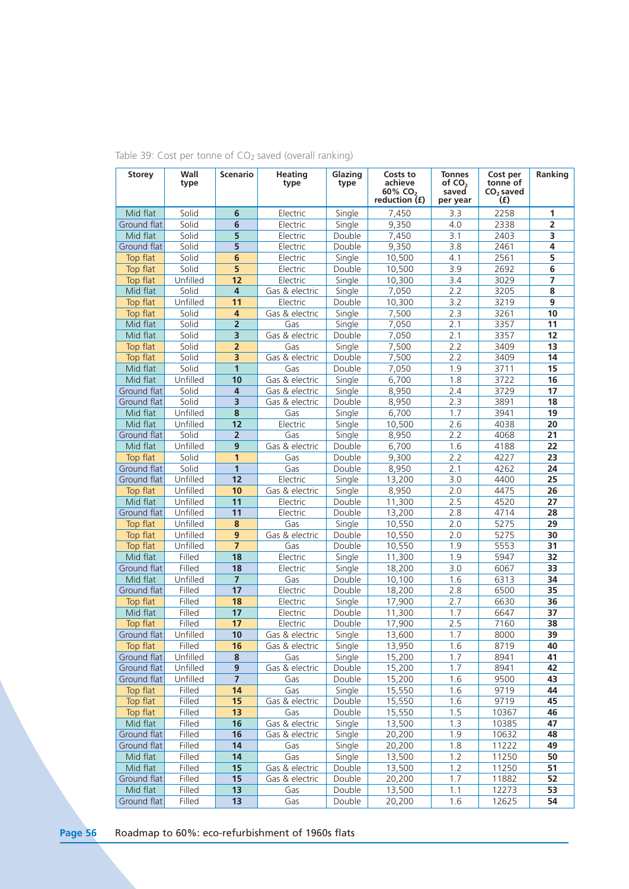Table 39: Cost per tonne of $CO_2$ saved (overall ranking)

| Storey | Wall type | Scenario | Heating type | Glazing type | Costs to achieve 60% $CO_2$ reduction (£) | Tonnes of $CO_2$ saved per year | Cost per tonne of $CO_2$ saved (£) | Ranking |
|---|---|---|---|---|---|---|---|---|
| Mid flat | Solid | 6 | Electric | Single | 7,450 | 3.3 | 2258 | 1 |
| Ground flat | Solid | 6 | Electric | Single | 9,350 | 4.0 | 2338 | 2 |
| Mid flat | Solid | 5 | Electric | Double | 7,450 | 3.1 | 2403 | 3 |
| Ground flat | Solid | 5 | Electric | Double | 9,350 | 3.8 | 2461 | 4 |
| Top flat | Solid | 6 | Electric | Single | 10,500 | 4.1 | 2561 | 5 |
| Top flat | Solid | 5 | Electric | Double | 10,500 | 3.9 | 2692 | 6 |
| Top flat | Unfilled | 12 | Electric | Single | 10,300 | 3.4 | 3029 | 7 |
| Mid flat | Solid | 4 | Gas & electric | Single | 7,050 | 2.2 | 3205 | 8 |
| Top flat | Unfilled | 11 | Electric | Double | 10,300 | 3.2 | 3219 | 9 |
| Top flat | Solid | 4 | Gas & electric | Single | 7,500 | 2.3 | 3261 | 10 |
| Mid flat | Solid | 2 | Gas | Single | 7,050 | 2.1 | 3357 | 11 |
| Mid flat | Solid | 3 | Gas & electric | Double | 7,050 | 2.1 | 3357 | 12 |
| Top flat | Solid | 2 | Gas | Single | 7,500 | 2.2 | 3409 | 13 |
| Top flat | Solid | 3 | Gas & electric | Double | 7,500 | 2.2 | 3409 | 14 |
| Mid flat | Solid | 1 | Gas | Double | 7,050 | 1.9 | 3711 | 15 |
| Mid flat | Unfilled | 10 | Gas & electric | Single | 6,700 | 1.8 | 3722 | 16 |
| Ground flat | Solid | 4 | Gas & electric | Single | 8,950 | 2.4 | 3729 | 17 |
| Ground flat | Solid | 3 | Gas & electric | Double | 8,950 | 2.3 | 3891 | 18 |
| Mid flat | Unfilled | 8 | Gas | Single | 6,700 | 1.7 | 3941 | 19 |
| Mid flat | Unfilled | 12 | Electric | Single | 10,500 | 2.6 | 4038 | 20 |
| Ground flat | Solid | 2 | Gas | Single | 8,950 | 2.2 | 4068 | 21 |
| Mid flat | Unfilled | 9 | Gas & electric | Double | 6,700 | 1.6 | 4188 | 22 |
| Top flat | Solid | 1 | Gas | Double | 9,300 | 2.2 | 4227 | 23 |
| Ground flat | Solid | 1 | Gas | Double | 8,950 | 2.1 | 4262 | 24 |
| Ground flat | Unfilled | 12 | Electric | Single | 13,200 | 3.0 | 4400 | 25 |
| Top flat | Unfilled | 10 | Gas & electric | Single | 8,950 | 2.0 | 4475 | 26 |
| Mid flat | Unfilled | 11 | Electric | Double | 11,300 | 2.5 | 4520 | 27 |
| Ground flat | Unfilled | 11 | Electric | Double | 13,200 | 2.8 | 4714 | 28 |
| Top flat | Unfilled | 8 | Gas | Single | 10,550 | 2.0 | 5275 | 29 |
| Top flat | Unfilled | 9 | Gas & electric | Double | 10,550 | 2.0 | 5275 | 30 |
| Top flat | Unfilled | 7 | Gas | Double | 10,550 | 1.9 | 5553 | 31 |
| Mid flat | Filled | 18 | Electric | Single | 11,300 | 1.9 | 5947 | 32 |
| Ground flat | Filled | 18 | Electric | Single | 18,200 | 3.0 | 6067 | 33 |
| Mid flat | Unfilled | 7 | Gas | Double | 10,100 | 1.6 | 6313 | 34 |
| Ground flat | Filled | 17 | Electric | Double | 18,200 | 2.8 | 6500 | 35 |
| Top flat | Filled | 18 | Electric | Single | 17,900 | 2.7 | 6630 | 36 |
| Mid flat | Filled | 17 | Electric | Double | 11,300 | 1.7 | 6647 | 37 |
| Top flat | Filled | 17 | Electric | Double | 17,900 | 2.5 | 7160 | 38 |
| Ground flat | Unfilled | 10 | Gas & electric | Single | 13,600 | 1.7 | 8000 | 39 |
| Top flat | Filled | 16 | Gas & electric | Single | 13,950 | 1.6 | 8719 | 40 |
| Ground flat | Unfilled | 8 | Gas | Single | 15,200 | 1.7 | 8941 | 41 |
| Ground flat | Unfilled | 9 | Gas & electric | Double | 15,200 | 1.7 | 8941 | 42 |
| Ground flat | Unfilled | 7 | Gas | Double | 15,200 | 1.6 | 9500 | 43 |
| Top flat | Filled | 14 | Gas | Single | 15,550 | 1.6 | 9719 | 44 |
| Top flat | Filled | 15 | Gas & electric | Double | 15,550 | 1.6 | 9719 | 45 |
| Top flat | Filled | 13 | Gas | Double | 15,550 | 1.5 | 10367 | 46 |
| Mid flat | Filled | 16 | Gas & electric | Single | 13,500 | 1.3 | 10385 | 47 |
| Ground flat | Filled | 16 | Gas & electric | Single | 20,200 | 1.9 | 10632 | 48 |
| Ground flat | Filled | 14 | Gas | Single | 20,200 | 1.8 | 11222 | 49 |
| Mid flat | Filled | 14 | Gas | Single | 13,500 | 1.2 | 11250 | 50 |
| Mid flat | Filled | 15 | Gas & electric | Double | 13,500 | 1.2 | 11250 | 51 |
| Ground flat | Filled | 15 | Gas & electric | Double | 20,200 | 1.7 | 11882 | 52 |
| Mid flat | Filled | 13 | Gas | Double | 13,500 | 1.1 | 12273 | 53 |
| Ground flat | Filled | 13 | Gas | Double | 20,200 | 1.6 | 12625 | 54 |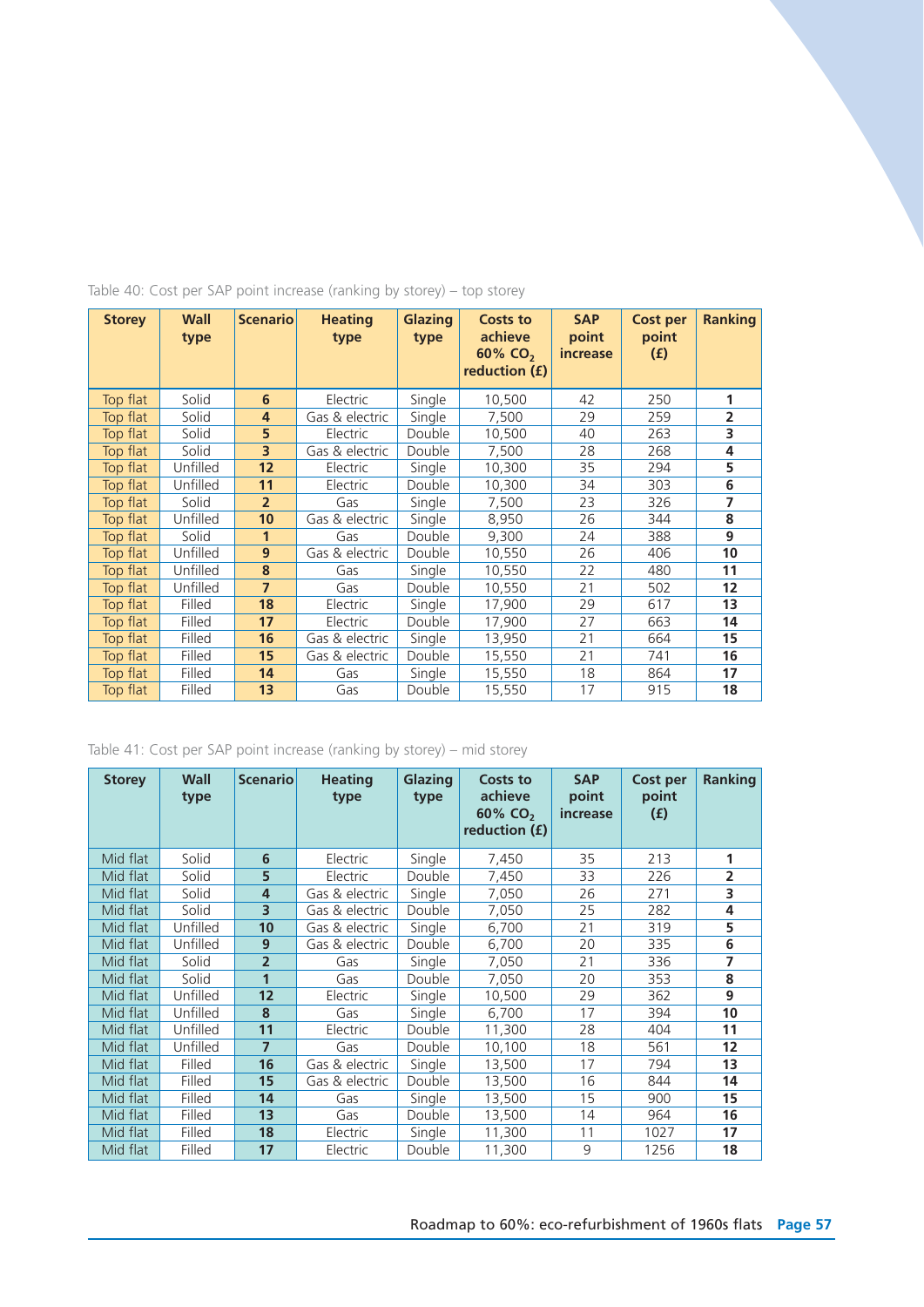Table 40: Cost per SAP point increase (ranking by storey) – top storey

| Storey | Wall type | Scenario | Heating type | Glazing type | Costs to achieve 60% $CO_2$ reduction (£) | SAP point increase | Cost per point (£) | Ranking |
|---|---|---|---|---|---|---|---|---|
| Top flat | Solid | **6** | Electric | Single | 10,500 | 42 | 250 | **1** |
| Top flat | Solid | **4** | Gas & electric | Single | 7,500 | 29 | 259 | **2** |
| Top flat | Solid | **5** | Electric | Double | 10,500 | 40 | 263 | **3** |
| Top flat | Solid | **3** | Gas & electric | Double | 7,500 | 28 | 268 | **4** |
| Top flat | Unfilled | **12** | Electric | Single | 10,300 | 35 | 294 | **5** |
| Top flat | Unfilled | **11** | Electric | Double | 10,300 | 34 | 303 | **6** |
| Top flat | Solid | **2** | Gas | Single | 7,500 | 23 | 326 | **7** |
| Top flat | Unfilled | **10** | Gas & electric | Single | 8,950 | 26 | 344 | **8** |
| Top flat | Solid | **1** | Gas | Double | 9,300 | 24 | 388 | **9** |
| Top flat | Unfilled | **9** | Gas & electric | Double | 10,550 | 26 | 406 | **10** |
| Top flat | Unfilled | **8** | Gas | Single | 10,550 | 22 | 480 | **11** |
| Top flat | Unfilled | **7** | Gas | Double | 10,550 | 21 | 502 | **12** |
| Top flat | Filled | **18** | Electric | Single | 17,900 | 29 | 617 | **13** |
| Top flat | Filled | **17** | Electric | Double | 17,900 | 27 | 663 | **14** |
| Top flat | Filled | **16** | Gas & electric | Single | 13,950 | 21 | 664 | **15** |
| Top flat | Filled | **15** | Gas & electric | Double | 15,550 | 21 | 741 | **16** |
| Top flat | Filled | **14** | Gas | Single | 15,550 | 18 | 864 | **17** |
| Top flat | Filled | **13** | Gas | Double | 15,550 | 17 | 915 | **18** |

Table 41: Cost per SAP point increase (ranking by storey) – mid storey

| Storey | Wall type | Scenario | Heating type | Glazing type | Costs to achieve 60% $CO_2$ reduction (£) | SAP point increase | Cost per point (£) | Ranking |
|---|---|---|---|---|---|---|---|---|
| Mid flat | Solid | **6** | Electric | Single | 7,450 | 35 | 213 | **1** |
| Mid flat | Solid | **5** | Electric | Double | 7,450 | 33 | 226 | **2** |
| Mid flat | Solid | **4** | Gas & electric | Single | 7,050 | 26 | 271 | **3** |
| Mid flat | Solid | **3** | Gas & electric | Double | 7,050 | 25 | 282 | **4** |
| Mid flat | Unfilled | **10** | Gas & electric | Single | 6,700 | 21 | 319 | **5** |
| Mid flat | Unfilled | **9** | Gas & electric | Double | 6,700 | 20 | 335 | **6** |
| Mid flat | Solid | **2** | Gas | Single | 7,050 | 21 | 336 | **7** |
| Mid flat | Solid | **1** | Gas | Double | 7,050 | 20 | 353 | **8** |
| Mid flat | Unfilled | **12** | Electric | Single | 10,500 | 29 | 362 | **9** |
| Mid flat | Unfilled | **8** | Gas | Single | 6,700 | 17 | 394 | **10** |
| Mid flat | Unfilled | **11** | Electric | Double | 11,300 | 28 | 404 | **11** |
| Mid flat | Unfilled | **7** | Gas | Double | 10,100 | 18 | 561 | **12** |
| Mid flat | Filled | **16** | Gas & electric | Single | 13,500 | 17 | 794 | **13** |
| Mid flat | Filled | **15** | Gas & electric | Double | 13,500 | 16 | 844 | **14** |
| Mid flat | Filled | **14** | Gas | Single | 13,500 | 15 | 900 | **15** |
| Mid flat | Filled | **13** | Gas | Double | 13,500 | 14 | 964 | **16** |
| Mid flat | Filled | **18** | Electric | Single | 11,300 | 11 | 1027 | **17** |
| Mid flat | Filled | **17** | Electric | Double | 11,300 | 9 | 1256 | **18** |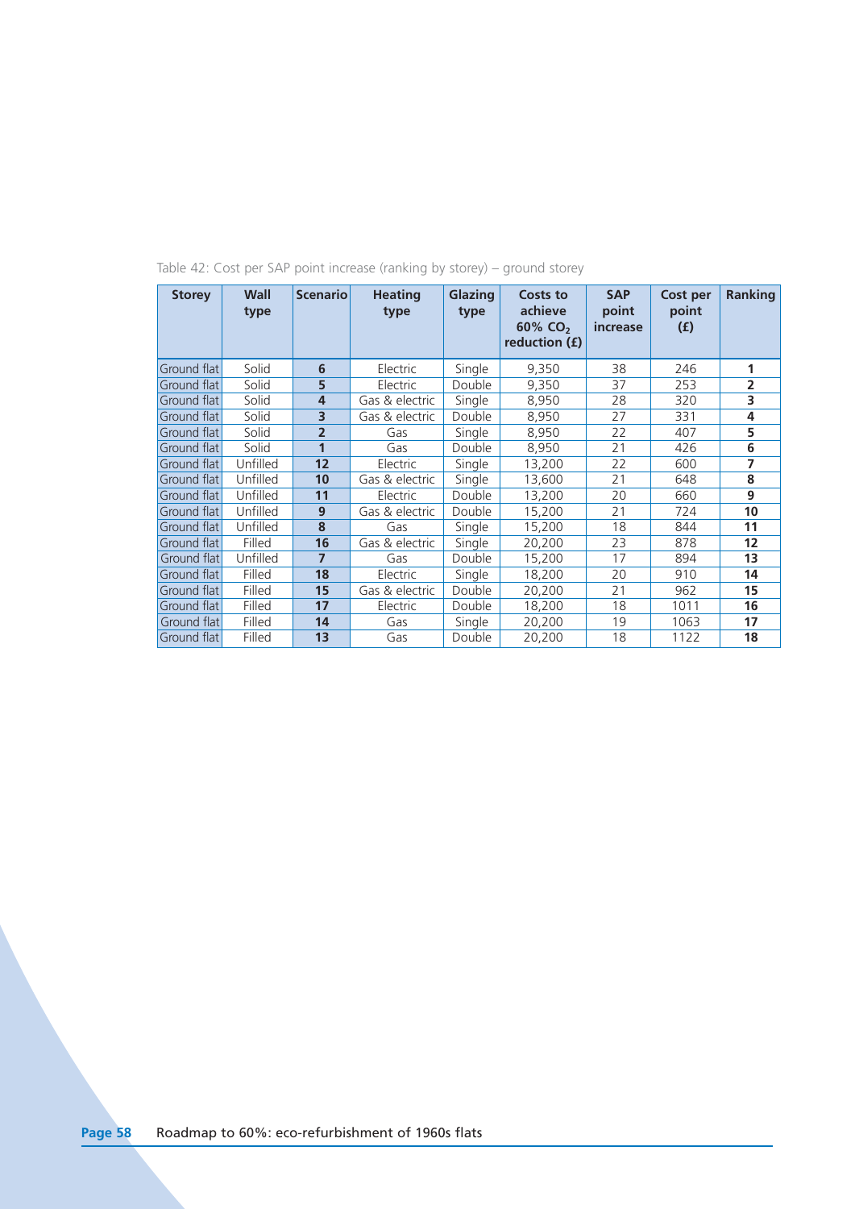Table 42: Cost per SAP point increase (ranking by storey) – ground storey

| Storey | Wall type | Scenario | Heating type | Glazing type | Costs to achieve 60% $CO_2$ reduction (£) | SAP point increase | Cost per point (£) | Ranking |
|---|---|---|---|---|---|---|---|---|
| Ground flat | Solid | **6** | Electric | Single | 9,350 | 38 | 246 | **1** |
| Ground flat | Solid | **5** | Electric | Double | 9,350 | 37 | 253 | **2** |
| Ground flat | Solid | **4** | Gas & electric | Single | 8,950 | 28 | 320 | **3** |
| Ground flat | Solid | **3** | Gas & electric | Double | 8,950 | 27 | 331 | **4** |
| Ground flat | Solid | **2** | Gas | Single | 8,950 | 22 | 407 | **5** |
| Ground flat | Solid | **1** | Gas | Double | 8,950 | 21 | 426 | **6** |
| Ground flat | Unfilled | **12** | Electric | Single | 13,200 | 22 | 600 | **7** |
| Ground flat | Unfilled | **10** | Gas & electric | Single | 13,600 | 21 | 648 | **8** |
| Ground flat | Unfilled | **11** | Electric | Double | 13,200 | 20 | 660 | **9** |
| Ground flat | Unfilled | **9** | Gas & electric | Double | 15,200 | 21 | 724 | **10** |
| Ground flat | Unfilled | **8** | Gas | Single | 15,200 | 18 | 844 | **11** |
| Ground flat | Filled | **16** | Gas & electric | Single | 20,200 | 23 | 878 | **12** |
| Ground flat | Unfilled | **7** | Gas | Double | 15,200 | 17 | 894 | **13** |
| Ground flat | Filled | **18** | Electric | Single | 18,200 | 20 | 910 | **14** |
| Ground flat | Filled | **15** | Gas & electric | Double | 20,200 | 21 | 962 | **15** |
| Ground flat | Filled | **17** | Electric | Double | 18,200 | 18 | 1011 | **16** |
| Ground flat | Filled | **14** | Gas | Single | 20,200 | 19 | 1063 | **17** |
| Ground flat | Filled | **13** | Gas | Double | 20,200 | 18 | 1122 | **18** |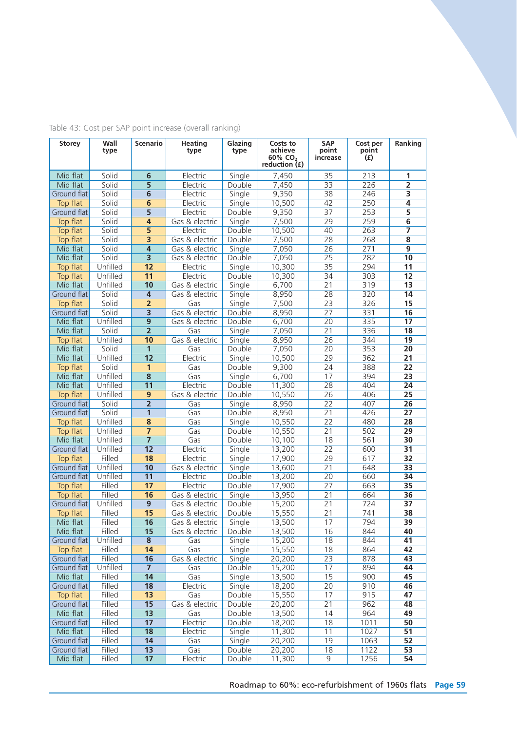Table 43: Cost per SAP point increase (overall ranking)

| Storey | Wall type | Scenario | Heating type | Glazing type | Costs to achieve 60% $CO_2$ reduction (£) | SAP point increase | Cost per point (£) | Ranking |
|---|---|---|---|---|---|---|---|---|
| Mid flat | Solid | **6** | Electric | Single | 7,450 | 35 | 213 | **1** |
| Mid flat | Solid | **5** | Electric | Double | 7,450 | 33 | 226 | **2** |
| Ground flat | Solid | **6** | Electric | Single | 9,350 | 38 | 246 | **3** |
| Top flat | Solid | **6** | Electric | Single | 10,500 | 42 | 250 | **4** |
| Ground flat | Solid | **5** | Electric | Double | 9,350 | 37 | 253 | **5** |
| Top flat | Solid | **4** | Gas & electric | Single | 7,500 | 29 | 259 | **6** |
| Top flat | Solid | **5** | Electric | Double | 10,500 | 40 | 263 | **7** |
| Top flat | Solid | **3** | Gas & electric | Double | 7,500 | 28 | 268 | **8** |
| Mid flat | Solid | **4** | Gas & electric | Single | 7,050 | 26 | 271 | **9** |
| Mid flat | Solid | **3** | Gas & electric | Double | 7,050 | 25 | 282 | **10** |
| Top flat | Unfilled | **12** | Electric | Single | 10,300 | 35 | 294 | **11** |
| Top flat | Unfilled | **11** | Electric | Double | 10,300 | 34 | 303 | **12** |
| Mid flat | Unfilled | **10** | Gas & electric | Single | 6,700 | 21 | 319 | **13** |
| Ground flat | Solid | **4** | Gas & electric | Single | 8,950 | 28 | 320 | **14** |
| Top flat | Solid | **2** | Gas | Single | 7,500 | 23 | 326 | **15** |
| Ground flat | Solid | **3** | Gas & electric | Double | 8,950 | 27 | 331 | **16** |
| Mid flat | Unfilled | **9** | Gas & electric | Double | 6,700 | 20 | 335 | **17** |
| Mid flat | Solid | **2** | Gas | Single | 7,050 | 21 | 336 | **18** |
| Top flat | Unfilled | **10** | Gas & electric | Single | 8,950 | 26 | 344 | **19** |
| Mid flat | Solid | **1** | Gas | Double | 7,050 | 20 | 353 | **20** |
| Mid flat | Unfilled | **12** | Electric | Single | 10,500 | 29 | 362 | **21** |
| Top flat | Solid | **1** | Gas | Double | 9,300 | 24 | 388 | **22** |
| Mid flat | Unfilled | **8** | Gas | Single | 6,700 | 17 | 394 | **23** |
| Mid flat | Unfilled | **11** | Electric | Double | 11,300 | 28 | 404 | **24** |
| Top flat | Unfilled | **9** | Gas & electric | Double | 10,550 | 26 | 406 | **25** |
| Ground flat | Solid | **2** | Gas | Single | 8,950 | 22 | 407 | **26** |
| Ground flat | Solid | **1** | Gas | Double | 8,950 | 21 | 426 | **27** |
| Top flat | Unfilled | **8** | Gas | Single | 10,550 | 22 | 480 | **28** |
| Top flat | Unfilled | **7** | Gas | Double | 10,550 | 21 | 502 | **29** |
| Mid flat | Unfilled | **7** | Gas | Double | 10,100 | 18 | 561 | **30** |
| Ground flat | Unfilled | **12** | Electric | Single | 13,200 | 22 | 600 | **31** |
| Top flat | Filled | **18** | Electric | Single | 17,900 | 29 | 617 | **32** |
| Ground flat | Unfilled | **10** | Gas & electric | Single | 13,600 | 21 | 648 | **33** |
| Ground flat | Unfilled | **11** | Electric | Double | 13,200 | 20 | 660 | **34** |
| Top flat | Filled | **17** | Electric | Double | 17,900 | 27 | 663 | **35** |
| Top flat | Filled | **16** | Gas & electric | Single | 13,950 | 21 | 664 | **36** |
| Ground flat | Unfilled | **9** | Gas & electric | Double | 15,200 | 21 | 724 | **37** |
| Top flat | Filled | **15** | Gas & electric | Double | 15,550 | 21 | 741 | **38** |
| Mid flat | Filled | **16** | Gas & electric | Single | 13,500 | 17 | 794 | **39** |
| Mid flat | Filled | **15** | Gas & electric | Double | 13,500 | 16 | 844 | **40** |
| Ground flat | Unfilled | **8** | Gas | Single | 15,200 | 18 | 844 | **41** |
| Top flat | Filled | **14** | Gas | Single | 15,550 | 18 | 864 | **42** |
| Ground flat | Filled | **16** | Gas & electric | Single | 20,200 | 23 | 878 | **43** |
| Ground flat | Unfilled | **7** | Gas | Double | 15,200 | 17 | 894 | **44** |
| Mid flat | Filled | **14** | Gas | Single | 13,500 | 15 | 900 | **45** |
| Ground flat | Filled | **18** | Electric | Single | 18,200 | 20 | 910 | **46** |
| Top flat | Filled | **13** | Gas | Double | 15,550 | 17 | 915 | **47** |
| Ground flat | Filled | **15** | Gas & electric | Double | 20,200 | 21 | 962 | **48** |
| Mid flat | Filled | **13** | Gas | Double | 13,500 | 14 | 964 | **49** |
| Ground flat | Filled | **17** | Electric | Double | 18,200 | 18 | 1011 | **50** |
| Mid flat | Filled | **18** | Electric | Single | 11,300 | 11 | 1027 | **51** |
| Ground flat | Filled | **14** | Gas | Single | 20,200 | 19 | 1063 | **52** |
| Ground flat | Filled | **13** | Gas | Double | 20,200 | 18 | 1122 | **53** |
| Mid flat | Filled | **17** | Electric | Double | 11,300 | 9 | 1256 | **54** |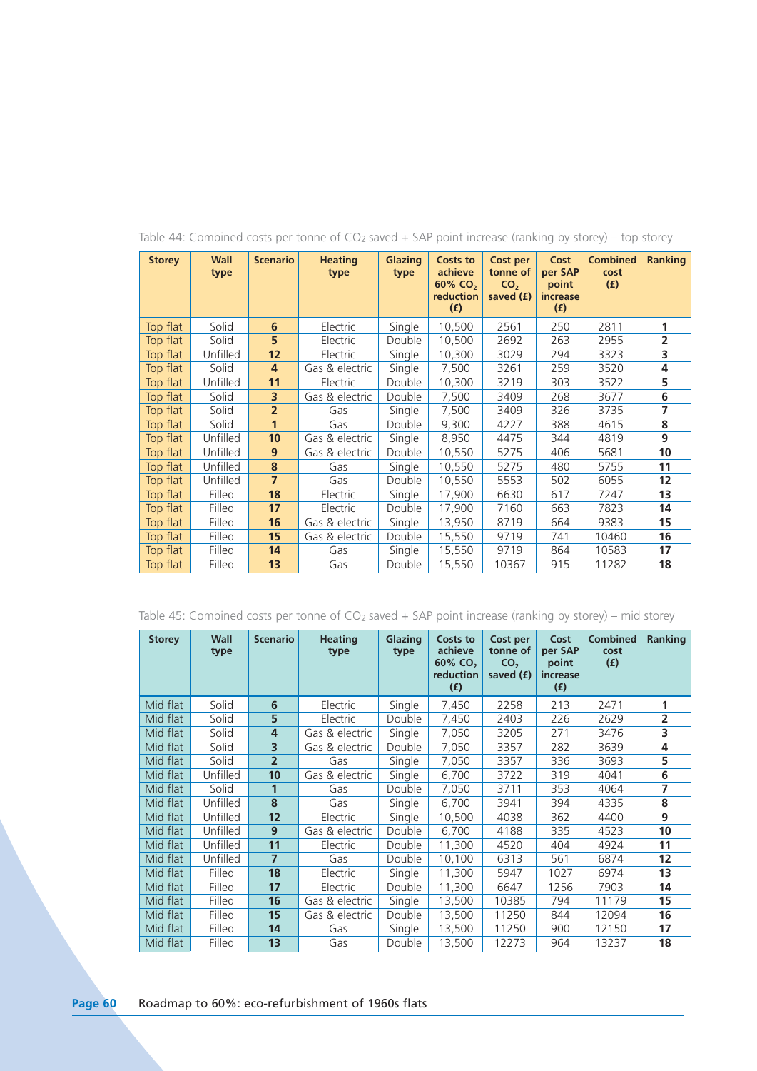Table 44: Combined costs per tonne of $CO_2$ saved + SAP point increase (ranking by storey) – top storey

| Storey | Wall type | Scenario | Heating type | Glazing type | Costs to achieve 60% $CO_2$ reduction (£) | Cost per tonne of $CO_2$ saved (£) | Cost per SAP point increase (£) | Combined cost (£) | Ranking |
|---|---|---|---|---|---|---|---|---|---|
| Top flat | Solid | **6** | Electric | Single | 10,500 | 2561 | 250 | 2811 | **1** |
| Top flat | Solid | **5** | Electric | Double | 10,500 | 2692 | 263 | 2955 | **2** |
| Top flat | Unfilled | **12** | Electric | Single | 10,300 | 3029 | 294 | 3323 | **3** |
| Top flat | Solid | **4** | Gas & electric | Single | 7,500 | 3261 | 259 | 3520 | **4** |
| Top flat | Unfilled | **11** | Electric | Double | 10,300 | 3219 | 303 | 3522 | **5** |
| Top flat | Solid | **3** | Gas & electric | Double | 7,500 | 3409 | 268 | 3677 | **6** |
| Top flat | Solid | **2** | Gas | Single | 7,500 | 3409 | 326 | 3735 | **7** |
| Top flat | Solid | **1** | Gas | Double | 9,300 | 4227 | 388 | 4615 | **8** |
| Top flat | Unfilled | **10** | Gas & electric | Single | 8,950 | 4475 | 344 | 4819 | **9** |
| Top flat | Unfilled | **9** | Gas & electric | Double | 10,550 | 5275 | 406 | 5681 | **10** |
| Top flat | Unfilled | **8** | Gas | Single | 10,550 | 5275 | 480 | 5755 | **11** |
| Top flat | Unfilled | **7** | Gas | Double | 10,550 | 5553 | 502 | 6055 | **12** |
| Top flat | Filled | **18** | Electric | Single | 17,900 | 6630 | 617 | 7247 | **13** |
| Top flat | Filled | **17** | Electric | Double | 17,900 | 7160 | 663 | 7823 | **14** |
| Top flat | Filled | **16** | Gas & electric | Single | 13,950 | 8719 | 664 | 9383 | **15** |
| Top flat | Filled | **15** | Gas & electric | Double | 15,550 | 9719 | 741 | 10460 | **16** |
| Top flat | Filled | **14** | Gas | Single | 15,550 | 9719 | 864 | 10583 | **17** |
| Top flat | Filled | **13** | Gas | Double | 15,550 | 10367 | 915 | 11282 | **18** |

Table 45: Combined costs per tonne of $CO_2$ saved + SAP point increase (ranking by storey) – mid storey

| Storey | Wall type | Scenario | Heating type | Glazing type | Costs to achieve 60% $CO_2$ reduction (£) | Cost per tonne of $CO_2$ saved (£) | Cost per SAP point increase (£) | Combined cost (£) | Ranking |
|---|---|---|---|---|---|---|---|---|---|
| Mid flat | Solid | **6** | Electric | Single | 7,450 | 2258 | 213 | 2471 | **1** |
| Mid flat | Solid | **5** | Electric | Double | 7,450 | 2403 | 226 | 2629 | **2** |
| Mid flat | Solid | **4** | Gas & electric | Single | 7,050 | 3205 | 271 | 3476 | **3** |
| Mid flat | Solid | **3** | Gas & electric | Double | 7,050 | 3357 | 282 | 3639 | **4** |
| Mid flat | Solid | **2** | Gas | Single | 7,050 | 3357 | 336 | 3693 | **5** |
| Mid flat | Unfilled | **10** | Gas & electric | Single | 6,700 | 3722 | 319 | 4041 | **6** |
| Mid flat | Solid | **1** | Gas | Double | 7,050 | 3711 | 353 | 4064 | **7** |
| Mid flat | Unfilled | **8** | Gas | Single | 6,700 | 3941 | 394 | 4335 | **8** |
| Mid flat | Unfilled | **12** | Electric | Single | 10,500 | 4038 | 362 | 4400 | **9** |
| Mid flat | Unfilled | **9** | Gas & electric | Double | 6,700 | 4188 | 335 | 4523 | **10** |
| Mid flat | Unfilled | **11** | Electric | Double | 11,300 | 4520 | 404 | 4924 | **11** |
| Mid flat | Unfilled | **7** | Gas | Double | 10,100 | 6313 | 561 | 6874 | **12** |
| Mid flat | Filled | **18** | Electric | Single | 11,300 | 5947 | 1027 | 6974 | **13** |
| Mid flat | Filled | **17** | Electric | Double | 11,300 | 6647 | 1256 | 7903 | **14** |
| Mid flat | Filled | **16** | Gas & electric | Single | 13,500 | 10385 | 794 | 11179 | **15** |
| Mid flat | Filled | **15** | Gas & electric | Double | 13,500 | 11250 | 844 | 12094 | **16** |
| Mid flat | Filled | **14** | Gas | Single | 13,500 | 11250 | 900 | 12150 | **17** |
| Mid flat | Filled | **13** | Gas | Double | 13,500 | 12273 | 964 | 13237 | **18** |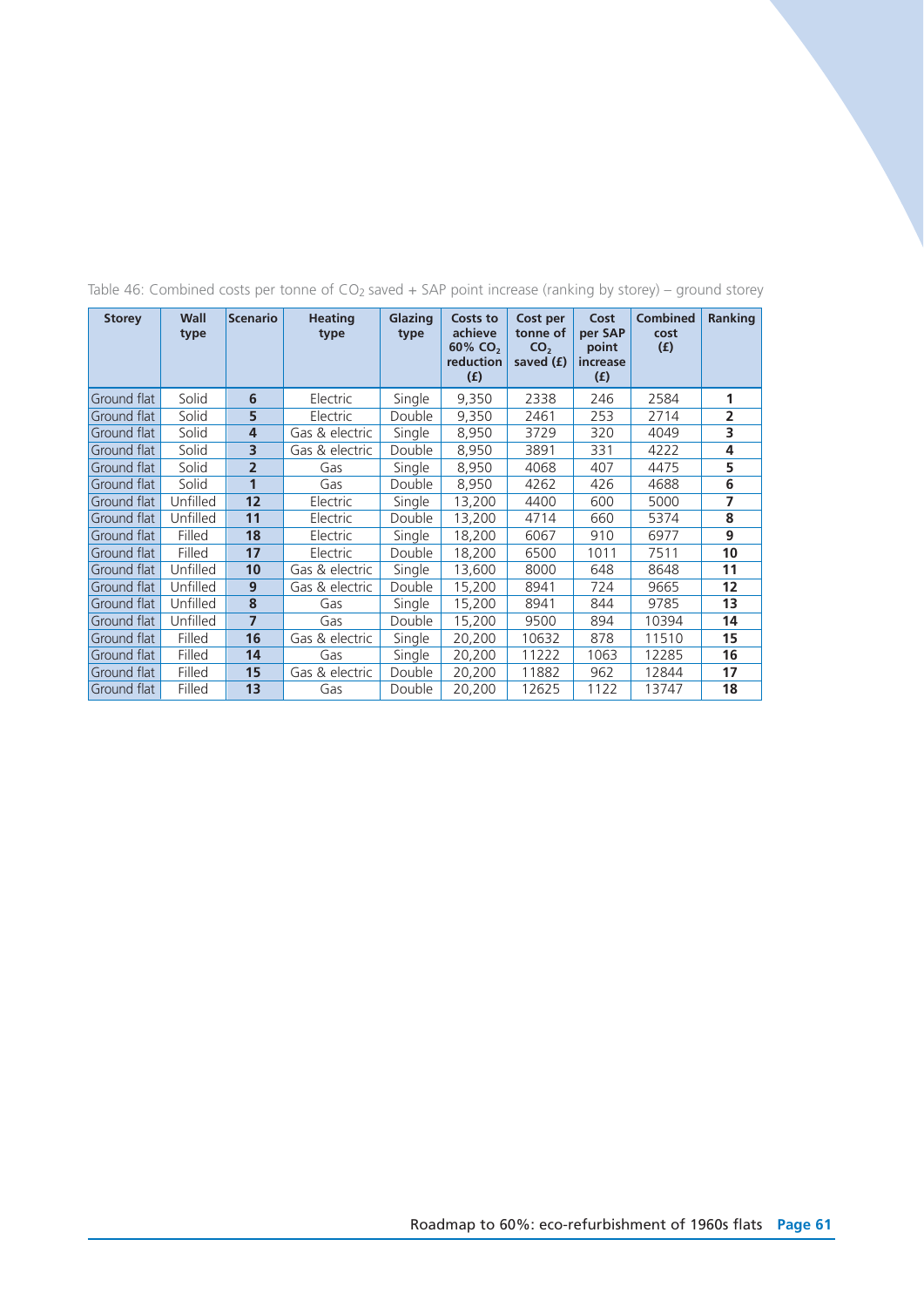Table 46: Combined costs per tonne of $CO_2$ saved + SAP point increase (ranking by storey) – ground storey

| Storey | Wall type | Scenario | Heating type | Glazing type | Costs to achieve 60% $CO_2$ reduction (£) | Cost per tonne of $CO_2$ saved (£) | Cost per SAP point increase (£) | Combined cost (£) | Ranking |
|---|---|---|---|---|---|---|---|---|---|
| Ground flat | Solid | **6** | Electric | Single | 9,350 | 2338 | 246 | 2584 | **1** |
| Ground flat | Solid | **5** | Electric | Double | 9,350 | 2461 | 253 | 2714 | **2** |
| Ground flat | Solid | **4** | Gas & electric | Single | 8,950 | 3729 | 320 | 4049 | **3** |
| Ground flat | Solid | **3** | Gas & electric | Double | 8,950 | 3891 | 331 | 4222 | **4** |
| Ground flat | Solid | **2** | Gas | Single | 8,950 | 4068 | 407 | 4475 | **5** |
| Ground flat | Solid | **1** | Gas | Double | 8,950 | 4262 | 426 | 4688 | **6** |
| Ground flat | Unfilled | **12** | Electric | Single | 13,200 | 4400 | 600 | 5000 | **7** |
| Ground flat | Unfilled | **11** | Electric | Double | 13,200 | 4714 | 660 | 5374 | **8** |
| Ground flat | Filled | **18** | Electric | Single | 18,200 | 6067 | 910 | 6977 | **9** |
| Ground flat | Filled | **17** | Electric | Double | 18,200 | 6500 | 1011 | 7511 | **10** |
| Ground flat | Unfilled | **10** | Gas & electric | Single | 13,600 | 8000 | 648 | 8648 | **11** |
| Ground flat | Unfilled | **9** | Gas & electric | Double | 15,200 | 8941 | 724 | 9665 | **12** |
| Ground flat | Unfilled | **8** | Gas | Single | 15,200 | 8941 | 844 | 9785 | **13** |
| Ground flat | Unfilled | **7** | Gas | Double | 15,200 | 9500 | 894 | 10394 | **14** |
| Ground flat | Filled | **16** | Gas & electric | Single | 20,200 | 10632 | 878 | 11510 | **15** |
| Ground flat | Filled | **14** | Gas | Single | 20,200 | 11222 | 1063 | 12285 | **16** |
| Ground flat | Filled | **15** | Gas & electric | Double | 20,200 | 11882 | 962 | 12844 | **17** |
| Ground flat | Filled | **13** | Gas | Double | 20,200 | 12625 | 1122 | 13747 | **18** |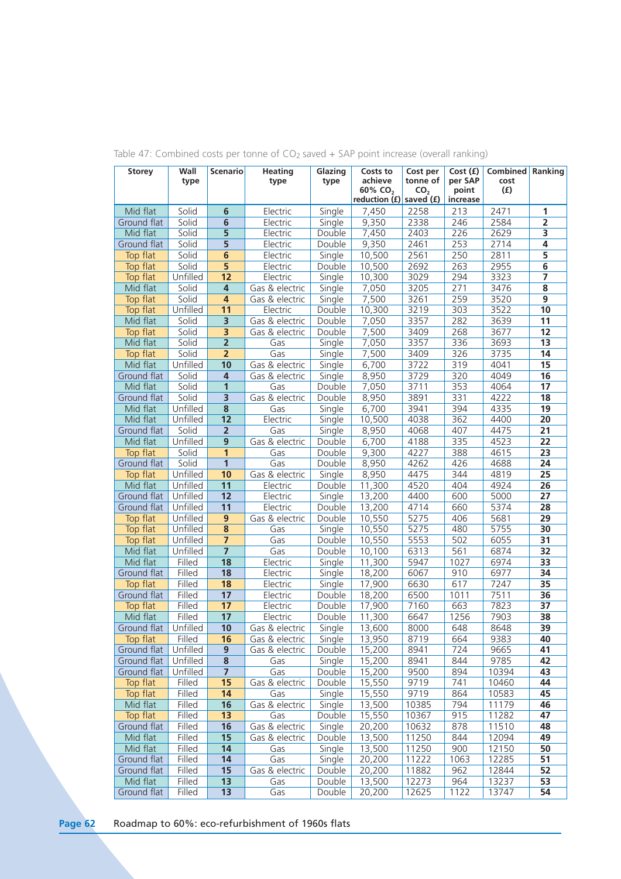Table 47: Combined costs per tonne of $CO_2$ saved + SAP point increase (overall ranking)

| Storey | Wall type | Scenario | Heating type | Glazing type | Costs to achieve 60% $CO_2$ reduction (£) | Cost per tonne of $CO_2$ saved (£) | Cost (£) per SAP point increase | Combined cost (£) | Ranking |
|---|---|---|---|---|---|---|---|---|---|
| Mid flat | Solid | **6** | Electric | Single | 7,450 | 2258 | 213 | 2471 | **1** |
| Ground flat | Solid | **6** | Electric | Single | 9,350 | 2338 | 246 | 2584 | **2** |
| Mid flat | Solid | **5** | Electric | Double | 7,450 | 2403 | 226 | 2629 | **3** |
| Ground flat | Solid | **5** | Electric | Double | 9,350 | 2461 | 253 | 2714 | **4** |
| Top flat | Solid | **6** | Electric | Single | 10,500 | 2561 | 250 | 2811 | **5** |
| Top flat | Solid | **5** | Electric | Double | 10,500 | 2692 | 263 | 2955 | **6** |
| Top flat | Unfilled | **12** | Electric | Single | 10,300 | 3029 | 294 | 3323 | **7** |
| Mid flat | Solid | **4** | Gas & electric | Single | 7,050 | 3205 | 271 | 3476 | **8** |
| Top flat | Solid | **4** | Gas & electric | Single | 7,500 | 3261 | 259 | 3520 | **9** |
| Top flat | Unfilled | **11** | Electric | Double | 10,300 | 3219 | 303 | 3522 | **10** |
| Mid flat | Solid | **3** | Gas & electric | Double | 7,050 | 3357 | 282 | 3639 | **11** |
| Top flat | Solid | **3** | Gas & electric | Double | 7,500 | 3409 | 268 | 3677 | **12** |
| Mid flat | Solid | **2** | Gas | Single | 7,050 | 3357 | 336 | 3693 | **13** |
| Top flat | Solid | **2** | Gas | Single | 7,500 | 3409 | 326 | 3735 | **14** |
| Mid flat | Unfilled | **10** | Gas & electric | Single | 6,700 | 3722 | 319 | 4041 | **15** |
| Ground flat | Solid | **4** | Gas & electric | Single | 8,950 | 3729 | 320 | 4049 | **16** |
| Mid flat | Solid | **1** | Gas | Double | 7,050 | 3711 | 353 | 4064 | **17** |
| Ground flat | Solid | **3** | Gas & electric | Double | 8,950 | 3891 | 331 | 4222 | **18** |
| Mid flat | Unfilled | **8** | Gas | Single | 6,700 | 3941 | 394 | 4335 | **19** |
| Mid flat | Unfilled | **12** | Electric | Single | 10,500 | 4038 | 362 | 4400 | **20** |
| Ground flat | Solid | **2** | Gas | Single | 8,950 | 4068 | 407 | 4475 | **21** |
| Mid flat | Unfilled | **9** | Gas & electric | Double | 6,700 | 4188 | 335 | 4523 | **22** |
| Top flat | Solid | **1** | Gas | Double | 9,300 | 4227 | 388 | 4615 | **23** |
| Ground flat | Solid | **1** | Gas | Double | 8,950 | 4262 | 426 | 4688 | **24** |
| Top flat | Unfilled | **10** | Gas & electric | Single | 8,950 | 4475 | 344 | 4819 | **25** |
| Mid flat | Unfilled | **11** | Electric | Double | 11,300 | 4520 | 404 | 4924 | **26** |
| Ground flat | Unfilled | **12** | Electric | Single | 13,200 | 4400 | 600 | 5000 | **27** |
| Ground flat | Unfilled | **11** | Electric | Double | 13,200 | 4714 | 660 | 5374 | **28** |
| Top flat | Unfilled | **9** | Gas & electric | Double | 10,550 | 5275 | 406 | 5681 | **29** |
| Top flat | Unfilled | **8** | Gas | Single | 10,550 | 5275 | 480 | 5755 | **30** |
| Top flat | Unfilled | **7** | Gas | Double | 10,550 | 5553 | 502 | 6055 | **31** |
| Mid flat | Unfilled | **7** | Gas | Double | 10,100 | 6313 | 561 | 6874 | **32** |
| Mid flat | Filled | **18** | Electric | Single | 11,300 | 5947 | 1027 | 6974 | **33** |
| Ground flat | Filled | **18** | Electric | Single | 18,200 | 6067 | 910 | 6977 | **34** |
| Top flat | Filled | **18** | Electric | Single | 17,900 | 6630 | 617 | 7247 | **35** |
| Ground flat | Filled | **17** | Electric | Double | 18,200 | 6500 | 1011 | 7511 | **36** |
| Top flat | Filled | **17** | Electric | Double | 17,900 | 7160 | 663 | 7823 | **37** |
| Mid flat | Filled | **17** | Electric | Double | 11,300 | 6647 | 1256 | 7903 | **38** |
| Ground flat | Unfilled | **10** | Gas & electric | Single | 13,600 | 8000 | 648 | 8648 | **39** |
| Top flat | Filled | **16** | Gas & electric | Single | 13,950 | 8719 | 664 | 9383 | **40** |
| Ground flat | Unfilled | **9** | Gas & electric | Double | 15,200 | 8941 | 724 | 9665 | **41** |
| Ground flat | Unfilled | **8** | Gas | Single | 15,200 | 8941 | 844 | 9785 | **42** |
| Ground flat | Unfilled | **7** | Gas | Double | 15,200 | 9500 | 894 | 10394 | **43** |
| Top flat | Filled | **15** | Gas & electric | Double | 15,550 | 9719 | 741 | 10460 | **44** |
| Top flat | Filled | **14** | Gas | Single | 15,550 | 9719 | 864 | 10583 | **45** |
| Mid flat | Filled | **16** | Gas & electric | Single | 13,500 | 10385 | 794 | 11179 | **46** |
| Top flat | Filled | **13** | Gas | Double | 15,550 | 10367 | 915 | 11282 | **47** |
| Ground flat | Filled | **16** | Gas & electric | Single | 20,200 | 10632 | 878 | 11510 | **48** |
| Mid flat | Filled | **15** | Gas & electric | Double | 13,500 | 11250 | 844 | 12094 | **49** |
| Mid flat | Filled | **14** | Gas | Single | 13,500 | 11250 | 900 | 12150 | **50** |
| Ground flat | Filled | **14** | Gas | Single | 20,200 | 11222 | 1063 | 12285 | **51** |
| Ground flat | Filled | **15** | Gas & electric | Double | 20,200 | 11882 | 962 | 12844 | **52** |
| Mid flat | Filled | **13** | Gas | Double | 13,500 | 12273 | 964 | 13237 | **53** |
| Ground flat | Filled | **13** | Gas | Double | 20,200 | 12625 | 1122 | 13747 | **54** |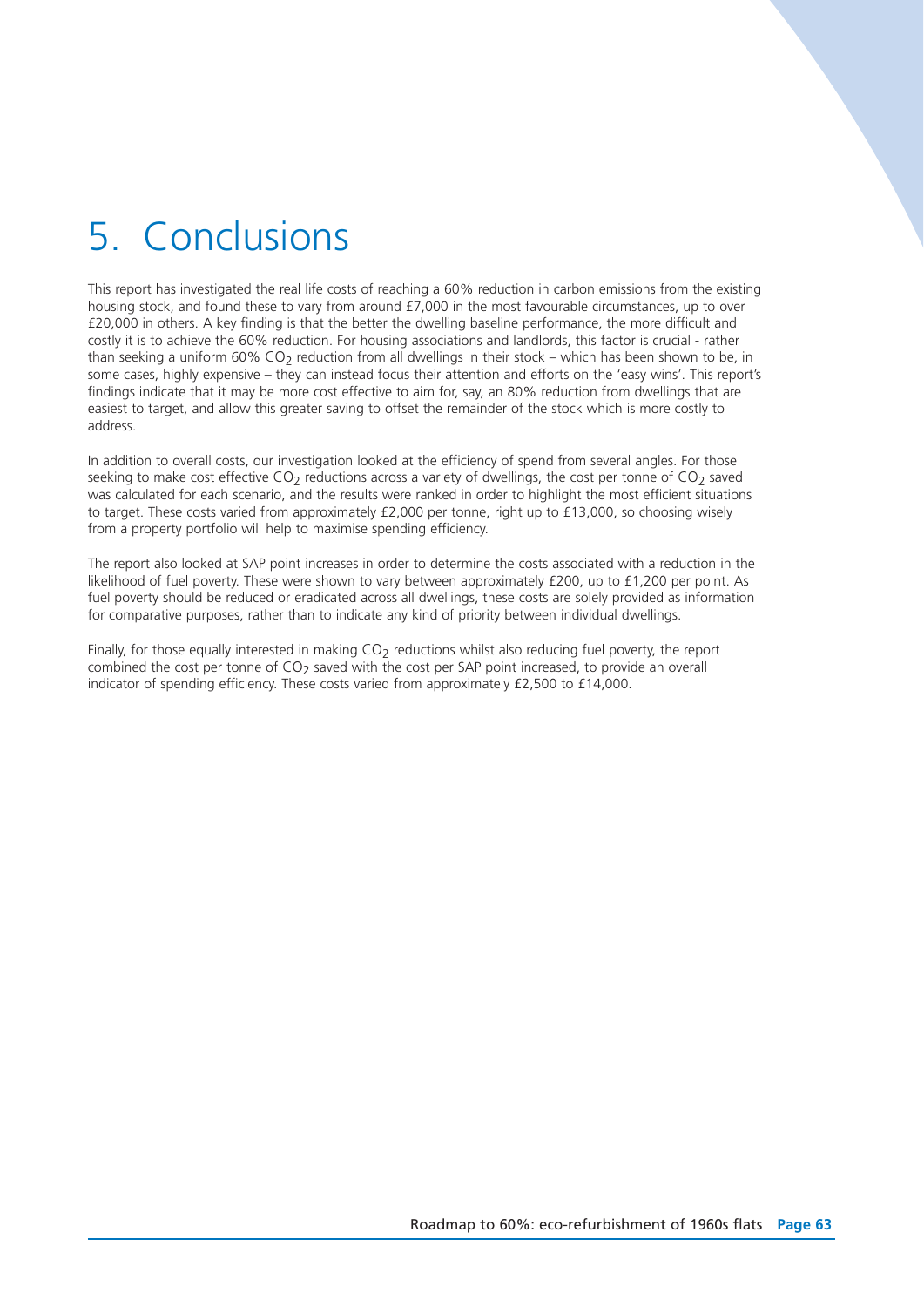# 5. Conclusions

This report has investigated the real life costs of reaching a 60% reduction in carbon emissions from the existing housing stock, and found these to vary from around £7,000 in the most favourable circumstances, up to over £20,000 in others. A key finding is that the better the dwelling baseline performance, the more difficult and costly it is to achieve the 60% reduction. For housing associations and landlords, this factor is crucial - rather than seeking a uniform 60% $CO_2$ reduction from all dwellings in their stock – which has been shown to be, in some cases, highly expensive – they can instead focus their attention and efforts on the 'easy wins'. This report's findings indicate that it may be more cost effective to aim for, say, an 80% reduction from dwellings that are easiest to target, and allow this greater saving to offset the remainder of the stock which is more costly to address.

In addition to overall costs, our investigation looked at the efficiency of spend from several angles. For those seeking to make cost effective $CO_2$ reductions across a variety of dwellings, the cost per tonne of $CO_2$ saved was calculated for each scenario, and the results were ranked in order to highlight the most efficient situations to target. These costs varied from approximately £2,000 per tonne, right up to £13,000, so choosing wisely from a property portfolio will help to maximise spending efficiency.

The report also looked at SAP point increases in order to determine the costs associated with a reduction in the likelihood of fuel poverty. These were shown to vary between approximately £200, up to £1,200 per point. As fuel poverty should be reduced or eradicated across all dwellings, these costs are solely provided as information for comparative purposes, rather than to indicate any kind of priority between individual dwellings.

Finally, for those equally interested in making $CO_2$ reductions whilst also reducing fuel poverty, the report combined the cost per tonne of $CO_2$ saved with the cost per SAP point increased, to provide an overall indicator of spending efficiency. These costs varied from approximately £2,500 to £14,000.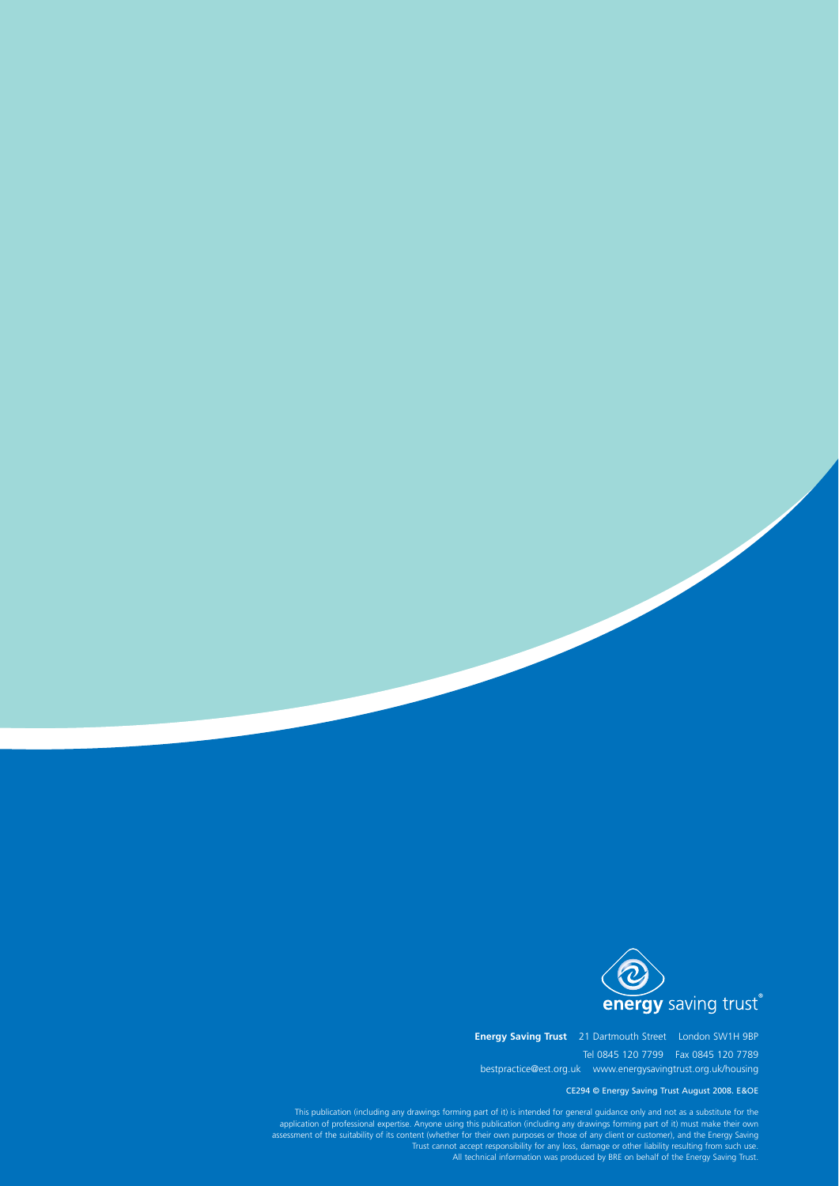energy saving trust®

**Energy Saving Trust** 21 Dartmouth Street London SW1H 9BP

Tel 0845 120 7799 Fax 0845 120 7789

bestpractice@est.org.uk www.energysavingtrust.org.uk/housing

CE294 © Energy Saving Trust August 2008. E&OE

This publication (including any drawings forming part of it) is intended for general guidance only and not as a substitute for the application of professional expertise. Anyone using this publication (including any drawings forming part of it) must make their own assessment of the suitability of its content (whether for their own purposes or those of any client or customer), and the Energy Saving Trust cannot accept responsibility for any loss, damage or other liability resulting from such use.
All technical information was produced by BRE on behalf of the Energy Saving Trust.